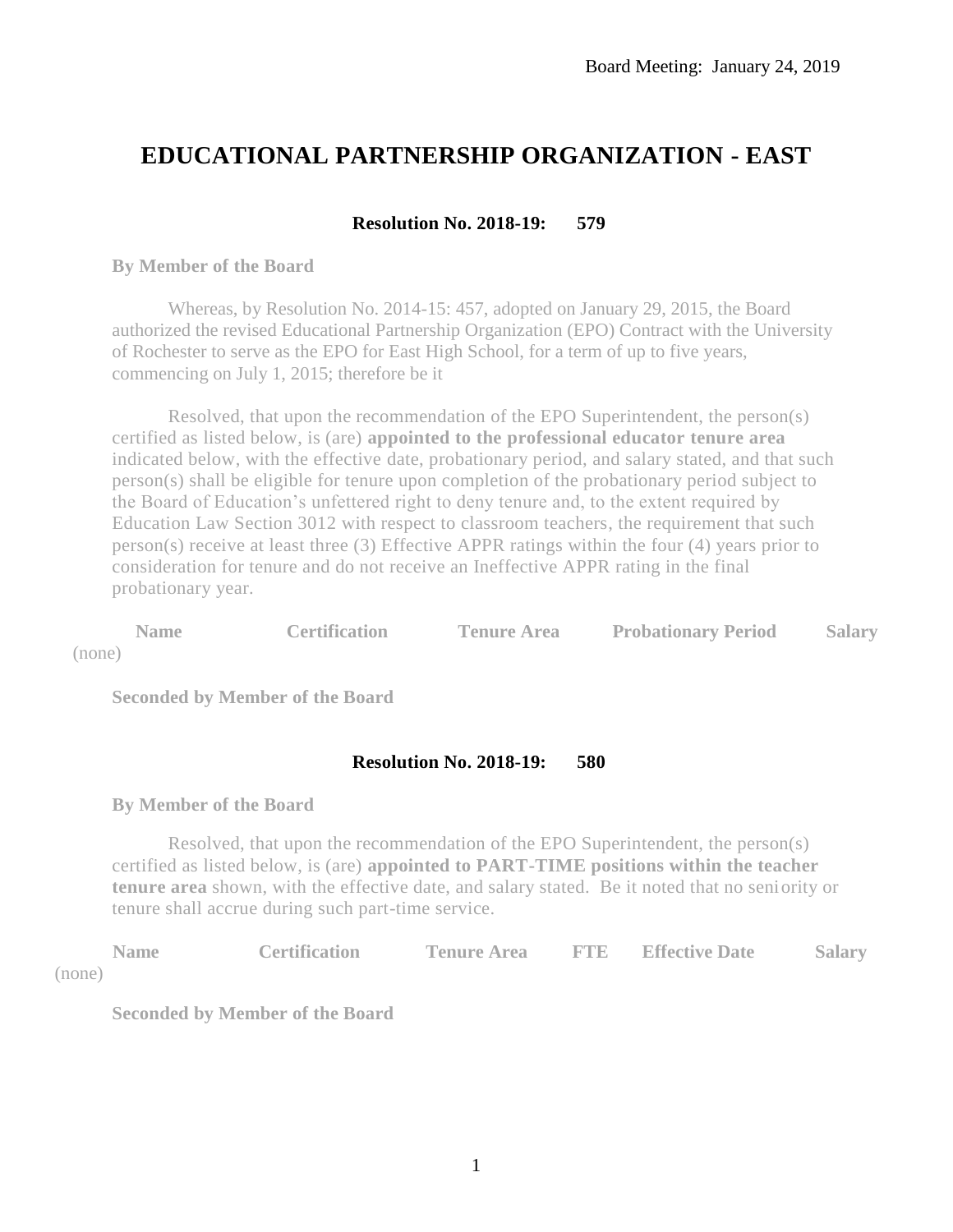Board Meeting: January 24, 2019

# EDUCATIONAL PARTNERSHIP ORGANIZATION - EAST

**Resolution No. 2018-19: 579**

**By Member of the Board**

Whereas, by Resolution No. 2014-15: 457, adopted on January 29, 2015, the Board authorized the revised Educational Partnership Organization (EPO) Contract with the University of Rochester to serve as the EPO for East High School, for a term of up to five years, commencing on July 1, 2015; therefore be it

Resolved, that upon the recommendation of the EPO Superintendent, the person(s) certified as listed below, is (are) **appointed to the professional educator tenure area** indicated below, with the effective date, probationary period, and salary stated, and that such person(s) shall be eligible for tenure upon completion of the probationary period subject to the Board of Education's unfettered right to deny tenure and, to the extent required by Education Law Section 3012 with respect to classroom teachers, the requirement that such person(s) receive at least three (3) Effective APPR ratings within the four (4) years prior to consideration for tenure and do not receive an Ineffective APPR rating in the final probationary year.

| Name | Certification | Tenure Area | Probationary Period | Salary |
|---|---|---|---|---|
| (none) | | | | |

**Seconded by Member of the Board**

**Resolution No. 2018-19: 580**

**By Member of the Board**

Resolved, that upon the recommendation of the EPO Superintendent, the person(s) certified as listed below, is (are) **appointed to PART-TIME positions within the teacher tenure area** shown, with the effective date, and salary stated. Be it noted that no seniority or tenure shall accrue during such part-time service.

| Name | Certification | Tenure Area | FTE | Effective Date | Salary |
|---|---|---|---|---|---|
| (none) | | | | | |

**Seconded by Member of the Board**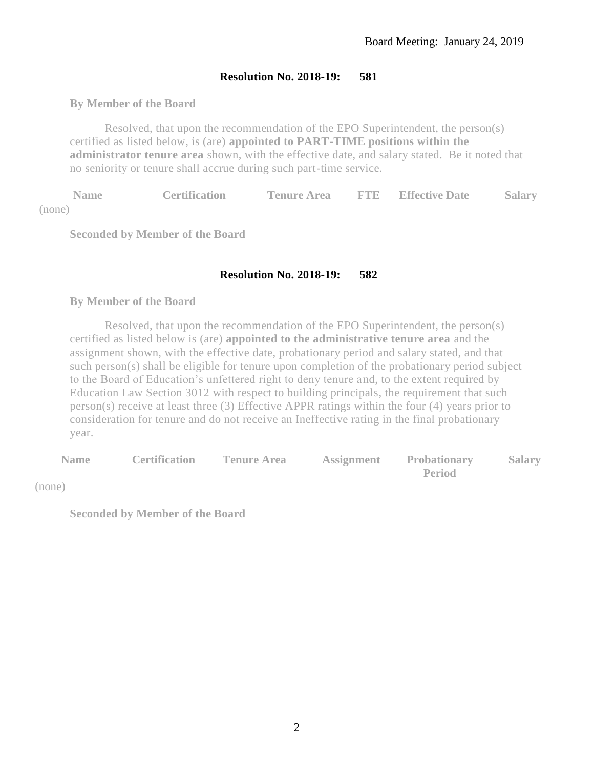Board Meeting: January 24, 2019

**Resolution No. 2018-19: 581**

**By Member of the Board**

Resolved, that upon the recommendation of the EPO Superintendent, the person(s) certified as listed below, is (are) **appointed to PART-TIME positions within the administrator tenure area** shown, with the effective date, and salary stated. Be it noted that no seniority or tenure shall accrue during such part-time service.

| Name | Certification | Tenure Area | FTE | Effective Date | Salary |
|---|---|---|---|---|---|
| (none) | | | | | |

**Seconded by Member of the Board**

**Resolution No. 2018-19: 582**

**By Member of the Board**

Resolved, that upon the recommendation of the EPO Superintendent, the person(s) certified as listed below is (are) **appointed to the administrative tenure area** and the assignment shown, with the effective date, probationary period and salary stated, and that such person(s) shall be eligible for tenure upon completion of the probationary period subject to the Board of Education's unfettered right to deny tenure and, to the extent required by Education Law Section 3012 with respect to building principals, the requirement that such person(s) receive at least three (3) Effective APPR ratings within the four (4) years prior to consideration for tenure and do not receive an Ineffective rating in the final probationary year.

| Name | Certification | Tenure Area | Assignment | Probationary Period | Salary |
|---|---|---|---|---|---|
| (none) | | | | | |

**Seconded by Member of the Board**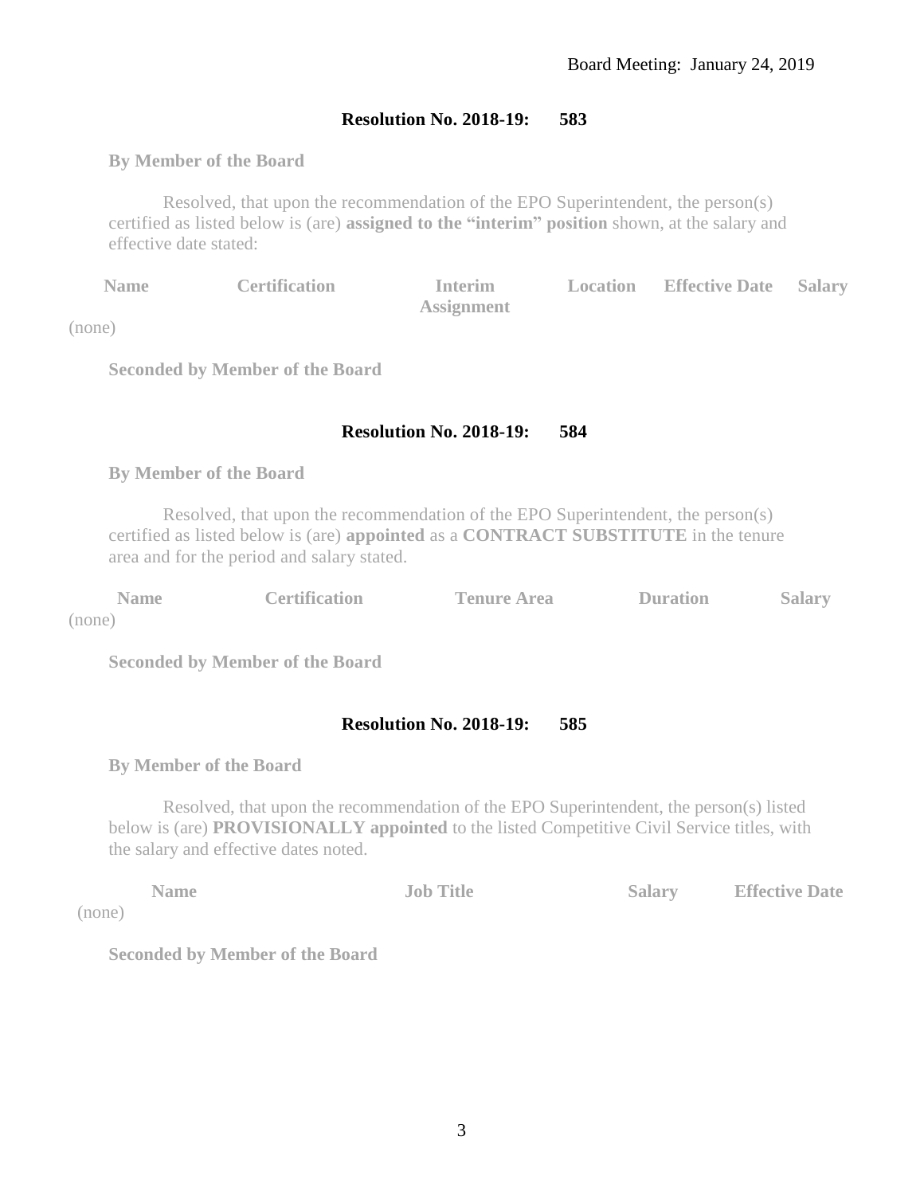Board Meeting: January 24, 2019

**Resolution No. 2018-19: 583**

**By Member of the Board**

Resolved, that upon the recommendation of the EPO Superintendent, the person(s) certified as listed below is (are) **assigned to the "interim" position** shown, at the salary and effective date stated:

| Name | Certification | Interim Assignment | Location | Effective Date | Salary |
|---|---|---|---|---|---|
| (none) | | | | | |

**Seconded by Member of the Board**

**Resolution No. 2018-19: 584**

**By Member of the Board**

Resolved, that upon the recommendation of the EPO Superintendent, the person(s) certified as listed below is (are) **appointed** as a **CONTRACT SUBSTITUTE** in the tenure area and for the period and salary stated.

| Name | Certification | Tenure Area | Duration | Salary |
|---|---|---|---|---|
| (none) | | | | |

**Seconded by Member of the Board**

**Resolution No. 2018-19: 585**

**By Member of the Board**

Resolved, that upon the recommendation of the EPO Superintendent, the person(s) listed below is (are) **PROVISIONALLY appointed** to the listed Competitive Civil Service titles, with the salary and effective dates noted.

| Name | Job Title | Salary | Effective Date |
|---|---|---|---|
| (none) | | | |

**Seconded by Member of the Board**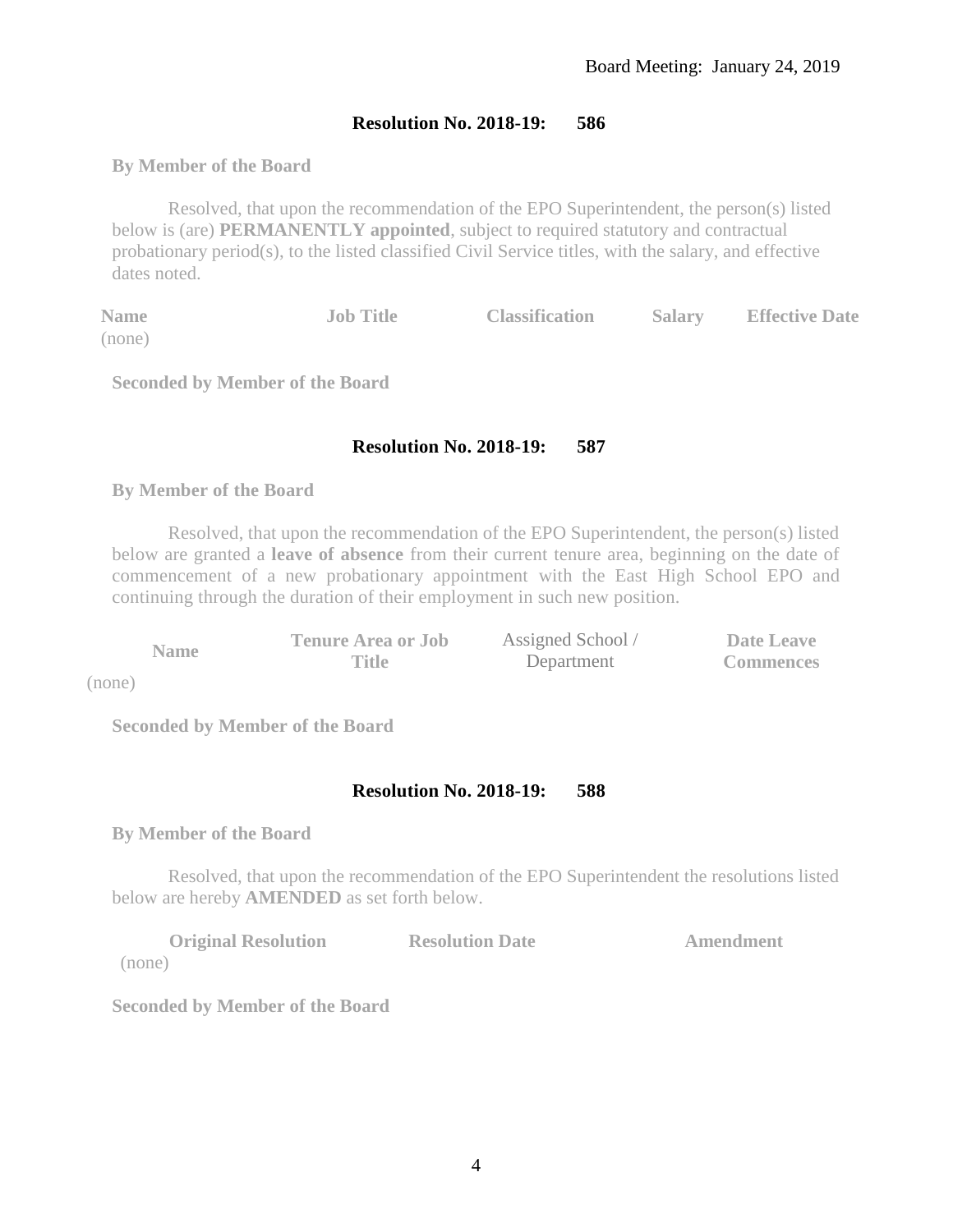Board Meeting: January 24, 2019

**Resolution No. 2018-19: 586**

**By Member of the Board**

Resolved, that upon the recommendation of the EPO Superintendent, the person(s) listed below is (are) **PERMANENTLY appointed**, subject to required statutory and contractual probationary period(s), to the listed classified Civil Service titles, with the salary, and effective dates noted.

| Name | Job Title | Classification | Salary | Effective Date |
|---|---|---|---|---|
| (none) | | | | |

**Seconded by Member of the Board**

**Resolution No. 2018-19: 587**

**By Member of the Board**

Resolved, that upon the recommendation of the EPO Superintendent, the person(s) listed below are granted a **leave of absence** from their current tenure area, beginning on the date of commencement of a new probationary appointment with the East High School EPO and continuing through the duration of their employment in such new position.

| Name | Tenure Area or Job Title | Assigned School / Department | Date Leave Commences |
|---|---|---|---|
| (none) | | | |

**Seconded by Member of the Board**

**Resolution No. 2018-19: 588**

**By Member of the Board**

Resolved, that upon the recommendation of the EPO Superintendent the resolutions listed below are hereby **AMENDED** as set forth below.

| Original Resolution | Resolution Date | Amendment |
|---|---|---|
| (none) | | |

**Seconded by Member of the Board**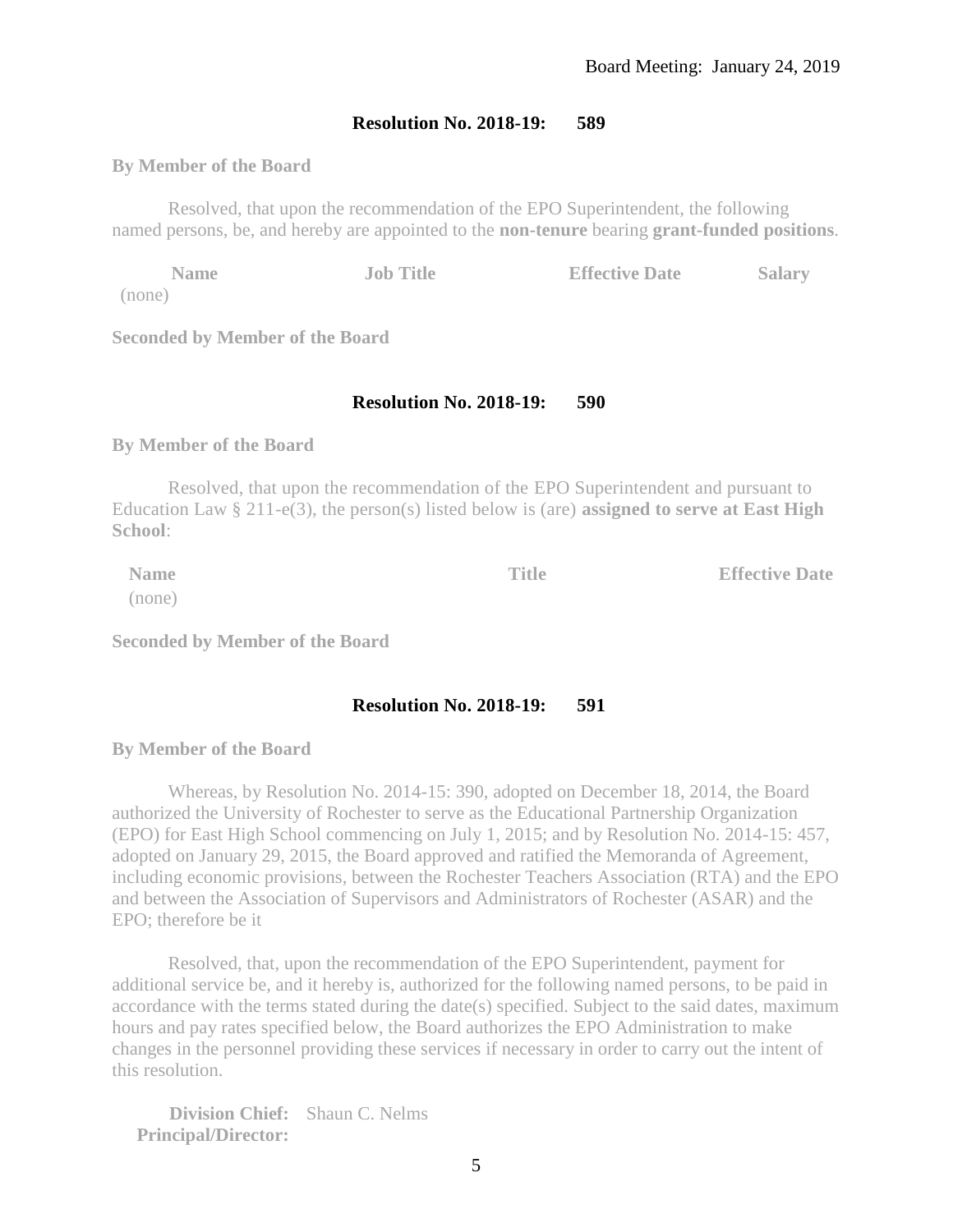**Resolution No. 2018-19: 589**

**By Member of the Board**

Resolved, that upon the recommendation of the EPO Superintendent, the following named persons, be, and hereby are appointed to the **non-tenure** bearing **grant-funded positions**.

| Name | Job Title | Effective Date | Salary |
|---|---|---|---|
| (none) | | | |

**Seconded by Member of the Board**

**Resolution No. 2018-19: 590**

**By Member of the Board**

Resolved, that upon the recommendation of the EPO Superintendent and pursuant to Education Law § 211-e(3), the person(s) listed below is (are) **assigned to serve at East High School**:

| Name | Title | Effective Date |
|---|---|---|
| (none) | | |

**Seconded by Member of the Board**

**Resolution No. 2018-19: 591**

**By Member of the Board**

Whereas, by Resolution No. 2014-15: 390, adopted on December 18, 2014, the Board authorized the University of Rochester to serve as the Educational Partnership Organization (EPO) for East High School commencing on July 1, 2015; and by Resolution No. 2014-15: 457, adopted on January 29, 2015, the Board approved and ratified the Memoranda of Agreement, including economic provisions, between the Rochester Teachers Association (RTA) and the EPO and between the Association of Supervisors and Administrators of Rochester (ASAR) and the EPO; therefore be it

Resolved, that, upon the recommendation of the EPO Superintendent, payment for additional service be, and it hereby is, authorized for the following named persons, to be paid in accordance with the terms stated during the date(s) specified. Subject to the said dates, maximum hours and pay rates specified below, the Board authorizes the EPO Administration to make changes in the personnel providing these services if necessary in order to carry out the intent of this resolution.

**Division Chief:** Shaun C. Nelms
**Principal/Director:**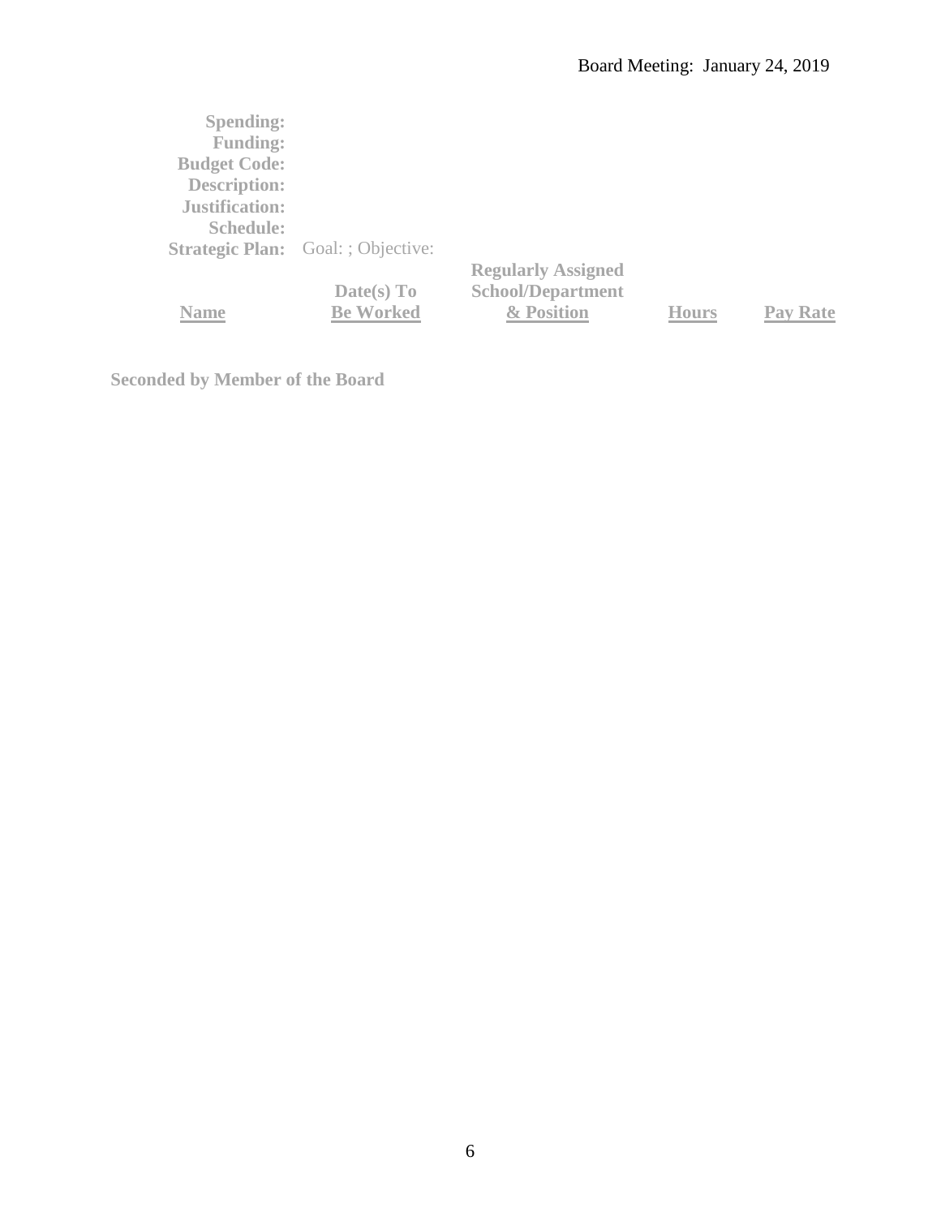**Spending:**
**Funding:**
**Budget Code:**
**Description:**
**Justification:**
**Schedule:**
**Strategic Plan:** Goal: ; Objective:

| Name | Date(s) To Be Worked | Regularly Assigned School/Department & Position | Hours | Pay Rate |
|---|---|---|---|---|

**Seconded by Member of the Board**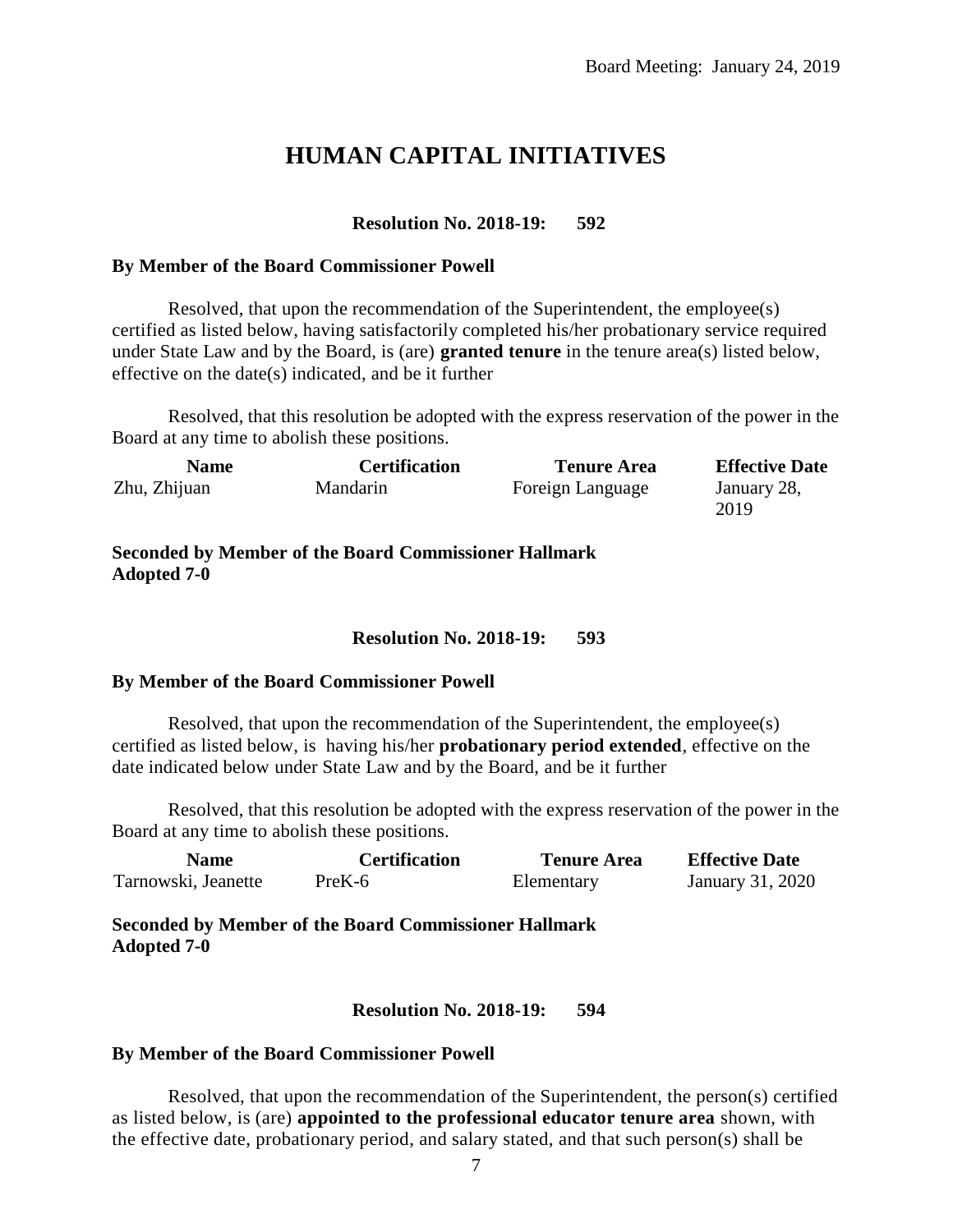# HUMAN CAPITAL INITIATIVES

**Resolution No. 2018-19: 592**

**By Member of the Board Commissioner Powell**

Resolved, that upon the recommendation of the Superintendent, the employee(s) certified as listed below, having satisfactorily completed his/her probationary service required under State Law and by the Board, is (are) **granted tenure** in the tenure area(s) listed below, effective on the date(s) indicated, and be it further

Resolved, that this resolution be adopted with the express reservation of the power in the Board at any time to abolish these positions.

| Name | Certification | Tenure Area | Effective Date |
|---|---|---|---|
| Zhu, Zhijuan | Mandarin | Foreign Language | January 28, 2019 |

**Seconded by Member of the Board Commissioner Hallmark**
**Adopted 7-0**

**Resolution No. 2018-19: 593**

**By Member of the Board Commissioner Powell**

Resolved, that upon the recommendation of the Superintendent, the employee(s) certified as listed below, is having his/her **probationary period extended**, effective on the date indicated below under State Law and by the Board, and be it further

Resolved, that this resolution be adopted with the express reservation of the power in the Board at any time to abolish these positions.

| Name | Certification | Tenure Area | Effective Date |
|---|---|---|---|
| Tarnowski, Jeanette | PreK-6 | Elementary | January 31, 2020 |

**Seconded by Member of the Board Commissioner Hallmark**
**Adopted 7-0**

**Resolution No. 2018-19: 594**

**By Member of the Board Commissioner Powell**

Resolved, that upon the recommendation of the Superintendent, the person(s) certified as listed below, is (are) **appointed to the professional educator tenure area** shown, with the effective date, probationary period, and salary stated, and that such person(s) shall be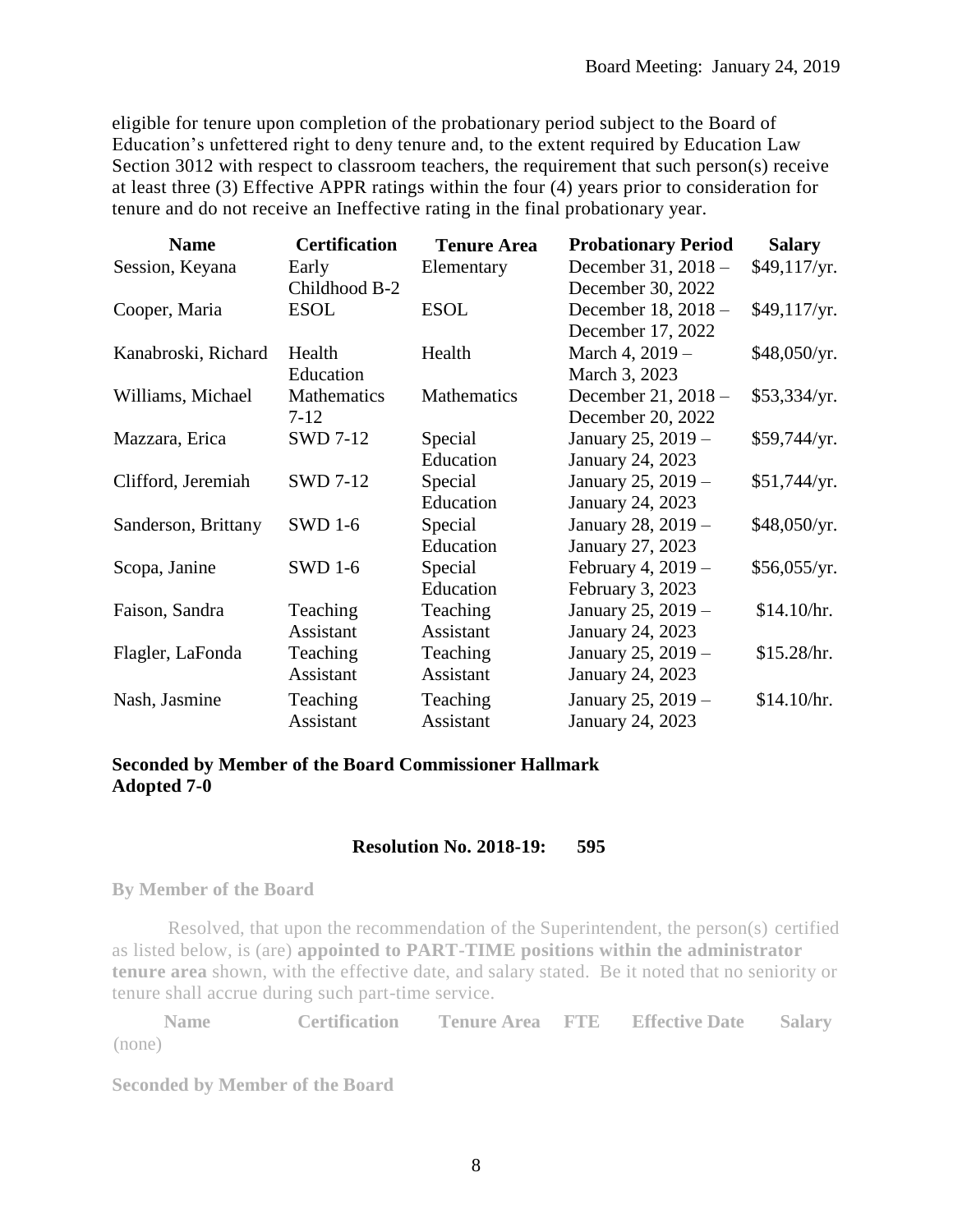eligible for tenure upon completion of the probationary period subject to the Board of Education's unfettered right to deny tenure and, to the extent required by Education Law Section 3012 with respect to classroom teachers, the requirement that such person(s) receive at least three (3) Effective APPR ratings within the four (4) years prior to consideration for tenure and do not receive an Ineffective rating in the final probationary year.

| Name | Certification | Tenure Area | Probationary Period | Salary |
|---|---|---|---|---|
| Session, Keyana | Early Childhood B-2 | Elementary | December 31, 2018 – December 30, 2022 | $49,117/yr. |
| Cooper, Maria | ESOL | ESOL | December 18, 2018 – December 17, 2022 | $49,117/yr. |
| Kanabroski, Richard | Health Education | Health | March 4, 2019 – March 3, 2023 | $48,050/yr. |
| Williams, Michael | Mathematics 7-12 | Mathematics | December 21, 2018 – December 20, 2022 | $53,334/yr. |
| Mazzara, Erica | SWD 7-12 | Special Education | January 25, 2019 – January 24, 2023 | $59,744/yr. |
| Clifford, Jeremiah | SWD 7-12 | Special Education | January 25, 2019 – January 24, 2023 | $51,744/yr. |
| Sanderson, Brittany | SWD 1-6 | Special Education | January 28, 2019 – January 27, 2023 | $48,050/yr. |
| Scopa, Janine | SWD 1-6 | Special Education | February 4, 2019 – February 3, 2023 | $56,055/yr. |
| Faison, Sandra | Teaching Assistant | Teaching Assistant | January 25, 2019 – January 24, 2023 | $14.10/hr. |
| Flagler, LaFonda | Teaching Assistant | Teaching Assistant | January 25, 2019 – January 24, 2023 | $15.28/hr. |
| Nash, Jasmine | Teaching Assistant | Teaching Assistant | January 25, 2019 – January 24, 2023 | $14.10/hr. |

**Seconded by Member of the Board Commissioner Hallmark**
**Adopted 7-0**

**Resolution No. 2018-19: 595**

**By Member of the Board**

Resolved, that upon the recommendation of the Superintendent, the person(s) certified as listed below, is (are) **appointed to PART-TIME positions within the administrator tenure area** shown, with the effective date, and salary stated. Be it noted that no seniority or tenure shall accrue during such part-time service.

| Name | Certification | Tenure Area | FTE | Effective Date | Salary |
|---|---|---|---|---|---|
| (none) | | | | | |

**Seconded by Member of the Board**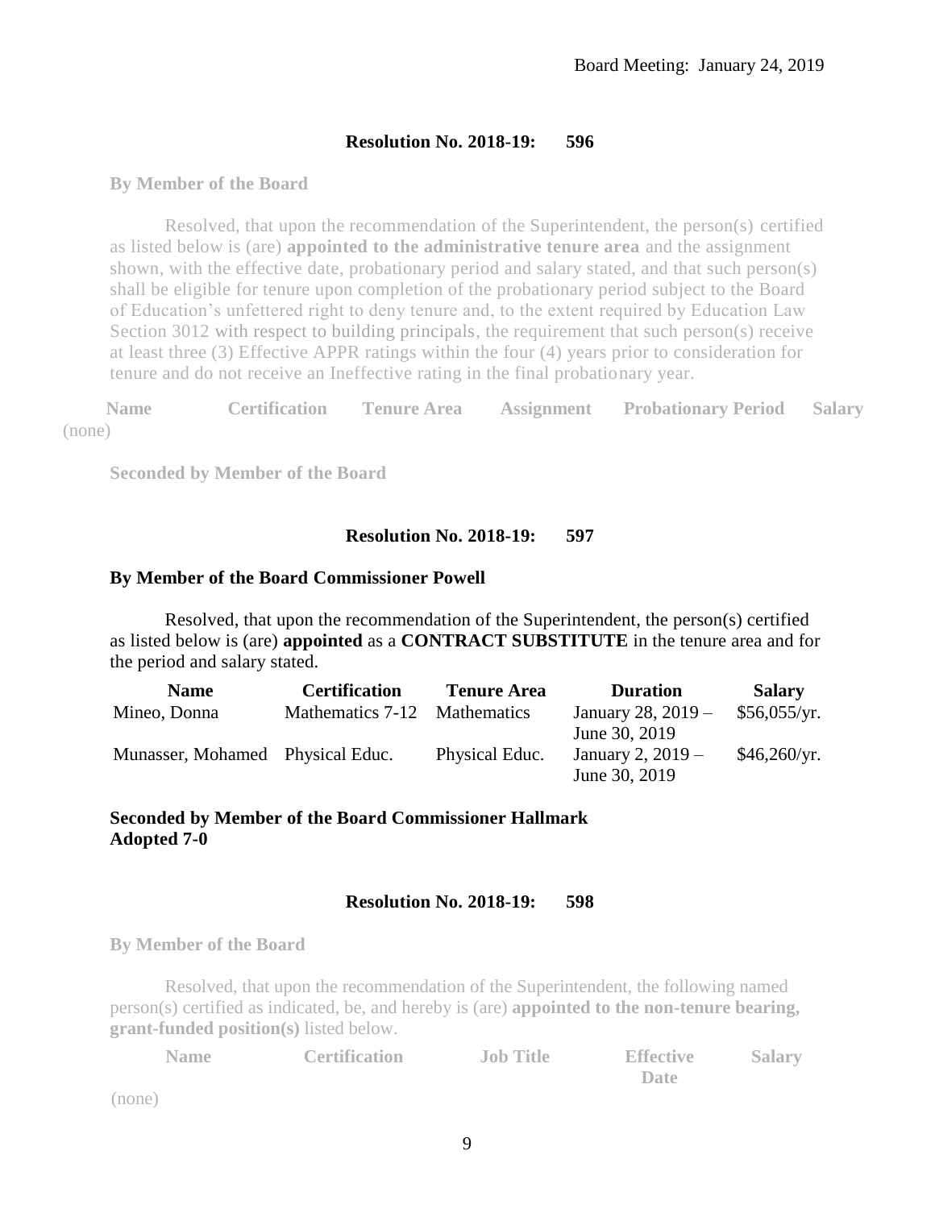**Resolution No. 2018-19: 596**

**By Member of the Board**

Resolved, that upon the recommendation of the Superintendent, the person(s) certified as listed below is (are) **appointed to the administrative tenure area** and the assignment shown, with the effective date, probationary period and salary stated, and that such person(s) shall be eligible for tenure upon completion of the probationary period subject to the Board of Education's unfettered right to deny tenure and, to the extent required by Education Law Section 3012 with respect to building principals, the requirement that such person(s) receive at least three (3) Effective APPR ratings within the four (4) years prior to consideration for tenure and do not receive an Ineffective rating in the final probationary year.

| Name | Certification | Tenure Area | Assignment | Probationary Period | Salary |
|---|---|---|---|---|---|
| (none) | | | | | |

**Seconded by Member of the Board**

**Resolution No. 2018-19: 597**

**By Member of the Board Commissioner Powell**

Resolved, that upon the recommendation of the Superintendent, the person(s) certified as listed below is (are) **appointed** as a **CONTRACT SUBSTITUTE** in the tenure area and for the period and salary stated.

| Name | Certification | Tenure Area | Duration | Salary |
|---|---|---|---|---|
| Mineo, Donna | Mathematics 7-12 | Mathematics | January 28, 2019 – June 30, 2019 | $56,055/yr. |
| Munasser, Mohamed | Physical Educ. | Physical Educ. | January 2, 2019 – June 30, 2019 | $46,260/yr. |

**Seconded by Member of the Board Commissioner Hallmark**
**Adopted 7-0**

**Resolution No. 2018-19: 598**

**By Member of the Board**

Resolved, that upon the recommendation of the Superintendent, the following named person(s) certified as indicated, be, and hereby is (are) **appointed to the non-tenure bearing, grant-funded position(s)** listed below.

| Name | Certification | Job Title | Effective Date | Salary |
|---|---|---|---|---|
| (none) | | | | |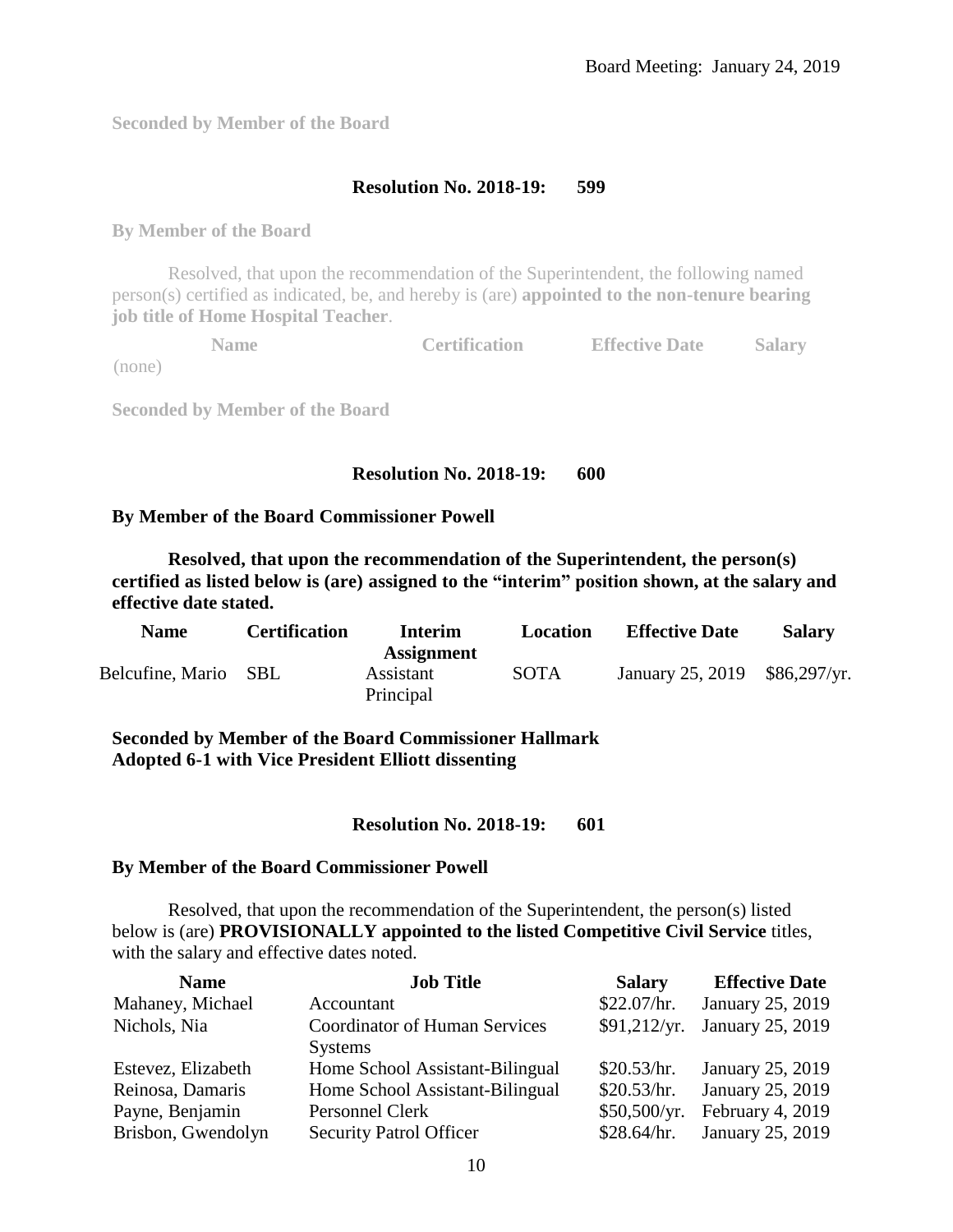Seconded by Member of the Board

**Resolution No. 2018-19: 599**

By Member of the Board

Resolved, that upon the recommendation of the Superintendent, the following named person(s) certified as indicated, be, and hereby is (are) **appointed to the non-tenure bearing job title of Home Hospital Teacher**.

| Name | Certification | Effective Date | Salary |
|---|---|---|---|
| (none) | | | |

Seconded by Member of the Board

**Resolution No. 2018-19: 600**

**By Member of the Board Commissioner Powell**

**Resolved, that upon the recommendation of the Superintendent, the person(s) certified as listed below is (are) assigned to the "interim" position shown, at the salary and effective date stated.**

| Name | Certification | Interim Assignment | Location | Effective Date | Salary |
|---|---|---|---|---|---|
| Belcufine, Mario | SBL | Assistant Principal | SOTA | January 25, 2019 | $86,297/yr. |

**Seconded by Member of the Board Commissioner Hallmark**
**Adopted 6-1 with Vice President Elliott dissenting**

**Resolution No. 2018-19: 601**

**By Member of the Board Commissioner Powell**

Resolved, that upon the recommendation of the Superintendent, the person(s) listed below is (are) **PROVISIONALLY appointed to the listed Competitive Civil Service** titles, with the salary and effective dates noted.

| Name | Job Title | Salary | Effective Date |
|---|---|---|---|
| Mahaney, Michael | Accountant | $22.07/hr. | January 25, 2019 |
| Nichols, Nia | Coordinator of Human Services Systems | $91,212/yr. | January 25, 2019 |
| Estevez, Elizabeth | Home School Assistant-Bilingual | $20.53/hr. | January 25, 2019 |
| Reinosa, Damaris | Home School Assistant-Bilingual | $20.53/hr. | January 25, 2019 |
| Payne, Benjamin | Personnel Clerk | $50,500/yr. | February 4, 2019 |
| Brisbon, Gwendolyn | Security Patrol Officer | $28.64/hr. | January 25, 2019 |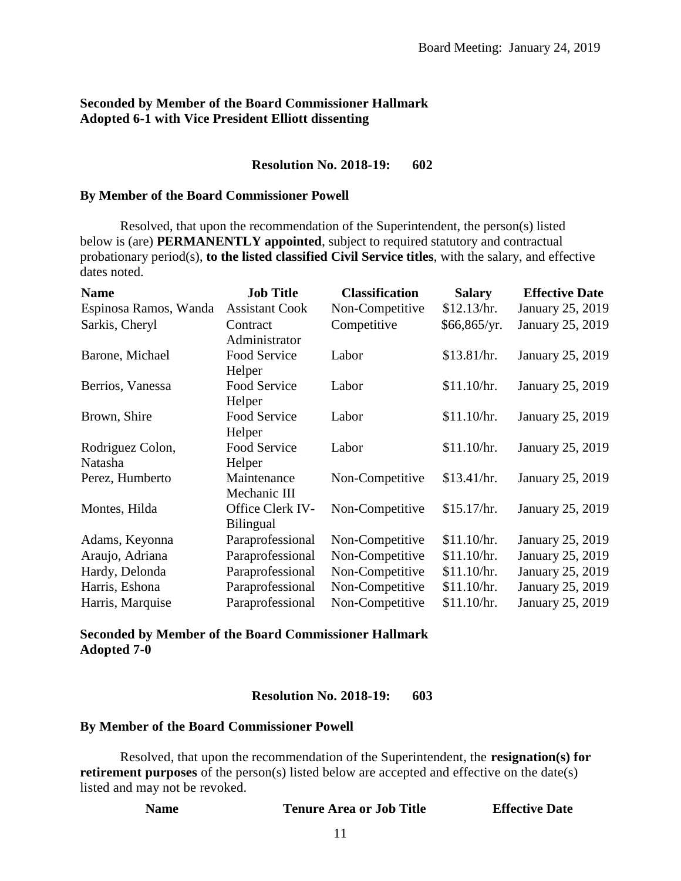**Seconded by Member of the Board Commissioner Hallmark**
**Adopted 6-1 with Vice President Elliott dissenting**

**Resolution No. 2018-19: 602**

**By Member of the Board Commissioner Powell**

Resolved, that upon the recommendation of the Superintendent, the person(s) listed below is (are) **PERMANENTLY appointed**, subject to required statutory and contractual probationary period(s), **to the listed classified Civil Service titles**, with the salary, and effective dates noted.

| Name | Job Title | Classification | Salary | Effective Date |
|---|---|---|---|---|
| Espinosa Ramos, Wanda | Assistant Cook | Non-Competitive | $12.13/hr. | January 25, 2019 |
| Sarkis, Cheryl | Contract Administrator | Competitive | $66,865/yr. | January 25, 2019 |
| Barone, Michael | Food Service Helper | Labor | $13.81/hr. | January 25, 2019 |
| Berrios, Vanessa | Food Service Helper | Labor | $11.10/hr. | January 25, 2019 |
| Brown, Shire | Food Service Helper | Labor | $11.10/hr. | January 25, 2019 |
| Rodriguez Colon, Natasha | Food Service Helper | Labor | $11.10/hr. | January 25, 2019 |
| Perez, Humberto | Maintenance Mechanic III | Non-Competitive | $13.41/hr. | January 25, 2019 |
| Montes, Hilda | Office Clerk IV-Bilingual | Non-Competitive | $15.17/hr. | January 25, 2019 |
| Adams, Keyonna | Paraprofessional | Non-Competitive | $11.10/hr. | January 25, 2019 |
| Araujo, Adriana | Paraprofessional | Non-Competitive | $11.10/hr. | January 25, 2019 |
| Hardy, Delonda | Paraprofessional | Non-Competitive | $11.10/hr. | January 25, 2019 |
| Harris, Eshona | Paraprofessional | Non-Competitive | $11.10/hr. | January 25, 2019 |
| Harris, Marquise | Paraprofessional | Non-Competitive | $11.10/hr. | January 25, 2019 |

**Seconded by Member of the Board Commissioner Hallmark**
**Adopted 7-0**

**Resolution No. 2018-19: 603**

**By Member of the Board Commissioner Powell**

Resolved, that upon the recommendation of the Superintendent, the **resignation(s) for retirement purposes** of the person(s) listed below are accepted and effective on the date(s) listed and may not be revoked.

| Name | Tenure Area or Job Title | Effective Date |
|---|---|---|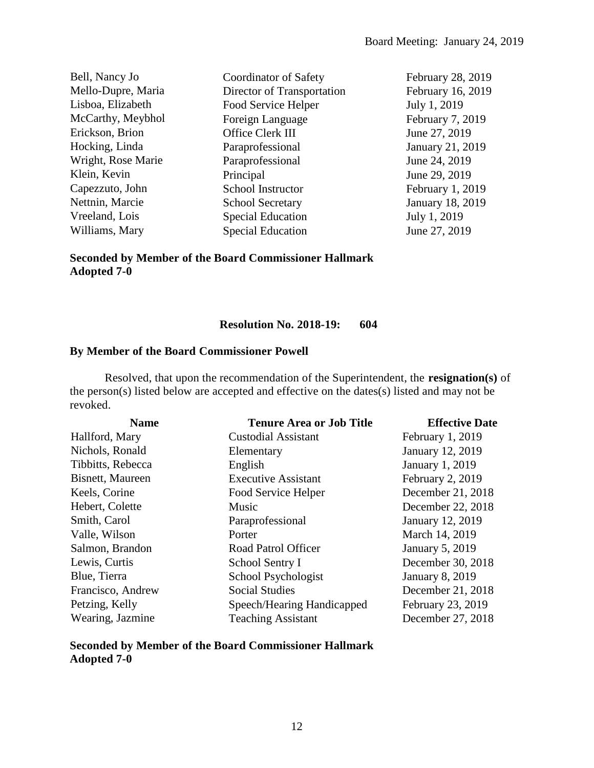| | | |
|---|---|---|
| Bell, Nancy Jo | Coordinator of Safety | February 28, 2019 |
| Mello-Dupre, Maria | Director of Transportation | February 16, 2019 |
| Lisboa, Elizabeth | Food Service Helper | July 1, 2019 |
| McCarthy, Meybhol | Foreign Language | February 7, 2019 |
| Erickson, Brion | Office Clerk III | June 27, 2019 |
| Hocking, Linda | Paraprofessional | January 21, 2019 |
| Wright, Rose Marie | Paraprofessional | June 24, 2019 |
| Klein, Kevin | Principal | June 29, 2019 |
| Capezzuto, John | School Instructor | February 1, 2019 |
| Nettnin, Marcie | School Secretary | January 18, 2019 |
| Vreeland, Lois | Special Education | July 1, 2019 |
| Williams, Mary | Special Education | June 27, 2019 |

**Seconded by Member of the Board Commissioner Hallmark**
**Adopted 7-0**

**Resolution No. 2018-19: 604**

**By Member of the Board Commissioner Powell**

Resolved, that upon the recommendation of the Superintendent, the **resignation(s)** of the person(s) listed below are accepted and effective on the dates(s) listed and may not be revoked.

| Name | Tenure Area or Job Title | Effective Date |
|---|---|---|
| Hallford, Mary | Custodial Assistant | February 1, 2019 |
| Nichols, Ronald | Elementary | January 12, 2019 |
| Tibbitts, Rebecca | English | January 1, 2019 |
| Bisnett, Maureen | Executive Assistant | February 2, 2019 |
| Keels, Corine | Food Service Helper | December 21, 2018 |
| Hebert, Colette | Music | December 22, 2018 |
| Smith, Carol | Paraprofessional | January 12, 2019 |
| Valle, Wilson | Porter | March 14, 2019 |
| Salmon, Brandon | Road Patrol Officer | January 5, 2019 |
| Lewis, Curtis | School Sentry I | December 30, 2018 |
| Blue, Tierra | School Psychologist | January 8, 2019 |
| Francisco, Andrew | Social Studies | December 21, 2018 |
| Petzing, Kelly | Speech/Hearing Handicapped | February 23, 2019 |
| Wearing, Jazmine | Teaching Assistant | December 27, 2018 |

**Seconded by Member of the Board Commissioner Hallmark**
**Adopted 7-0**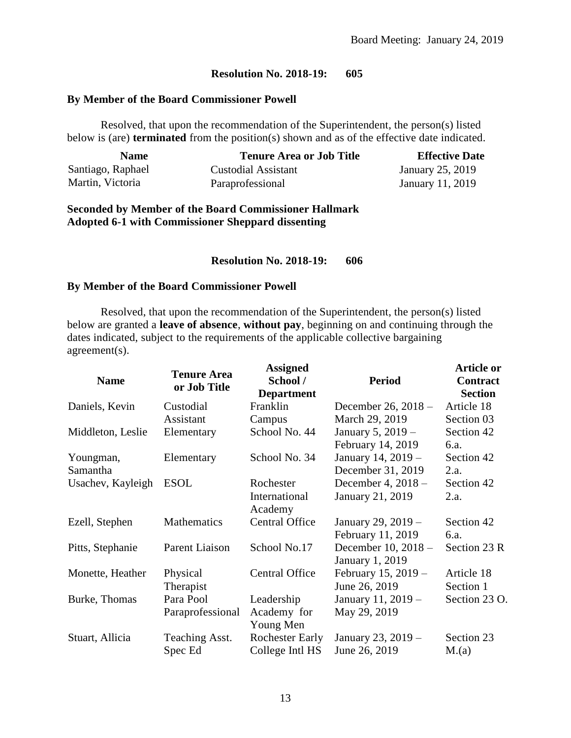Board Meeting: January 24, 2019

**Resolution No. 2018-19: 605**

**By Member of the Board Commissioner Powell**

Resolved, that upon the recommendation of the Superintendent, the person(s) listed below is (are) **terminated** from the position(s) shown and as of the effective date indicated.

| Name | Tenure Area or Job Title | Effective Date |
|---|---|---|
| Santiago, Raphael | Custodial Assistant | January 25, 2019 |
| Martin, Victoria | Paraprofessional | January 11, 2019 |

**Seconded by Member of the Board Commissioner Hallmark**
**Adopted 6-1 with Commissioner Sheppard dissenting**

**Resolution No. 2018-19: 606**

**By Member of the Board Commissioner Powell**

Resolved, that upon the recommendation of the Superintendent, the person(s) listed below are granted a **leave of absence**, **without pay**, beginning on and continuing through the dates indicated, subject to the requirements of the applicable collective bargaining agreement(s).

| Name | Tenure Area or Job Title | Assigned School / Department | Period | Article or Contract Section |
|---|---|---|---|---|
| Daniels, Kevin | Custodial Assistant | Franklin Campus | December 26, 2018 – March 29, 2019 | Article 18 Section 03 |
| Middleton, Leslie | Elementary | School No. 44 | January 5, 2019 – February 14, 2019 | Section 42 6.a. |
| Youngman, Samantha | Elementary | School No. 34 | January 14, 2019 – December 31, 2019 | Section 42 2.a. |
| Usachev, Kayleigh | ESOL | Rochester International Academy | December 4, 2018 – January 21, 2019 | Section 42 2.a. |
| Ezell, Stephen | Mathematics | Central Office | January 29, 2019 – February 11, 2019 | Section 42 6.a. |
| Pitts, Stephanie | Parent Liaison | School No.17 | December 10, 2018 – January 1, 2019 | Section 23 R |
| Monette, Heather | Physical Therapist | Central Office | February 15, 2019 – June 26, 2019 | Article 18 Section 1 |
| Burke, Thomas | Para Pool Paraprofessional | Leadership Academy for Young Men | January 11, 2019 – May 29, 2019 | Section 23 O. |
| Stuart, Allicia | Teaching Asst. Spec Ed | Rochester Early College Intl HS | January 23, 2019 – June 26, 2019 | Section 23 M.(a) |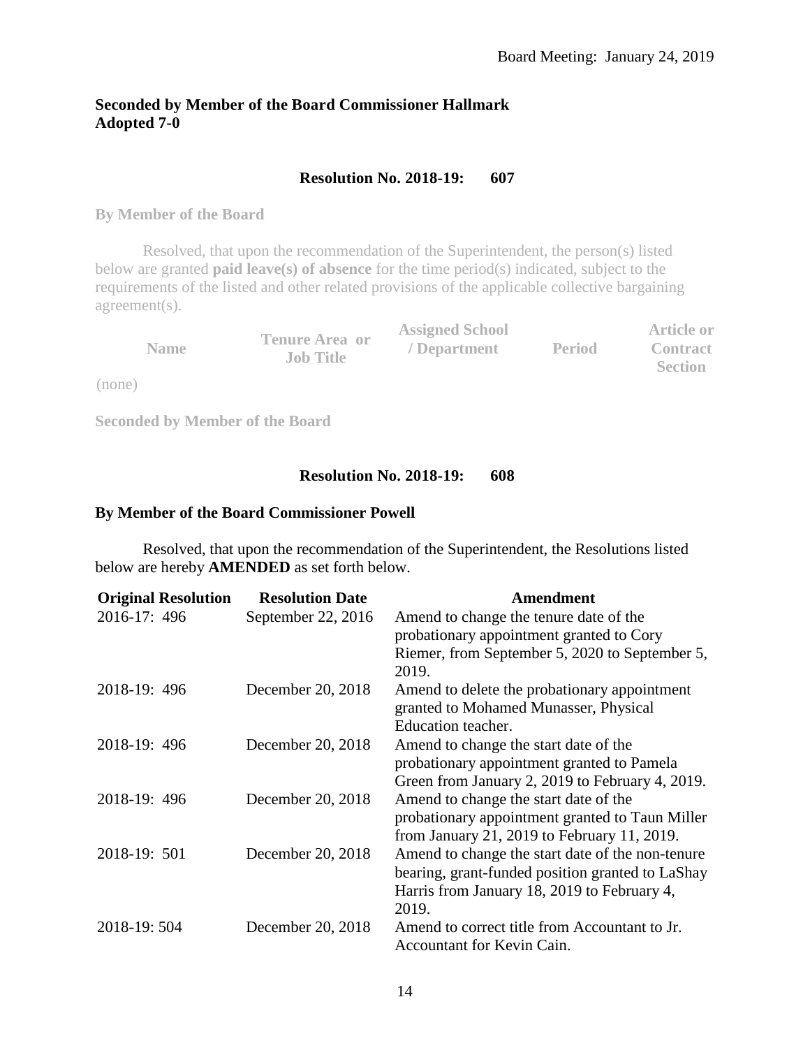**Seconded by Member of the Board Commissioner Hallmark**
**Adopted 7-0**

**Resolution No. 2018-19: 607**

**By Member of the Board**

Resolved, that upon the recommendation of the Superintendent, the person(s) listed below are granted **paid leave(s) of absence** for the time period(s) indicated, subject to the requirements of the listed and other related provisions of the applicable collective bargaining agreement(s).

| Name | Tenure Area or Job Title | Assigned School / Department | Period | Article or Contract Section |
|---|---|---|---|---|

(none)

**Seconded by Member of the Board**

**Resolution No. 2018-19: 608**

**By Member of the Board Commissioner Powell**

Resolved, that upon the recommendation of the Superintendent, the Resolutions listed below are hereby **AMENDED** as set forth below.

| Original Resolution | Resolution Date | Amendment |
|---|---|---|
| 2016-17: 496 | September 22, 2016 | Amend to change the tenure date of the probationary appointment granted to Cory Riemer, from September 5, 2020 to September 5, 2019. |
| 2018-19: 496 | December 20, 2018 | Amend to delete the probationary appointment granted to Mohamed Munasser, Physical Education teacher. |
| 2018-19: 496 | December 20, 2018 | Amend to change the start date of the probationary appointment granted to Pamela Green from January 2, 2019 to February 4, 2019. |
| 2018-19: 496 | December 20, 2018 | Amend to change the start date of the probationary appointment granted to Taun Miller from January 21, 2019 to February 11, 2019. |
| 2018-19: 501 | December 20, 2018 | Amend to change the start date of the non-tenure bearing, grant-funded position granted to LaShay Harris from January 18, 2019 to February 4, 2019. |
| 2018-19: 504 | December 20, 2018 | Amend to correct title from Accountant to Jr. Accountant for Kevin Cain. |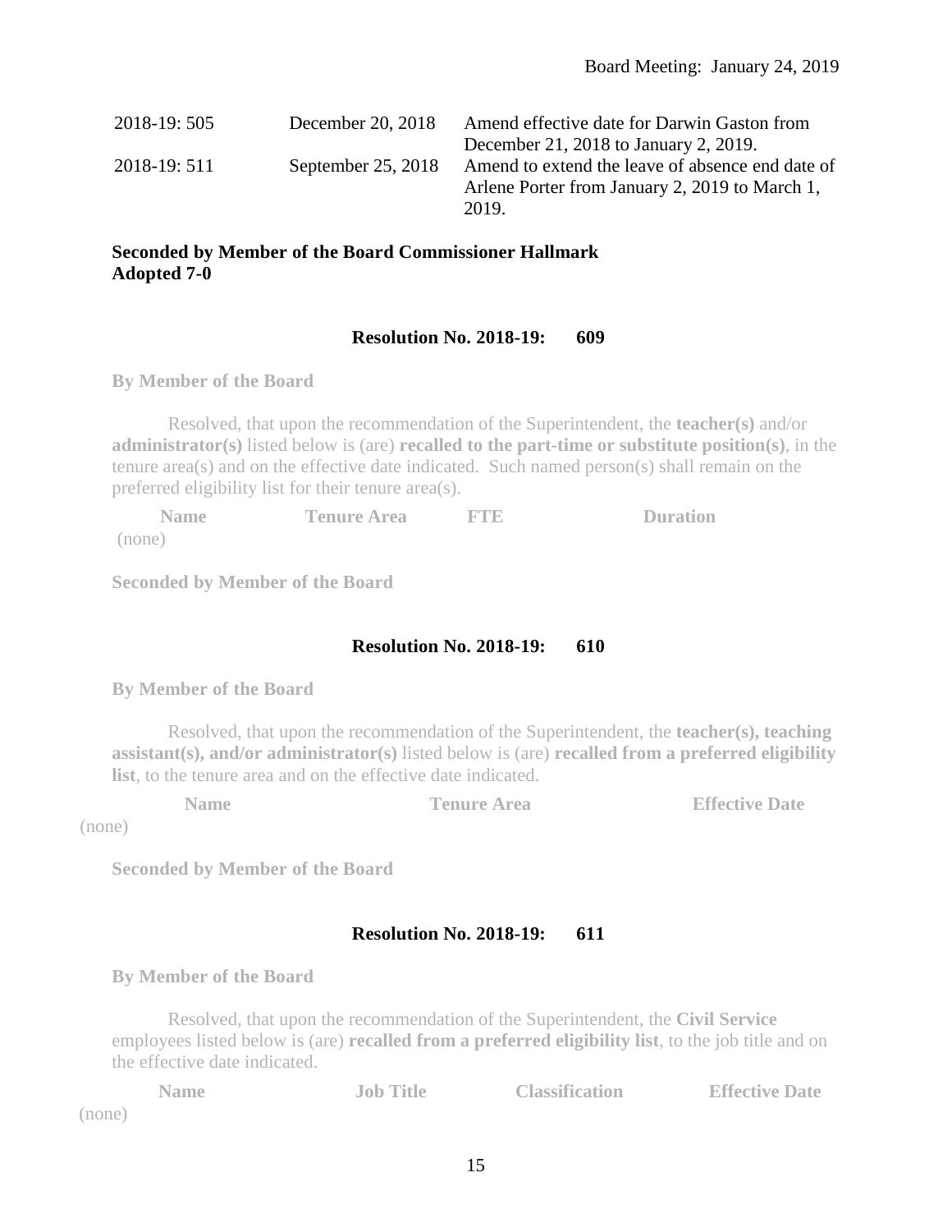| | | |
|---|---|---|
| 2018-19: 505 | December 20, 2018 | Amend effective date for Darwin Gaston from December 21, 2018 to January 2, 2019. |
| 2018-19: 511 | September 25, 2018 | Amend to extend the leave of absence end date of Arlene Porter from January 2, 2019 to March 1, 2019. |

**Seconded by Member of the Board Commissioner Hallmark**
**Adopted 7-0**

### Resolution No. 2018-19: 609

**By Member of the Board**

Resolved, that upon the recommendation of the Superintendent, the **teacher(s)** and/or **administrator(s)** listed below is (are) **recalled to the part-time or substitute position(s)**, in the tenure area(s) and on the effective date indicated. Such named person(s) shall remain on the preferred eligibility list for their tenure area(s).

| Name | Tenure Area | FTE | Duration |
|---|---|---|---|
| (none) | | | |

**Seconded by Member of the Board**

### Resolution No. 2018-19: 610

**By Member of the Board**

Resolved, that upon the recommendation of the Superintendent, the **teacher(s), teaching assistant(s), and/or administrator(s)** listed below is (are) **recalled from a preferred eligibility list**, to the tenure area and on the effective date indicated.

| Name | Tenure Area | Effective Date |
|---|---|---|
| (none) | | |

**Seconded by Member of the Board**

### Resolution No. 2018-19: 611

**By Member of the Board**

Resolved, that upon the recommendation of the Superintendent, the **Civil Service** employees listed below is (are) **recalled from a preferred eligibility list**, to the job title and on the effective date indicated.

| Name | Job Title | Classification | Effective Date |
|---|---|---|---|
| (none) | | | |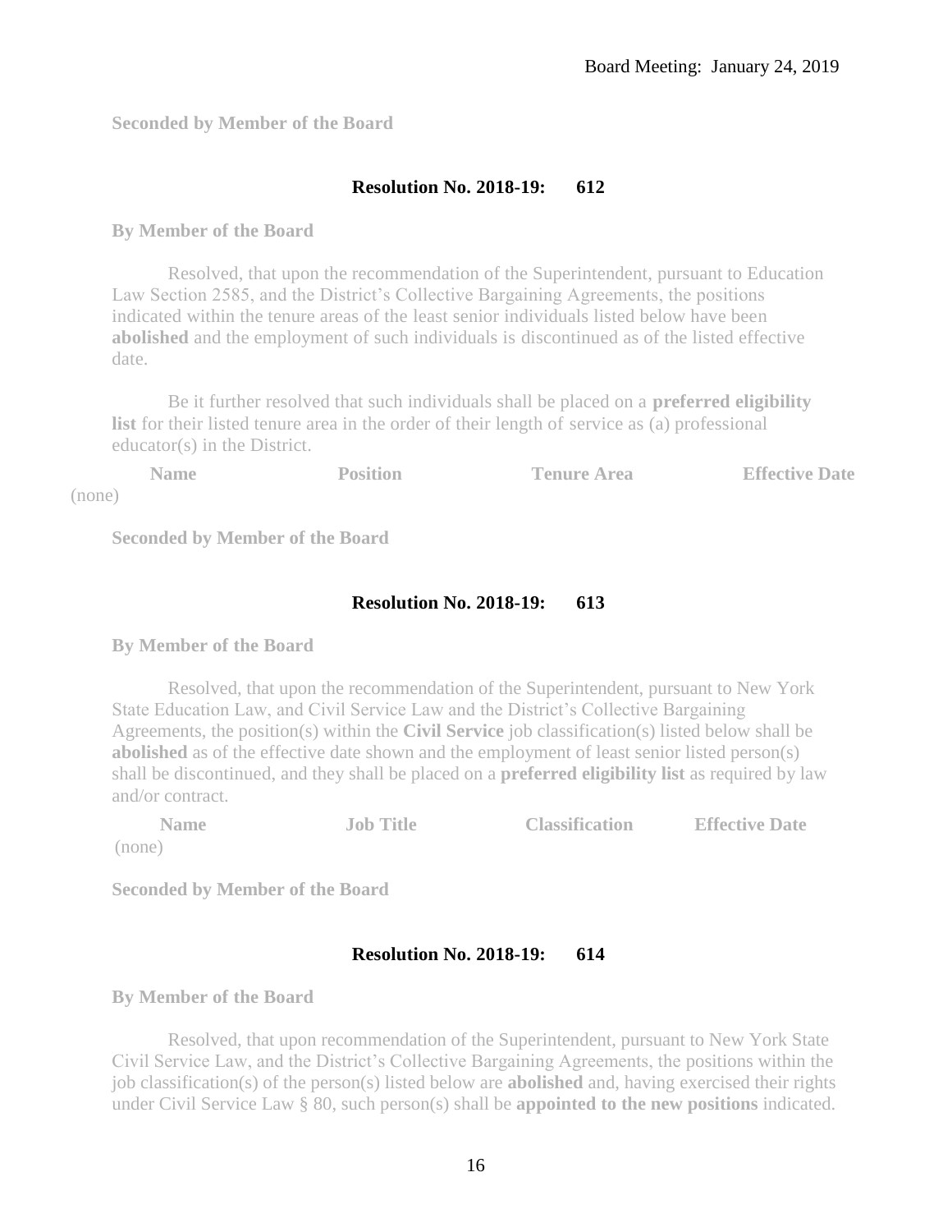**Seconded by Member of the Board**

**Resolution No. 2018-19: 612**

**By Member of the Board**

Resolved, that upon the recommendation of the Superintendent, pursuant to Education Law Section 2585, and the District's Collective Bargaining Agreements, the positions indicated within the tenure areas of the least senior individuals listed below have been **abolished** and the employment of such individuals is discontinued as of the listed effective date.

Be it further resolved that such individuals shall be placed on a **preferred eligibility list** for their listed tenure area in the order of their length of service as (a) professional educator(s) in the District.

| Name | Position | Tenure Area | Effective Date |
|---|---|---|---|
| (none) | | | |

**Seconded by Member of the Board**

**Resolution No. 2018-19: 613**

**By Member of the Board**

Resolved, that upon the recommendation of the Superintendent, pursuant to New York State Education Law, and Civil Service Law and the District's Collective Bargaining Agreements, the position(s) within the **Civil Service** job classification(s) listed below shall be **abolished** as of the effective date shown and the employment of least senior listed person(s) shall be discontinued, and they shall be placed on a **preferred eligibility list** as required by law and/or contract.

| Name | Job Title | Classification | Effective Date |
|---|---|---|---|
| (none) | | | |

**Seconded by Member of the Board**

**Resolution No. 2018-19: 614**

**By Member of the Board**

Resolved, that upon recommendation of the Superintendent, pursuant to New York State Civil Service Law, and the District's Collective Bargaining Agreements, the positions within the job classification(s) of the person(s) listed below are **abolished** and, having exercised their rights under Civil Service Law § 80, such person(s) shall be **appointed to the new positions** indicated.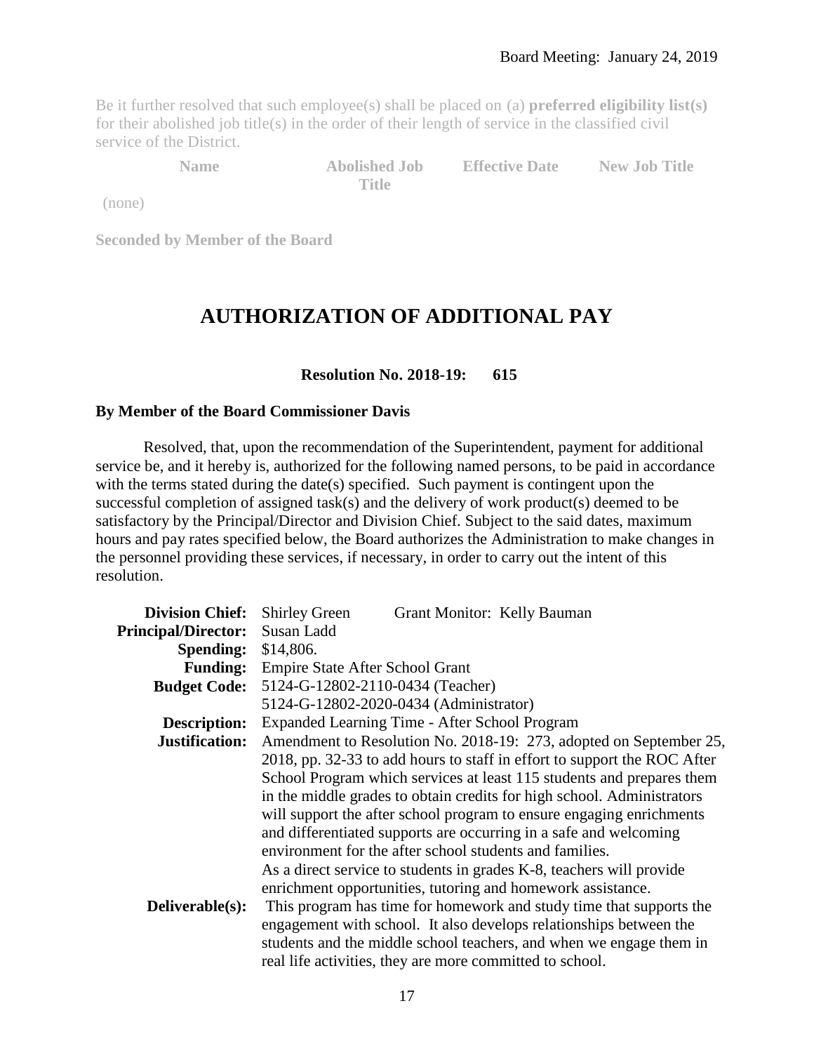Be it further resolved that such employee(s) shall be placed on (a) **preferred eligibility list(s)** for their abolished job title(s) in the order of their length of service in the classified civil service of the District.

| Name | Abolished Job Title | Effective Date | New Job Title |
|---|---|---|---|
| (none) | | | |

**Seconded by Member of the Board**

# AUTHORIZATION OF ADDITIONAL PAY

**Resolution No. 2018-19: 615**

**By Member of the Board Commissioner Davis**

Resolved, that, upon the recommendation of the Superintendent, payment for additional service be, and it hereby is, authorized for the following named persons, to be paid in accordance with the terms stated during the date(s) specified. Such payment is contingent upon the successful completion of assigned task(s) and the delivery of work product(s) deemed to be satisfactory by the Principal/Director and Division Chief. Subject to the said dates, maximum hours and pay rates specified below, the Board authorizes the Administration to make changes in the personnel providing these services, if necessary, in order to carry out the intent of this resolution.

**Division Chief:** Shirley Green  Grant Monitor: Kelly Bauman
**Principal/Director:** Susan Ladd
**Spending:** $14,806.
**Funding:** Empire State After School Grant
**Budget Code:** 5124-G-12802-2110-0434 (Teacher)
5124-G-12802-2020-0434 (Administrator)
**Description:** Expanded Learning Time - After School Program
**Justification:** Amendment to Resolution No. 2018-19: 273, adopted on September 25, 2018, pp. 32-33 to add hours to staff in effort to support the ROC After School Program which services at least 115 students and prepares them in the middle grades to obtain credits for high school. Administrators will support the after school program to ensure engaging enrichments and differentiated supports are occurring in a safe and welcoming environment for the after school students and families.
As a direct service to students in grades K-8, teachers will provide enrichment opportunities, tutoring and homework assistance.
**Deliverable(s):** This program has time for homework and study time that supports the engagement with school. It also develops relationships between the students and the middle school teachers, and when we engage them in real life activities, they are more committed to school.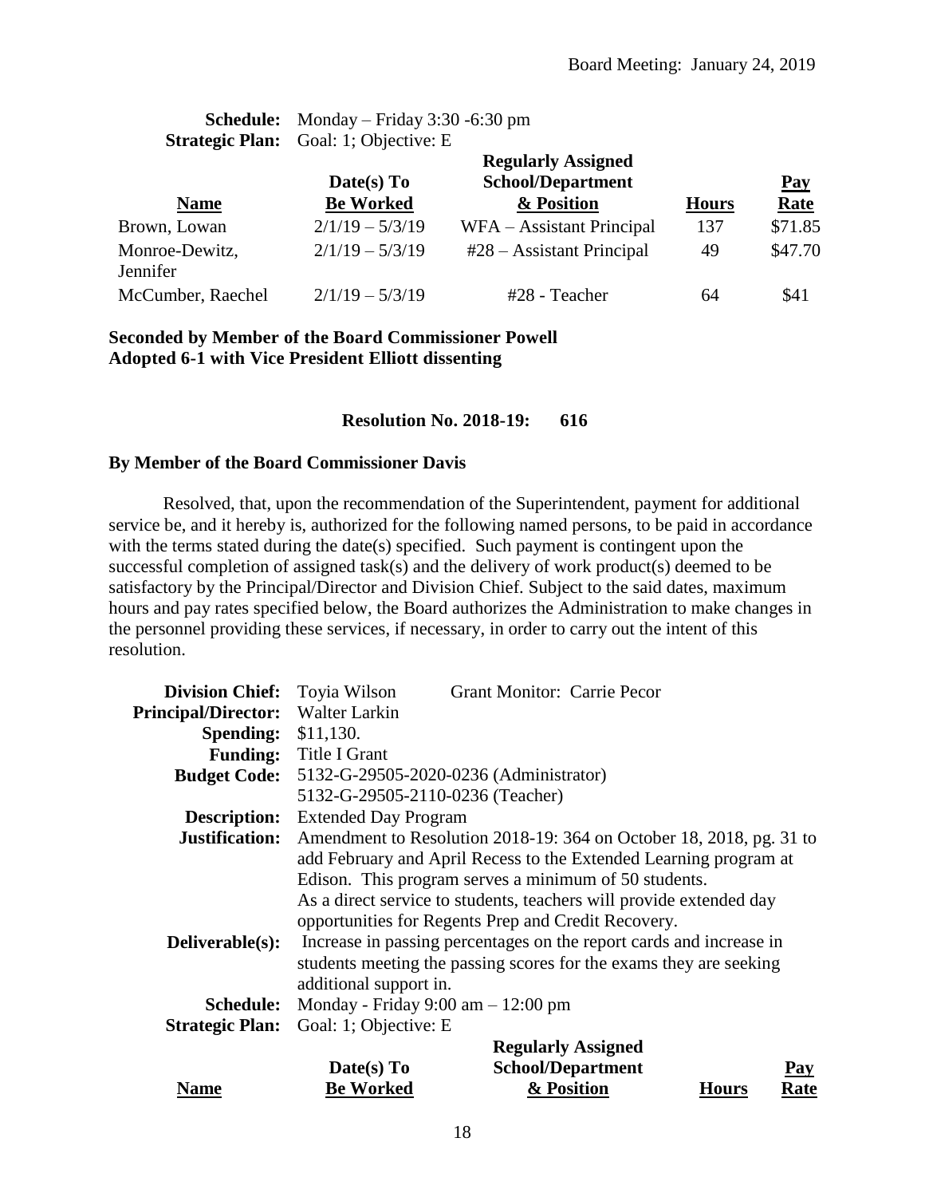**Schedule:** Monday – Friday 3:30 -6:30 pm
**Strategic Plan:** Goal: 1; Objective: E

| Name | Date(s) To Be Worked | Regularly Assigned School/Department & Position | Hours | Pay Rate |
|---|---|---|---|---|
| Brown, Lowan | 2/1/19 – 5/3/19 | WFA – Assistant Principal | 137 | $71.85 |
| Monroe-Dewitz, Jennifer | 2/1/19 – 5/3/19 | #28 – Assistant Principal | 49 | $47.70 |
| McCumber, Raechel | 2/1/19 – 5/3/19 | #28 - Teacher | 64 | $41 |

**Seconded by Member of the Board Commissioner Powell**
**Adopted 6-1 with Vice President Elliott dissenting**

**Resolution No. 2018-19: 616**

**By Member of the Board Commissioner Davis**

Resolved, that, upon the recommendation of the Superintendent, payment for additional service be, and it hereby is, authorized for the following named persons, to be paid in accordance with the terms stated during the date(s) specified. Such payment is contingent upon the successful completion of assigned task(s) and the delivery of work product(s) deemed to be satisfactory by the Principal/Director and Division Chief. Subject to the said dates, maximum hours and pay rates specified below, the Board authorizes the Administration to make changes in the personnel providing these services, if necessary, in order to carry out the intent of this resolution.

**Division Chief:** Toyia Wilson Grant Monitor: Carrie Pecor
**Principal/Director:** Walter Larkin
**Spending:** $11,130.
**Funding:** Title I Grant
**Budget Code:** 5132-G-29505-2020-0236 (Administrator)
5132-G-29505-2110-0236 (Teacher)
**Description:** Extended Day Program
**Justification:** Amendment to Resolution 2018-19: 364 on October 18, 2018, pg. 31 to add February and April Recess to the Extended Learning program at Edison. This program serves a minimum of 50 students.
As a direct service to students, teachers will provide extended day opportunities for Regents Prep and Credit Recovery.
**Deliverable(s):** Increase in passing percentages on the report cards and increase in students meeting the passing scores for the exams they are seeking additional support in.
**Schedule:** Monday - Friday 9:00 am – 12:00 pm
**Strategic Plan:** Goal: 1; Objective: E

| Name | Date(s) To Be Worked | Regularly Assigned School/Department & Position | Hours | Pay Rate |
|---|---|---|---|---|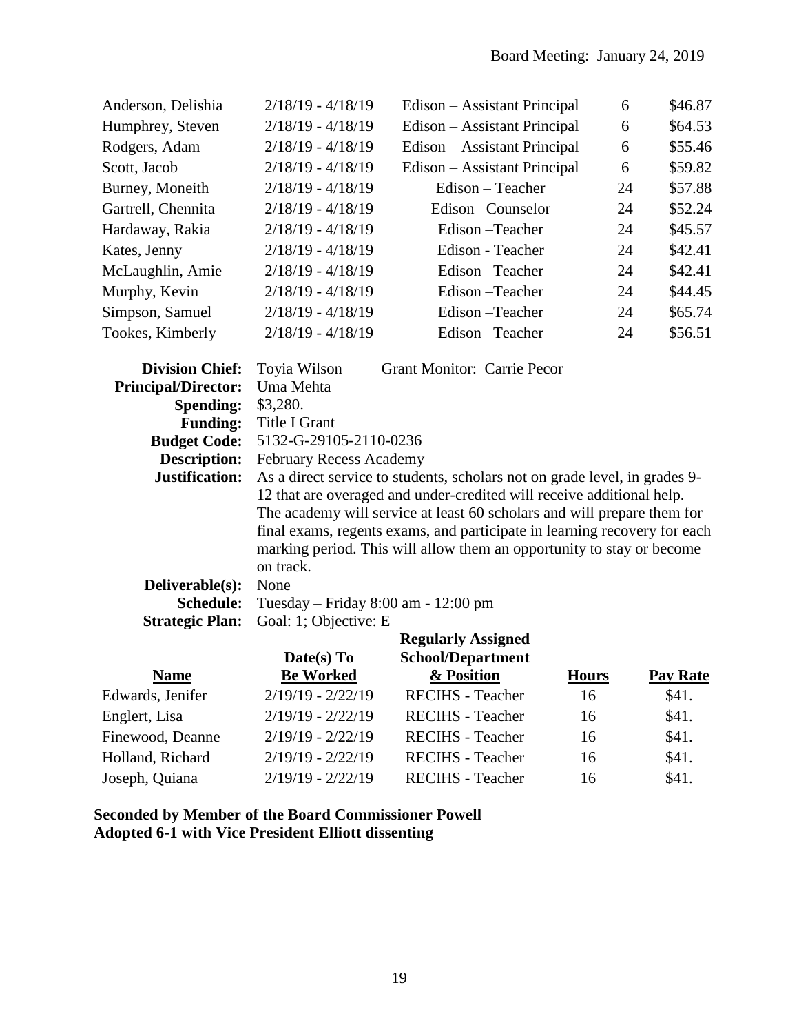| | | | | |
|---|---|---|---|---|
| Anderson, Delishia | 2/18/19 - 4/18/19 | Edison – Assistant Principal | 6 | $46.87 |
| Humphrey, Steven | 2/18/19 - 4/18/19 | Edison – Assistant Principal | 6 | $64.53 |
| Rodgers, Adam | 2/18/19 - 4/18/19 | Edison – Assistant Principal | 6 | $55.46 |
| Scott, Jacob | 2/18/19 - 4/18/19 | Edison – Assistant Principal | 6 | $59.82 |
| Burney, Moneith | 2/18/19 - 4/18/19 | Edison – Teacher | 24 | $57.88 |
| Gartrell, Chennita | 2/18/19 - 4/18/19 | Edison –Counselor | 24 | $52.24 |
| Hardaway, Rakia | 2/18/19 - 4/18/19 | Edison –Teacher | 24 | $45.57 |
| Kates, Jenny | 2/18/19 - 4/18/19 | Edison - Teacher | 24 | $42.41 |
| McLaughlin, Amie | 2/18/19 - 4/18/19 | Edison –Teacher | 24 | $42.41 |
| Murphy, Kevin | 2/18/19 - 4/18/19 | Edison –Teacher | 24 | $44.45 |
| Simpson, Samuel | 2/18/19 - 4/18/19 | Edison –Teacher | 24 | $65.74 |
| Tookes, Kimberly | 2/18/19 - 4/18/19 | Edison –Teacher | 24 | $56.51 |

**Division Chief:** Toyia Wilson Grant Monitor: Carrie Pecor
**Principal/Director:** Uma Mehta
**Spending:** $3,280.
**Funding:** Title I Grant
**Budget Code:** 5132-G-29105-2110-0236
**Description:** February Recess Academy
**Justification:** As a direct service to students, scholars not on grade level, in grades 9-12 that are overaged and under-credited will receive additional help. The academy will service at least 60 scholars and will prepare them for final exams, regents exams, and participate in learning recovery for each marking period. This will allow them an opportunity to stay or become on track.
**Deliverable(s):** None
**Schedule:** Tuesday – Friday 8:00 am - 12:00 pm
**Strategic Plan:** Goal: 1; Objective: E

| Name | Date(s) To Be Worked | Regularly Assigned School/Department & Position | Hours | Pay Rate |
|---|---|---|---|---|
| Edwards, Jenifer | 2/19/19 - 2/22/19 | RECIHS - Teacher | 16 | $41. |
| Englert, Lisa | 2/19/19 - 2/22/19 | RECIHS - Teacher | 16 | $41. |
| Finewood, Deanne | 2/19/19 - 2/22/19 | RECIHS - Teacher | 16 | $41. |
| Holland, Richard | 2/19/19 - 2/22/19 | RECIHS - Teacher | 16 | $41. |
| Joseph, Quiana | 2/19/19 - 2/22/19 | RECIHS - Teacher | 16 | $41. |

**Seconded by Member of the Board Commissioner Powell**
**Adopted 6-1 with Vice President Elliott dissenting**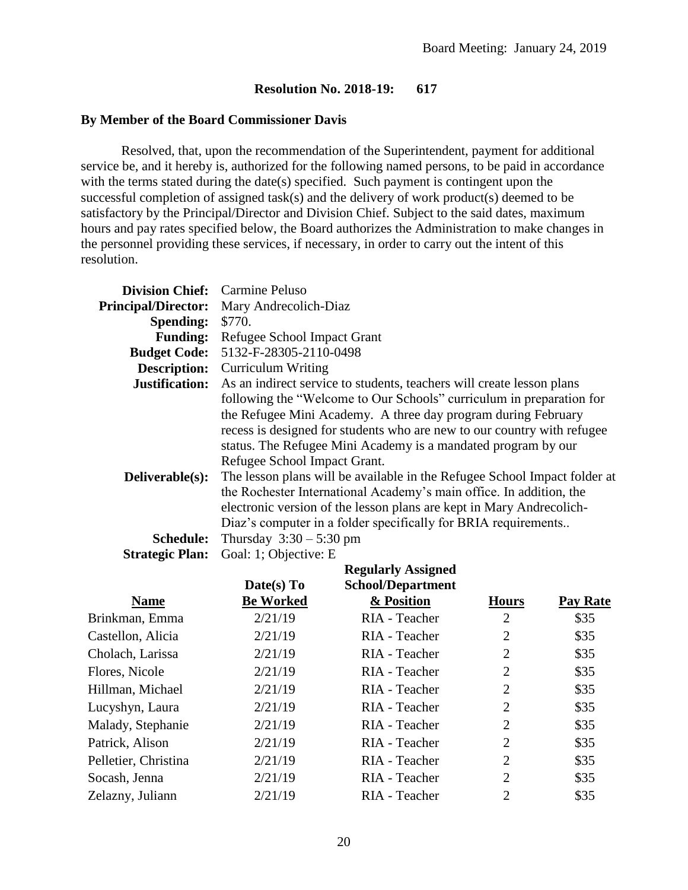Board Meeting: January 24, 2019

**Resolution No. 2018-19: 617**

**By Member of the Board Commissioner Davis**

Resolved, that, upon the recommendation of the Superintendent, payment for additional service be, and it hereby is, authorized for the following named persons, to be paid in accordance with the terms stated during the date(s) specified. Such payment is contingent upon the successful completion of assigned task(s) and the delivery of work product(s) deemed to be satisfactory by the Principal/Director and Division Chief. Subject to the said dates, maximum hours and pay rates specified below, the Board authorizes the Administration to make changes in the personnel providing these services, if necessary, in order to carry out the intent of this resolution.

**Division Chief:** Carmine Peluso
**Principal/Director:** Mary Andrecolich-Diaz
**Spending:** $770.
**Funding:** Refugee School Impact Grant
**Budget Code:** 5132-F-28305-2110-0498
**Description:** Curriculum Writing
**Justification:** As an indirect service to students, teachers will create lesson plans following the "Welcome to Our Schools" curriculum in preparation for the Refugee Mini Academy. A three day program during February recess is designed for students who are new to our country with refugee status. The Refugee Mini Academy is a mandated program by our Refugee School Impact Grant.
**Deliverable(s):** The lesson plans will be available in the Refugee School Impact folder at the Rochester International Academy's main office. In addition, the electronic version of the lesson plans are kept in Mary Andrecolich-Diaz's computer in a folder specifically for BRIA requirements..
**Schedule:** Thursday 3:30 – 5:30 pm
**Strategic Plan:** Goal: 1; Objective: E

| Name | Date(s) To Be Worked | Regularly Assigned School/Department & Position | Hours | Pay Rate |
|---|---|---|---|---|
| Brinkman, Emma | 2/21/19 | RIA - Teacher | 2 | $35 |
| Castellon, Alicia | 2/21/19 | RIA - Teacher | 2 | $35 |
| Cholach, Larissa | 2/21/19 | RIA - Teacher | 2 | $35 |
| Flores, Nicole | 2/21/19 | RIA - Teacher | 2 | $35 |
| Hillman, Michael | 2/21/19 | RIA - Teacher | 2 | $35 |
| Lucyshyn, Laura | 2/21/19 | RIA - Teacher | 2 | $35 |
| Malady, Stephanie | 2/21/19 | RIA - Teacher | 2 | $35 |
| Patrick, Alison | 2/21/19 | RIA - Teacher | 2 | $35 |
| Pelletier, Christina | 2/21/19 | RIA - Teacher | 2 | $35 |
| Socash, Jenna | 2/21/19 | RIA - Teacher | 2 | $35 |
| Zelazny, Juliann | 2/21/19 | RIA - Teacher | 2 | $35 |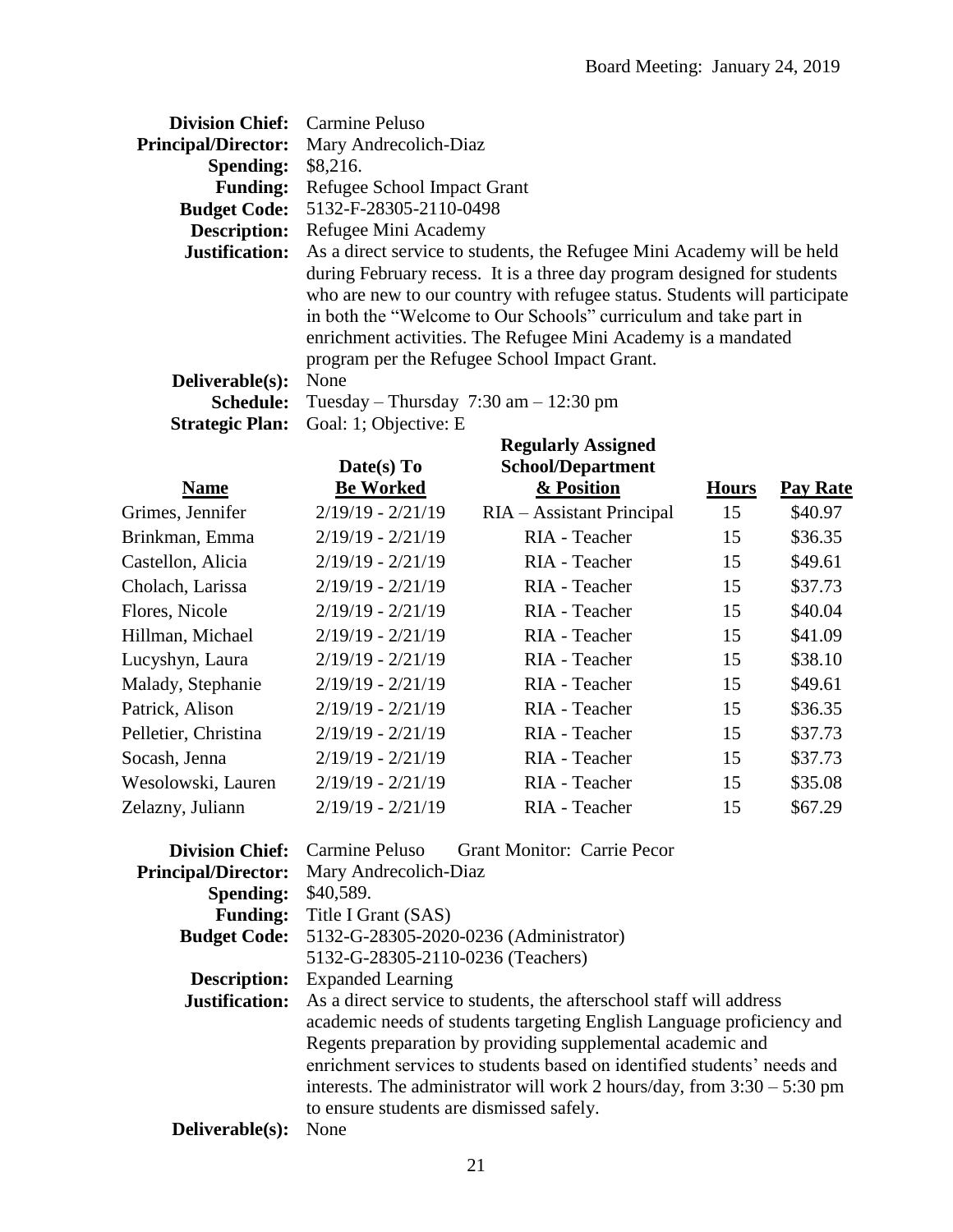Board Meeting: January 24, 2019

**Division Chief:** Carmine Peluso
**Principal/Director:** Mary Andrecolich-Diaz
**Spending:** $8,216.
**Funding:** Refugee School Impact Grant
**Budget Code:** 5132-F-28305-2110-0498
**Description:** Refugee Mini Academy
**Justification:** As a direct service to students, the Refugee Mini Academy will be held during February recess. It is a three day program designed for students who are new to our country with refugee status. Students will participate in both the "Welcome to Our Schools" curriculum and take part in enrichment activities. The Refugee Mini Academy is a mandated program per the Refugee School Impact Grant.
**Deliverable(s):** None
**Schedule:** Tuesday – Thursday 7:30 am – 12:30 pm
**Strategic Plan:** Goal: 1; Objective: E

| Name | Date(s) To Be Worked | Regularly Assigned School/Department & Position | Hours | Pay Rate |
|---|---|---|---|---|
| Grimes, Jennifer | 2/19/19 - 2/21/19 | RIA – Assistant Principal | 15 | $40.97 |
| Brinkman, Emma | 2/19/19 - 2/21/19 | RIA - Teacher | 15 | $36.35 |
| Castellon, Alicia | 2/19/19 - 2/21/19 | RIA - Teacher | 15 | $49.61 |
| Cholach, Larissa | 2/19/19 - 2/21/19 | RIA - Teacher | 15 | $37.73 |
| Flores, Nicole | 2/19/19 - 2/21/19 | RIA - Teacher | 15 | $40.04 |
| Hillman, Michael | 2/19/19 - 2/21/19 | RIA - Teacher | 15 | $41.09 |
| Lucyshyn, Laura | 2/19/19 - 2/21/19 | RIA - Teacher | 15 | $38.10 |
| Malady, Stephanie | 2/19/19 - 2/21/19 | RIA - Teacher | 15 | $49.61 |
| Patrick, Alison | 2/19/19 - 2/21/19 | RIA - Teacher | 15 | $36.35 |
| Pelletier, Christina | 2/19/19 - 2/21/19 | RIA - Teacher | 15 | $37.73 |
| Socash, Jenna | 2/19/19 - 2/21/19 | RIA - Teacher | 15 | $37.73 |
| Wesolowski, Lauren | 2/19/19 - 2/21/19 | RIA - Teacher | 15 | $35.08 |
| Zelazny, Juliann | 2/19/19 - 2/21/19 | RIA - Teacher | 15 | $67.29 |

**Division Chief:** Carmine Peluso Grant Monitor: Carrie Pecor
**Principal/Director:** Mary Andrecolich-Diaz
**Spending:** $40,589.
**Funding:** Title I Grant (SAS)
**Budget Code:** 5132-G-28305-2020-0236 (Administrator)
5132-G-28305-2110-0236 (Teachers)
**Description:** Expanded Learning
**Justification:** As a direct service to students, the afterschool staff will address academic needs of students targeting English Language proficiency and Regents preparation by providing supplemental academic and enrichment services to students based on identified students' needs and interests. The administrator will work 2 hours/day, from 3:30 – 5:30 pm to ensure students are dismissed safely.
**Deliverable(s):** None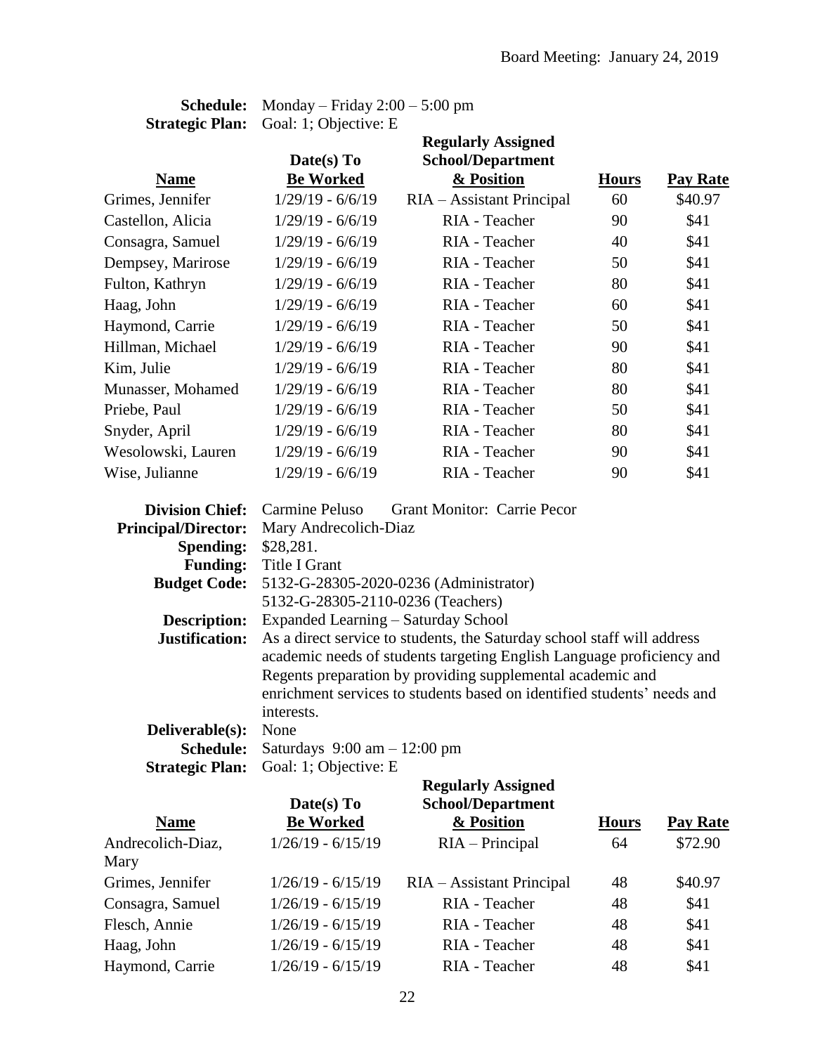**Schedule:** Monday – Friday 2:00 – 5:00 pm
**Strategic Plan:** Goal: 1; Objective: E

| Name | Date(s) To Be Worked | Regularly Assigned School/Department & Position | Hours | Pay Rate |
|---|---|---|---|---|
| Grimes, Jennifer | 1/29/19 - 6/6/19 | RIA – Assistant Principal | 60 | $40.97 |
| Castellon, Alicia | 1/29/19 - 6/6/19 | RIA - Teacher | 90 | $41 |
| Consagra, Samuel | 1/29/19 - 6/6/19 | RIA - Teacher | 40 | $41 |
| Dempsey, Marirose | 1/29/19 - 6/6/19 | RIA - Teacher | 50 | $41 |
| Fulton, Kathryn | 1/29/19 - 6/6/19 | RIA - Teacher | 80 | $41 |
| Haag, John | 1/29/19 - 6/6/19 | RIA - Teacher | 60 | $41 |
| Haymond, Carrie | 1/29/19 - 6/6/19 | RIA - Teacher | 50 | $41 |
| Hillman, Michael | 1/29/19 - 6/6/19 | RIA - Teacher | 90 | $41 |
| Kim, Julie | 1/29/19 - 6/6/19 | RIA - Teacher | 80 | $41 |
| Munasser, Mohamed | 1/29/19 - 6/6/19 | RIA - Teacher | 80 | $41 |
| Priebe, Paul | 1/29/19 - 6/6/19 | RIA - Teacher | 50 | $41 |
| Snyder, April | 1/29/19 - 6/6/19 | RIA - Teacher | 80 | $41 |
| Wesolowski, Lauren | 1/29/19 - 6/6/19 | RIA - Teacher | 90 | $41 |
| Wise, Julianne | 1/29/19 - 6/6/19 | RIA - Teacher | 90 | $41 |

**Division Chief:** Carmine Peluso Grant Monitor: Carrie Pecor
**Principal/Director:** Mary Andrecolich-Diaz
**Spending:** $28,281.
**Funding:** Title I Grant
**Budget Code:** 5132-G-28305-2020-0236 (Administrator)
5132-G-28305-2110-0236 (Teachers)
**Description:** Expanded Learning – Saturday School
**Justification:** As a direct service to students, the Saturday school staff will address academic needs of students targeting English Language proficiency and Regents preparation by providing supplemental academic and enrichment services to students based on identified students' needs and interests.
**Deliverable(s):** None
**Schedule:** Saturdays 9:00 am – 12:00 pm
**Strategic Plan:** Goal: 1; Objective: E

| Name | Date(s) To Be Worked | Regularly Assigned School/Department & Position | Hours | Pay Rate |
|---|---|---|---|---|
| Andrecolich-Diaz, Mary | 1/26/19 - 6/15/19 | RIA – Principal | 64 | $72.90 |
| Grimes, Jennifer | 1/26/19 - 6/15/19 | RIA – Assistant Principal | 48 | $40.97 |
| Consagra, Samuel | 1/26/19 - 6/15/19 | RIA - Teacher | 48 | $41 |
| Flesch, Annie | 1/26/19 - 6/15/19 | RIA - Teacher | 48 | $41 |
| Haag, John | 1/26/19 - 6/15/19 | RIA - Teacher | 48 | $41 |
| Haymond, Carrie | 1/26/19 - 6/15/19 | RIA - Teacher | 48 | $41 |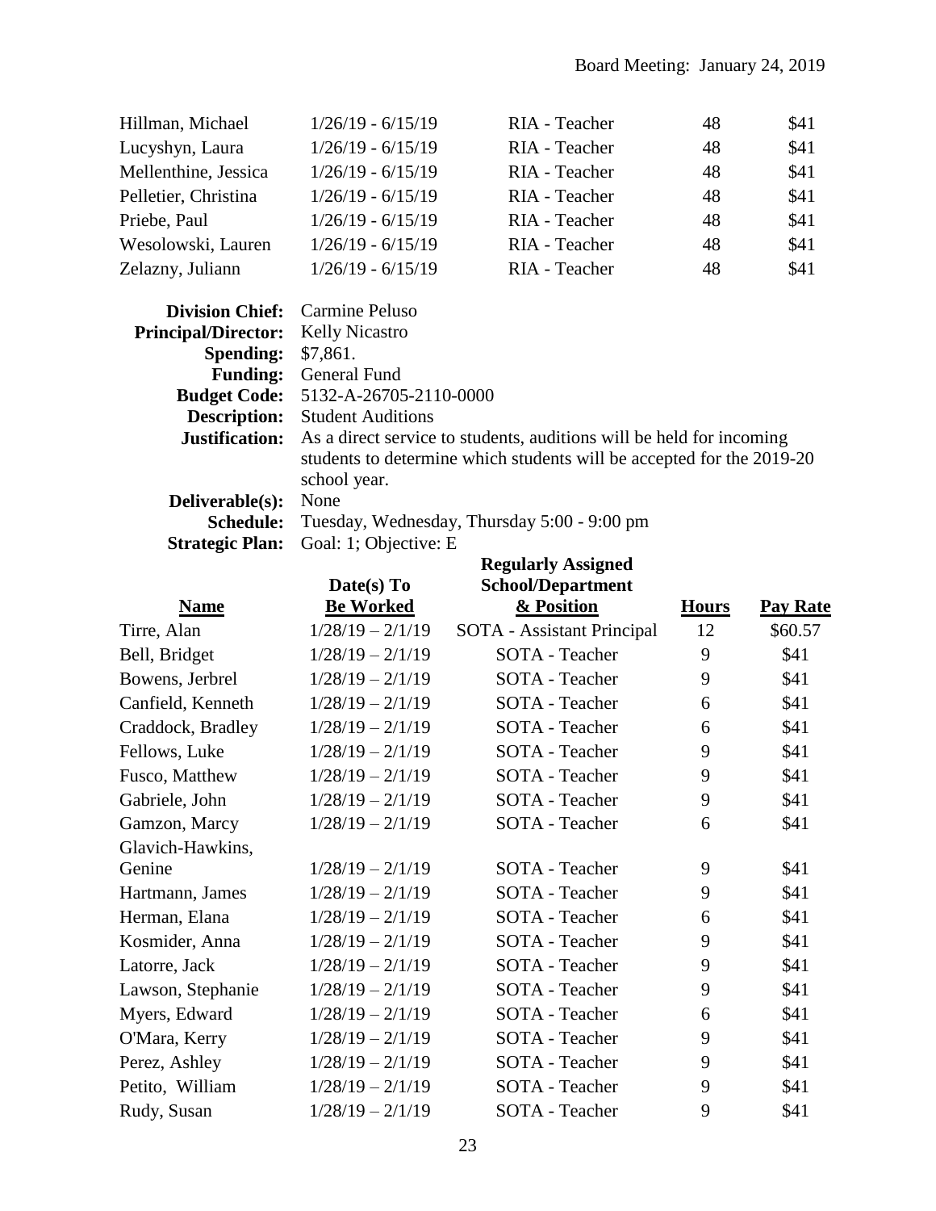| | | | | |
|---|---|---|---|---|
| Hillman, Michael | 1/26/19 - 6/15/19 | RIA - Teacher | 48 | $41 |
| Lucyshyn, Laura | 1/26/19 - 6/15/19 | RIA - Teacher | 48 | $41 |
| Mellenthine, Jessica | 1/26/19 - 6/15/19 | RIA - Teacher | 48 | $41 |
| Pelletier, Christina | 1/26/19 - 6/15/19 | RIA - Teacher | 48 | $41 |
| Priebe, Paul | 1/26/19 - 6/15/19 | RIA - Teacher | 48 | $41 |
| Wesolowski, Lauren | 1/26/19 - 6/15/19 | RIA - Teacher | 48 | $41 |
| Zelazny, Juliann | 1/26/19 - 6/15/19 | RIA - Teacher | 48 | $41 |

**Division Chief:** Carmine Peluso
**Principal/Director:** Kelly Nicastro
**Spending:** $7,861.
**Funding:** General Fund
**Budget Code:** 5132-A-26705-2110-0000
**Description:** Student Auditions
**Justification:** As a direct service to students, auditions will be held for incoming students to determine which students will be accepted for the 2019-20 school year.
**Deliverable(s):** None
**Schedule:** Tuesday, Wednesday, Thursday 5:00 - 9:00 pm
**Strategic Plan:** Goal: 1; Objective: E

| Name | Date(s) To Be Worked | Regularly Assigned School/Department & Position | Hours | Pay Rate |
|---|---|---|---|---|
| Tirre, Alan | 1/28/19 – 2/1/19 | SOTA - Assistant Principal | 12 | $60.57 |
| Bell, Bridget | 1/28/19 – 2/1/19 | SOTA - Teacher | 9 | $41 |
| Bowens, Jerbrel | 1/28/19 – 2/1/19 | SOTA - Teacher | 9 | $41 |
| Canfield, Kenneth | 1/28/19 – 2/1/19 | SOTA - Teacher | 6 | $41 |
| Craddock, Bradley | 1/28/19 – 2/1/19 | SOTA - Teacher | 6 | $41 |
| Fellows, Luke | 1/28/19 – 2/1/19 | SOTA - Teacher | 9 | $41 |
| Fusco, Matthew | 1/28/19 – 2/1/19 | SOTA - Teacher | 9 | $41 |
| Gabriele, John | 1/28/19 – 2/1/19 | SOTA - Teacher | 9 | $41 |
| Gamzon, Marcy | 1/28/19 – 2/1/19 | SOTA - Teacher | 6 | $41 |
| Glavich-Hawkins, Genine | 1/28/19 – 2/1/19 | SOTA - Teacher | 9 | $41 |
| Hartmann, James | 1/28/19 – 2/1/19 | SOTA - Teacher | 9 | $41 |
| Herman, Elana | 1/28/19 – 2/1/19 | SOTA - Teacher | 6 | $41 |
| Kosmider, Anna | 1/28/19 – 2/1/19 | SOTA - Teacher | 9 | $41 |
| Latorre, Jack | 1/28/19 – 2/1/19 | SOTA - Teacher | 9 | $41 |
| Lawson, Stephanie | 1/28/19 – 2/1/19 | SOTA - Teacher | 9 | $41 |
| Myers, Edward | 1/28/19 – 2/1/19 | SOTA - Teacher | 6 | $41 |
| O'Mara, Kerry | 1/28/19 – 2/1/19 | SOTA - Teacher | 9 | $41 |
| Perez, Ashley | 1/28/19 – 2/1/19 | SOTA - Teacher | 9 | $41 |
| Petito, William | 1/28/19 – 2/1/19 | SOTA - Teacher | 9 | $41 |
| Rudy, Susan | 1/28/19 – 2/1/19 | SOTA - Teacher | 9 | $41 |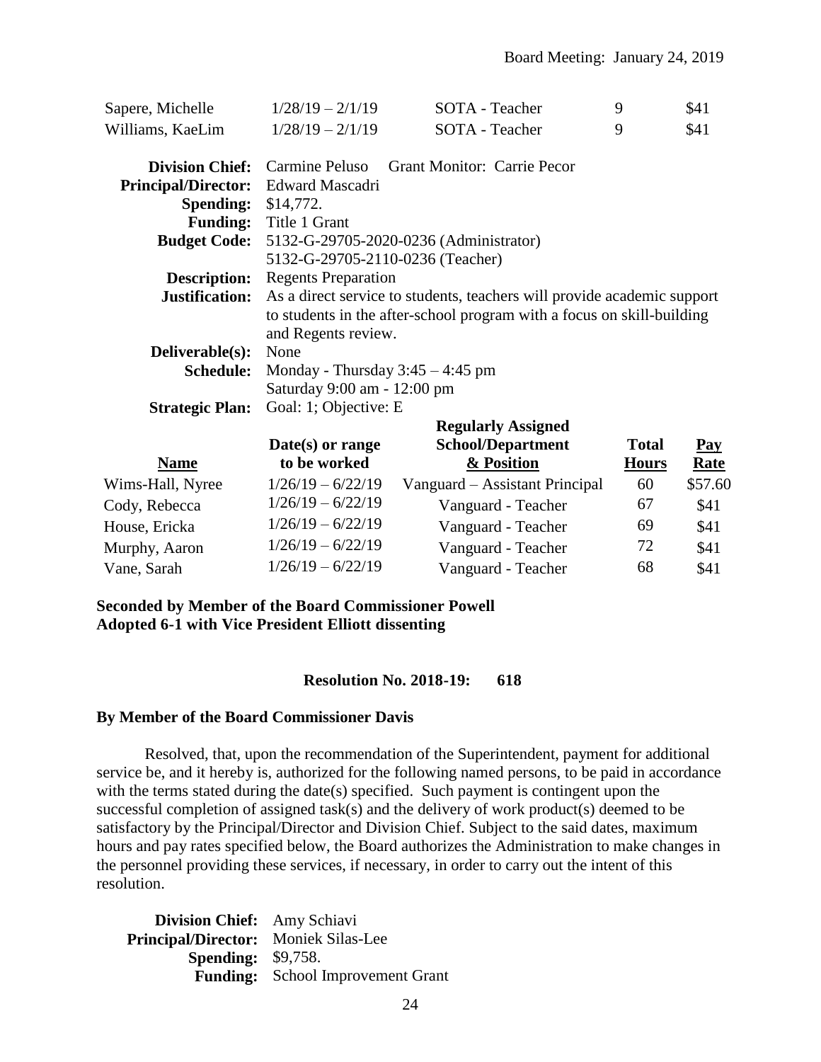| | | | | |
|---|---|---|---|---|
| Sapere, Michelle | 1/28/19 – 2/1/19 | SOTA - Teacher | 9 | $41 |
| Williams, KaeLim | 1/28/19 – 2/1/19 | SOTA - Teacher | 9 | $41 |

**Division Chief:** Carmine Peluso Grant Monitor: Carrie Pecor
**Principal/Director:** Edward Mascadri
**Spending:** $14,772.
**Funding:** Title 1 Grant
**Budget Code:** 5132-G-29705-2020-0236 (Administrator)
5132-G-29705-2110-0236 (Teacher)
**Description:** Regents Preparation
**Justification:** As a direct service to students, teachers will provide academic support to students in the after-school program with a focus on skill-building and Regents review.
**Deliverable(s):** None
**Schedule:** Monday - Thursday 3:45 – 4:45 pm
Saturday 9:00 am - 12:00 pm
**Strategic Plan:** Goal: 1; Objective: E

| Name | Date(s) or range to be worked | Regularly Assigned School/Department & Position | Total Hours | Pay Rate |
|---|---|---|---|---|
| Wims-Hall, Nyree | 1/26/19 – 6/22/19 | Vanguard – Assistant Principal | 60 | $57.60 |
| Cody, Rebecca | 1/26/19 – 6/22/19 | Vanguard - Teacher | 67 | $41 |
| House, Ericka | 1/26/19 – 6/22/19 | Vanguard - Teacher | 69 | $41 |
| Murphy, Aaron | 1/26/19 – 6/22/19 | Vanguard - Teacher | 72 | $41 |
| Vane, Sarah | 1/26/19 – 6/22/19 | Vanguard - Teacher | 68 | $41 |

**Seconded by Member of the Board Commissioner Powell**
**Adopted 6-1 with Vice President Elliott dissenting**

**Resolution No. 2018-19: 618**

**By Member of the Board Commissioner Davis**

Resolved, that, upon the recommendation of the Superintendent, payment for additional service be, and it hereby is, authorized for the following named persons, to be paid in accordance with the terms stated during the date(s) specified. Such payment is contingent upon the successful completion of assigned task(s) and the delivery of work product(s) deemed to be satisfactory by the Principal/Director and Division Chief. Subject to the said dates, maximum hours and pay rates specified below, the Board authorizes the Administration to make changes in the personnel providing these services, if necessary, in order to carry out the intent of this resolution.

**Division Chief:** Amy Schiavi
**Principal/Director:** Moniek Silas-Lee
**Spending:** $9,758.
**Funding:** School Improvement Grant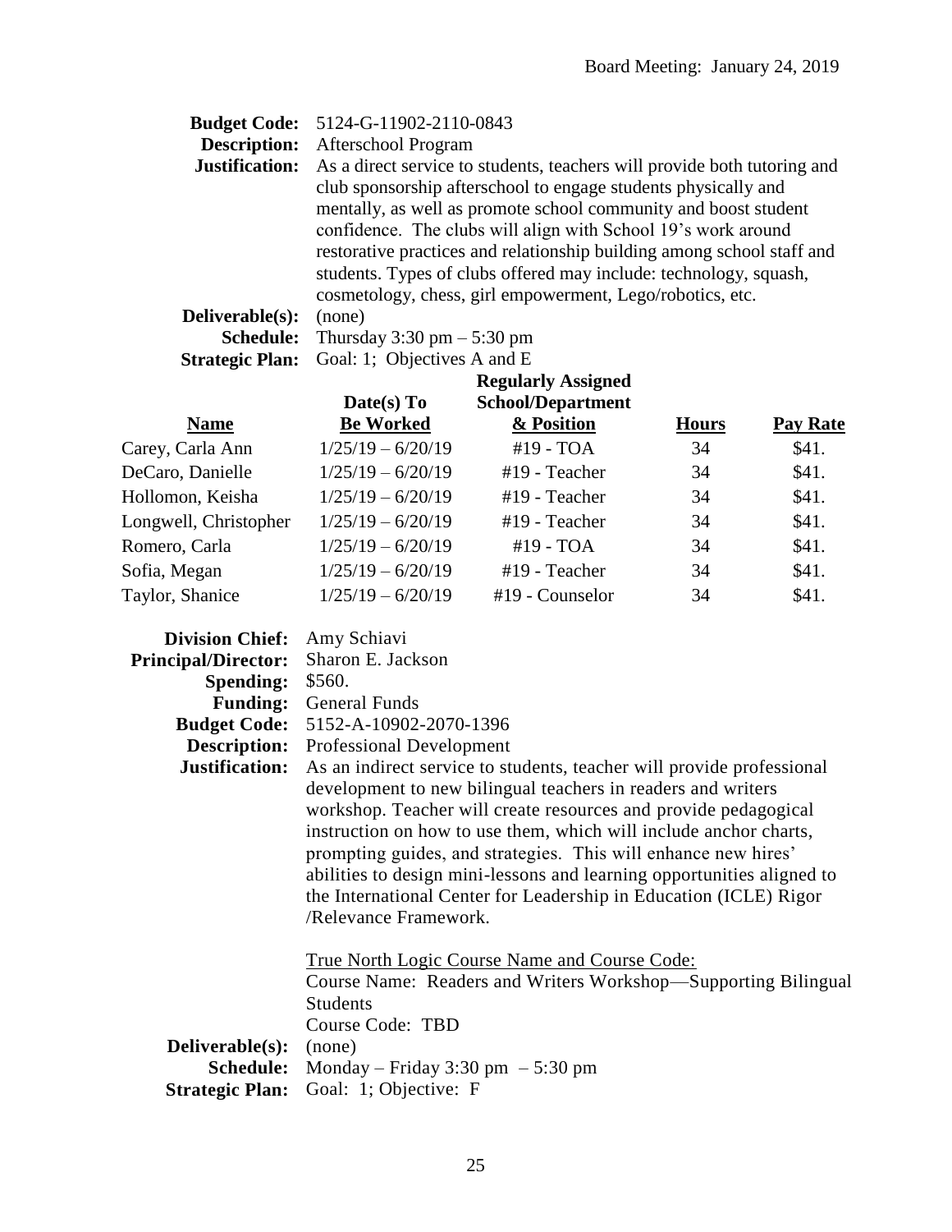**Budget Code:** 5124-G-11902-2110-0843
**Description:** Afterschool Program
**Justification:** As a direct service to students, teachers will provide both tutoring and club sponsorship afterschool to engage students physically and mentally, as well as promote school community and boost student confidence. The clubs will align with School 19's work around restorative practices and relationship building among school staff and students. Types of clubs offered may include: technology, squash, cosmetology, chess, girl empowerment, Lego/robotics, etc.
**Deliverable(s):** (none)
**Schedule:** Thursday 3:30 pm – 5:30 pm
**Strategic Plan:** Goal: 1; Objectives A and E

| Name | Date(s) To Be Worked | Regularly Assigned School/Department & Position | Hours | Pay Rate |
|---|---|---|---|---|
| Carey, Carla Ann | 1/25/19 – 6/20/19 | #19 - TOA | 34 | $41. |
| DeCaro, Danielle | 1/25/19 – 6/20/19 | #19 - Teacher | 34 | $41. |
| Hollomon, Keisha | 1/25/19 – 6/20/19 | #19 - Teacher | 34 | $41. |
| Longwell, Christopher | 1/25/19 – 6/20/19 | #19 - Teacher | 34 | $41. |
| Romero, Carla | 1/25/19 – 6/20/19 | #19 - TOA | 34 | $41. |
| Sofia, Megan | 1/25/19 – 6/20/19 | #19 - Teacher | 34 | $41. |
| Taylor, Shanice | 1/25/19 – 6/20/19 | #19 - Counselor | 34 | $41. |

**Division Chief:** Amy Schiavi
**Principal/Director:** Sharon E. Jackson
**Spending:** $560.
**Funding:** General Funds
**Budget Code:** 5152-A-10902-2070-1396
**Description:** Professional Development
**Justification:** As an indirect service to students, teacher will provide professional development to new bilingual teachers in readers and writers workshop. Teacher will create resources and provide pedagogical instruction on how to use them, which will include anchor charts, prompting guides, and strategies. This will enhance new hires' abilities to design mini-lessons and learning opportunities aligned to the International Center for Leadership in Education (ICLE) Rigor /Relevance Framework.

True North Logic Course Name and Course Code:
Course Name: Readers and Writers Workshop—Supporting Bilingual Students
Course Code: TBD

**Deliverable(s):** (none)
**Schedule:** Monday – Friday 3:30 pm – 5:30 pm
**Strategic Plan:** Goal: 1; Objective: F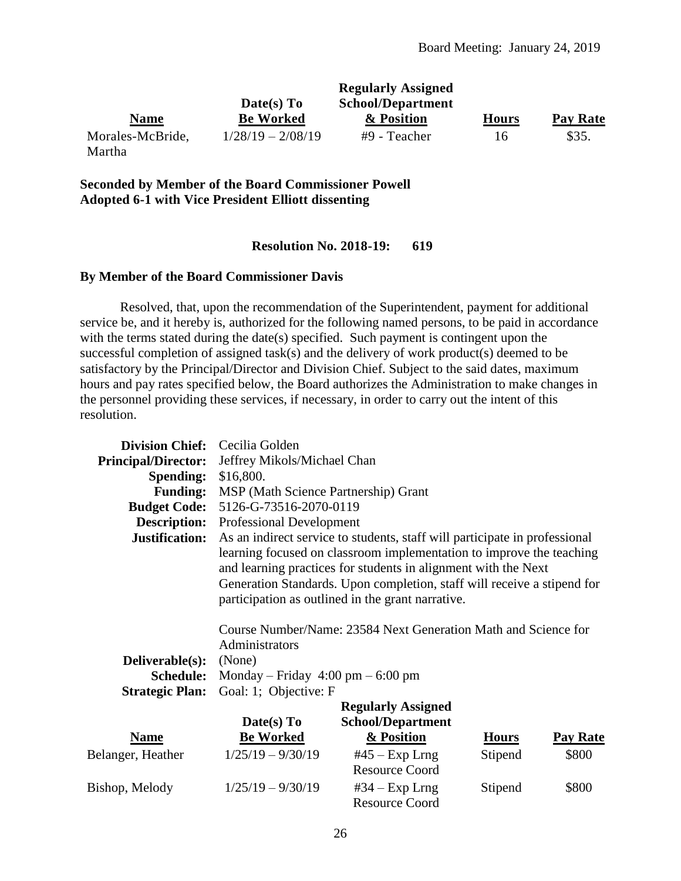| Name | Date(s) To Be Worked | Regularly Assigned School/Department & Position | Hours | Pay Rate |
|---|---|---|---|---|
| Morales-McBride, Martha | 1/28/19 – 2/08/19 | #9 - Teacher | 16 | $35. |

**Seconded by Member of the Board Commissioner Powell**
**Adopted 6-1 with Vice President Elliott dissenting**

**Resolution No. 2018-19: 619**

**By Member of the Board Commissioner Davis**

Resolved, that, upon the recommendation of the Superintendent, payment for additional service be, and it hereby is, authorized for the following named persons, to be paid in accordance with the terms stated during the date(s) specified. Such payment is contingent upon the successful completion of assigned task(s) and the delivery of work product(s) deemed to be satisfactory by the Principal/Director and Division Chief. Subject to the said dates, maximum hours and pay rates specified below, the Board authorizes the Administration to make changes in the personnel providing these services, if necessary, in order to carry out the intent of this resolution.

**Division Chief:** Cecilia Golden
**Principal/Director:** Jeffrey Mikols/Michael Chan
**Spending:** $16,800.
**Funding:** MSP (Math Science Partnership) Grant
**Budget Code:** 5126-G-73516-2070-0119
**Description:** Professional Development
**Justification:** As an indirect service to students, staff will participate in professional learning focused on classroom implementation to improve the teaching and learning practices for students in alignment with the Next Generation Standards. Upon completion, staff will receive a stipend for participation as outlined in the grant narrative.

Course Number/Name: 23584 Next Generation Math and Science for Administrators

**Deliverable(s):** (None)
**Schedule:** Monday – Friday 4:00 pm – 6:00 pm
**Strategic Plan:** Goal: 1; Objective: F

| Name | Date(s) To Be Worked | Regularly Assigned School/Department & Position | Hours | Pay Rate |
|---|---|---|---|---|
| Belanger, Heather | 1/25/19 – 9/30/19 | #45 – Exp Lrng Resource Coord | Stipend | $800 |
| Bishop, Melody | 1/25/19 – 9/30/19 | #34 – Exp Lrng Resource Coord | Stipend | $800 |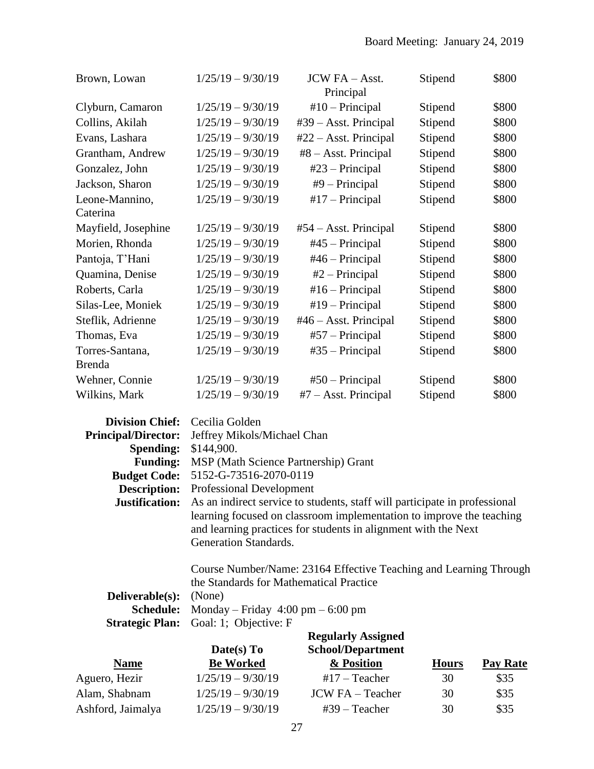| | | | | |
|---|---|---|---|---|
| Brown, Lowan | 1/25/19 – 9/30/19 | JCW FA – Asst. Principal | Stipend | $800 |
| Clyburn, Camaron | 1/25/19 – 9/30/19 | #10 – Principal | Stipend | $800 |
| Collins, Akilah | 1/25/19 – 9/30/19 | #39 – Asst. Principal | Stipend | $800 |
| Evans, Lashara | 1/25/19 – 9/30/19 | #22 – Asst. Principal | Stipend | $800 |
| Grantham, Andrew | 1/25/19 – 9/30/19 | #8 – Asst. Principal | Stipend | $800 |
| Gonzalez, John | 1/25/19 – 9/30/19 | #23 – Principal | Stipend | $800 |
| Jackson, Sharon | 1/25/19 – 9/30/19 | #9 – Principal | Stipend | $800 |
| Leone-Mannino, Caterina | 1/25/19 – 9/30/19 | #17 – Principal | Stipend | $800 |
| Mayfield, Josephine | 1/25/19 – 9/30/19 | #54 – Asst. Principal | Stipend | $800 |
| Morien, Rhonda | 1/25/19 – 9/30/19 | #45 – Principal | Stipend | $800 |
| Pantoja, T'Hani | 1/25/19 – 9/30/19 | #46 – Principal | Stipend | $800 |
| Quamina, Denise | 1/25/19 – 9/30/19 | #2 – Principal | Stipend | $800 |
| Roberts, Carla | 1/25/19 – 9/30/19 | #16 – Principal | Stipend | $800 |
| Silas-Lee, Moniek | 1/25/19 – 9/30/19 | #19 – Principal | Stipend | $800 |
| Steflik, Adrienne | 1/25/19 – 9/30/19 | #46 – Asst. Principal | Stipend | $800 |
| Thomas, Eva | 1/25/19 – 9/30/19 | #57 – Principal | Stipend | $800 |
| Torres-Santana, Brenda | 1/25/19 – 9/30/19 | #35 – Principal | Stipend | $800 |
| Wehner, Connie | 1/25/19 – 9/30/19 | #50 – Principal | Stipend | $800 |
| Wilkins, Mark | 1/25/19 – 9/30/19 | #7 – Asst. Principal | Stipend | $800 |

**Division Chief:** Cecilia Golden
**Principal/Director:** Jeffrey Mikols/Michael Chan
**Spending:** $144,900.
**Funding:** MSP (Math Science Partnership) Grant
**Budget Code:** 5152-G-73516-2070-0119
**Description:** Professional Development
**Justification:** As an indirect service to students, staff will participate in professional learning focused on classroom implementation to improve the teaching and learning practices for students in alignment with the Next Generation Standards.

Course Number/Name: 23164 Effective Teaching and Learning Through the Standards for Mathematical Practice

**Deliverable(s):** (None)
**Schedule:** Monday – Friday 4:00 pm – 6:00 pm
**Strategic Plan:** Goal: 1; Objective: F

| Name | Date(s) To Be Worked | Regularly Assigned School/Department & Position | Hours | Pay Rate |
|---|---|---|---|---|
| Aguero, Hezir | 1/25/19 – 9/30/19 | #17 – Teacher | 30 | $35 |
| Alam, Shabnam | 1/25/19 – 9/30/19 | JCW FA – Teacher | 30 | $35 |
| Ashford, Jaimalya | 1/25/19 – 9/30/19 | #39 – Teacher | 30 | $35 |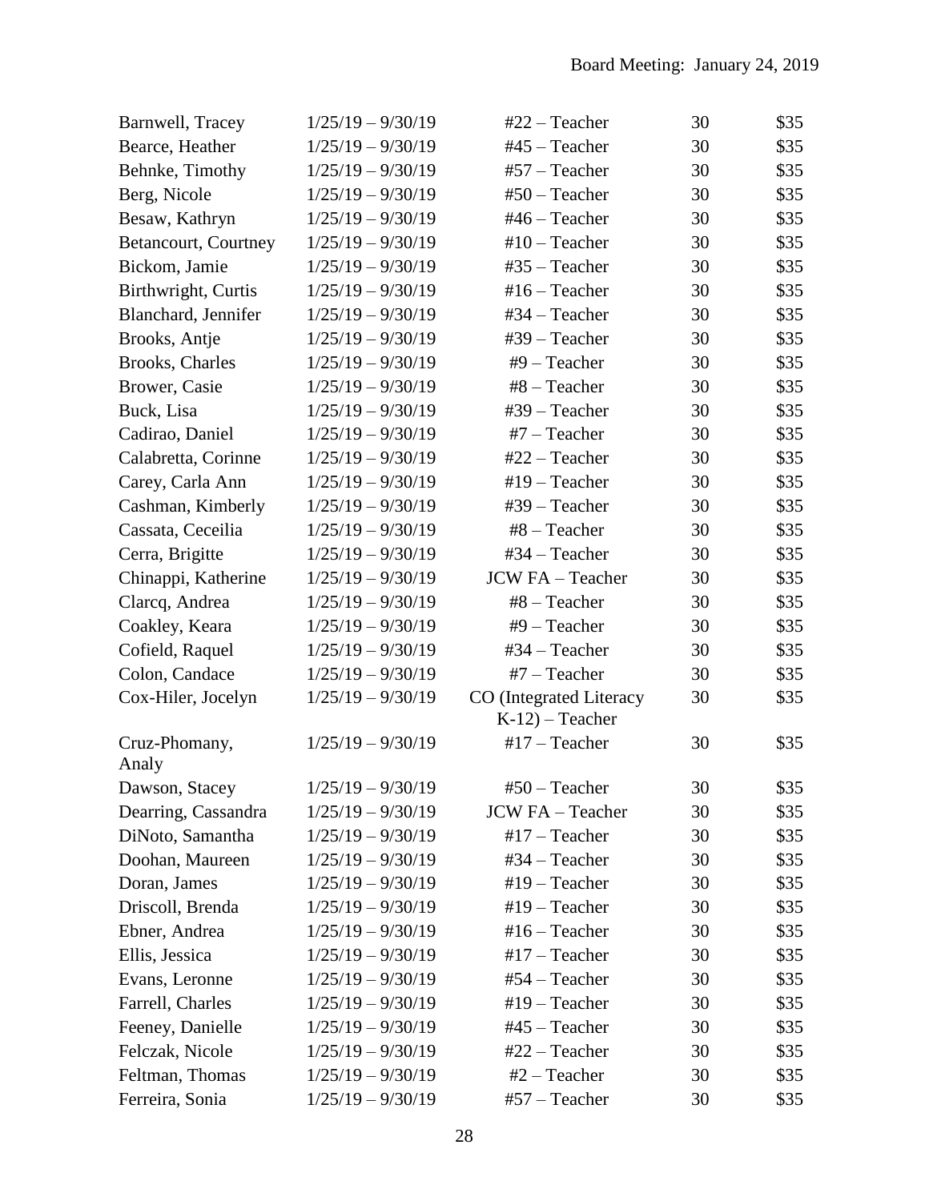| | | | | |
|---|---|---|---|---|
| Barnwell, Tracey | 1/25/19 – 9/30/19 | #22 – Teacher | 30 | $35 |
| Bearce, Heather | 1/25/19 – 9/30/19 | #45 – Teacher | 30 | $35 |
| Behnke, Timothy | 1/25/19 – 9/30/19 | #57 – Teacher | 30 | $35 |
| Berg, Nicole | 1/25/19 – 9/30/19 | #50 – Teacher | 30 | $35 |
| Besaw, Kathryn | 1/25/19 – 9/30/19 | #46 – Teacher | 30 | $35 |
| Betancourt, Courtney | 1/25/19 – 9/30/19 | #10 – Teacher | 30 | $35 |
| Bickom, Jamie | 1/25/19 – 9/30/19 | #35 – Teacher | 30 | $35 |
| Birthwright, Curtis | 1/25/19 – 9/30/19 | #16 – Teacher | 30 | $35 |
| Blanchard, Jennifer | 1/25/19 – 9/30/19 | #34 – Teacher | 30 | $35 |
| Brooks, Antje | 1/25/19 – 9/30/19 | #39 – Teacher | 30 | $35 |
| Brooks, Charles | 1/25/19 – 9/30/19 | #9 – Teacher | 30 | $35 |
| Brower, Casie | 1/25/19 – 9/30/19 | #8 – Teacher | 30 | $35 |
| Buck, Lisa | 1/25/19 – 9/30/19 | #39 – Teacher | 30 | $35 |
| Cadirao, Daniel | 1/25/19 – 9/30/19 | #7 – Teacher | 30 | $35 |
| Calabretta, Corinne | 1/25/19 – 9/30/19 | #22 – Teacher | 30 | $35 |
| Carey, Carla Ann | 1/25/19 – 9/30/19 | #19 – Teacher | 30 | $35 |
| Cashman, Kimberly | 1/25/19 – 9/30/19 | #39 – Teacher | 30 | $35 |
| Cassata, Ceceilia | 1/25/19 – 9/30/19 | #8 – Teacher | 30 | $35 |
| Cerra, Brigitte | 1/25/19 – 9/30/19 | #34 – Teacher | 30 | $35 |
| Chinappi, Katherine | 1/25/19 – 9/30/19 | JCW FA – Teacher | 30 | $35 |
| Clarcq, Andrea | 1/25/19 – 9/30/19 | #8 – Teacher | 30 | $35 |
| Coakley, Keara | 1/25/19 – 9/30/19 | #9 – Teacher | 30 | $35 |
| Cofield, Raquel | 1/25/19 – 9/30/19 | #34 – Teacher | 30 | $35 |
| Colon, Candace | 1/25/19 – 9/30/19 | #7 – Teacher | 30 | $35 |
| Cox-Hiler, Jocelyn | 1/25/19 – 9/30/19 | CO (Integrated Literacy K-12) – Teacher | 30 | $35 |
| Cruz-Phomany, Analy | 1/25/19 – 9/30/19 | #17 – Teacher | 30 | $35 |
| Dawson, Stacey | 1/25/19 – 9/30/19 | #50 – Teacher | 30 | $35 |
| Dearring, Cassandra | 1/25/19 – 9/30/19 | JCW FA – Teacher | 30 | $35 |
| DiNoto, Samantha | 1/25/19 – 9/30/19 | #17 – Teacher | 30 | $35 |
| Doohan, Maureen | 1/25/19 – 9/30/19 | #34 – Teacher | 30 | $35 |
| Doran, James | 1/25/19 – 9/30/19 | #19 – Teacher | 30 | $35 |
| Driscoll, Brenda | 1/25/19 – 9/30/19 | #19 – Teacher | 30 | $35 |
| Ebner, Andrea | 1/25/19 – 9/30/19 | #16 – Teacher | 30 | $35 |
| Ellis, Jessica | 1/25/19 – 9/30/19 | #17 – Teacher | 30 | $35 |
| Evans, Leronne | 1/25/19 – 9/30/19 | #54 – Teacher | 30 | $35 |
| Farrell, Charles | 1/25/19 – 9/30/19 | #19 – Teacher | 30 | $35 |
| Feeney, Danielle | 1/25/19 – 9/30/19 | #45 – Teacher | 30 | $35 |
| Felczak, Nicole | 1/25/19 – 9/30/19 | #22 – Teacher | 30 | $35 |
| Feltman, Thomas | 1/25/19 – 9/30/19 | #2 – Teacher | 30 | $35 |
| Ferreira, Sonia | 1/25/19 – 9/30/19 | #57 – Teacher | 30 | $35 |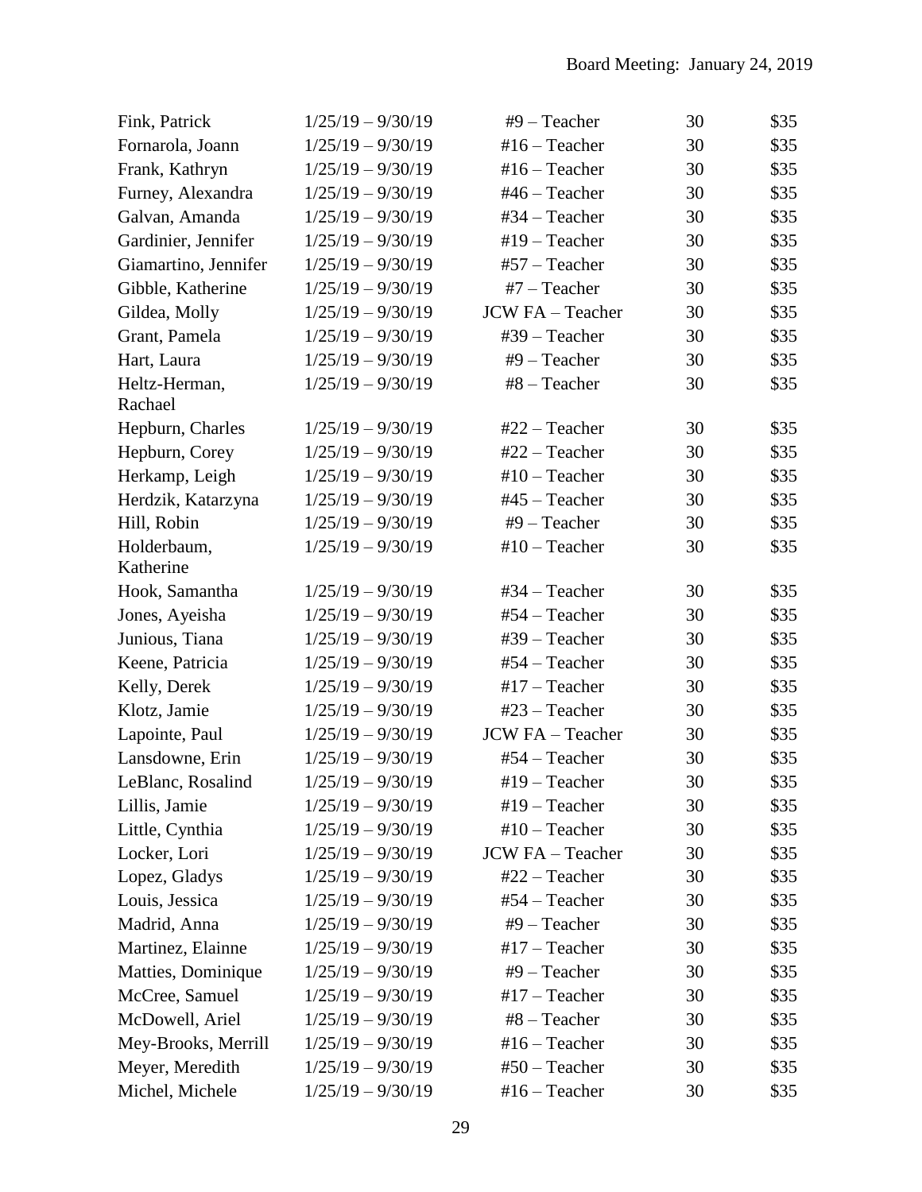| | | | | |
|---|---|---|---|---|
| Fink, Patrick | 1/25/19 – 9/30/19 | #9 – Teacher | 30 | $35 |
| Fornarola, Joann | 1/25/19 – 9/30/19 | #16 – Teacher | 30 | $35 |
| Frank, Kathryn | 1/25/19 – 9/30/19 | #16 – Teacher | 30 | $35 |
| Furney, Alexandra | 1/25/19 – 9/30/19 | #46 – Teacher | 30 | $35 |
| Galvan, Amanda | 1/25/19 – 9/30/19 | #34 – Teacher | 30 | $35 |
| Gardinier, Jennifer | 1/25/19 – 9/30/19 | #19 – Teacher | 30 | $35 |
| Giamartino, Jennifer | 1/25/19 – 9/30/19 | #57 – Teacher | 30 | $35 |
| Gibble, Katherine | 1/25/19 – 9/30/19 | #7 – Teacher | 30 | $35 |
| Gildea, Molly | 1/25/19 – 9/30/19 | JCW FA – Teacher | 30 | $35 |
| Grant, Pamela | 1/25/19 – 9/30/19 | #39 – Teacher | 30 | $35 |
| Hart, Laura | 1/25/19 – 9/30/19 | #9 – Teacher | 30 | $35 |
| Heltz-Herman, Rachael | 1/25/19 – 9/30/19 | #8 – Teacher | 30 | $35 |
| Hepburn, Charles | 1/25/19 – 9/30/19 | #22 – Teacher | 30 | $35 |
| Hepburn, Corey | 1/25/19 – 9/30/19 | #22 – Teacher | 30 | $35 |
| Herkamp, Leigh | 1/25/19 – 9/30/19 | #10 – Teacher | 30 | $35 |
| Herdzik, Katarzyna | 1/25/19 – 9/30/19 | #45 – Teacher | 30 | $35 |
| Hill, Robin | 1/25/19 – 9/30/19 | #9 – Teacher | 30 | $35 |
| Holderbaum, Katherine | 1/25/19 – 9/30/19 | #10 – Teacher | 30 | $35 |
| Hook, Samantha | 1/25/19 – 9/30/19 | #34 – Teacher | 30 | $35 |
| Jones, Ayeisha | 1/25/19 – 9/30/19 | #54 – Teacher | 30 | $35 |
| Junious, Tiana | 1/25/19 – 9/30/19 | #39 – Teacher | 30 | $35 |
| Keene, Patricia | 1/25/19 – 9/30/19 | #54 – Teacher | 30 | $35 |
| Kelly, Derek | 1/25/19 – 9/30/19 | #17 – Teacher | 30 | $35 |
| Klotz, Jamie | 1/25/19 – 9/30/19 | #23 – Teacher | 30 | $35 |
| Lapointe, Paul | 1/25/19 – 9/30/19 | JCW FA – Teacher | 30 | $35 |
| Lansdowne, Erin | 1/25/19 – 9/30/19 | #54 – Teacher | 30 | $35 |
| LeBlanc, Rosalind | 1/25/19 – 9/30/19 | #19 – Teacher | 30 | $35 |
| Lillis, Jamie | 1/25/19 – 9/30/19 | #19 – Teacher | 30 | $35 |
| Little, Cynthia | 1/25/19 – 9/30/19 | #10 – Teacher | 30 | $35 |
| Locker, Lori | 1/25/19 – 9/30/19 | JCW FA – Teacher | 30 | $35 |
| Lopez, Gladys | 1/25/19 – 9/30/19 | #22 – Teacher | 30 | $35 |
| Louis, Jessica | 1/25/19 – 9/30/19 | #54 – Teacher | 30 | $35 |
| Madrid, Anna | 1/25/19 – 9/30/19 | #9 – Teacher | 30 | $35 |
| Martinez, Elainne | 1/25/19 – 9/30/19 | #17 – Teacher | 30 | $35 |
| Matties, Dominique | 1/25/19 – 9/30/19 | #9 – Teacher | 30 | $35 |
| McCree, Samuel | 1/25/19 – 9/30/19 | #17 – Teacher | 30 | $35 |
| McDowell, Ariel | 1/25/19 – 9/30/19 | #8 – Teacher | 30 | $35 |
| Mey-Brooks, Merrill | 1/25/19 – 9/30/19 | #16 – Teacher | 30 | $35 |
| Meyer, Meredith | 1/25/19 – 9/30/19 | #50 – Teacher | 30 | $35 |
| Michel, Michele | 1/25/19 – 9/30/19 | #16 – Teacher | 30 | $35 |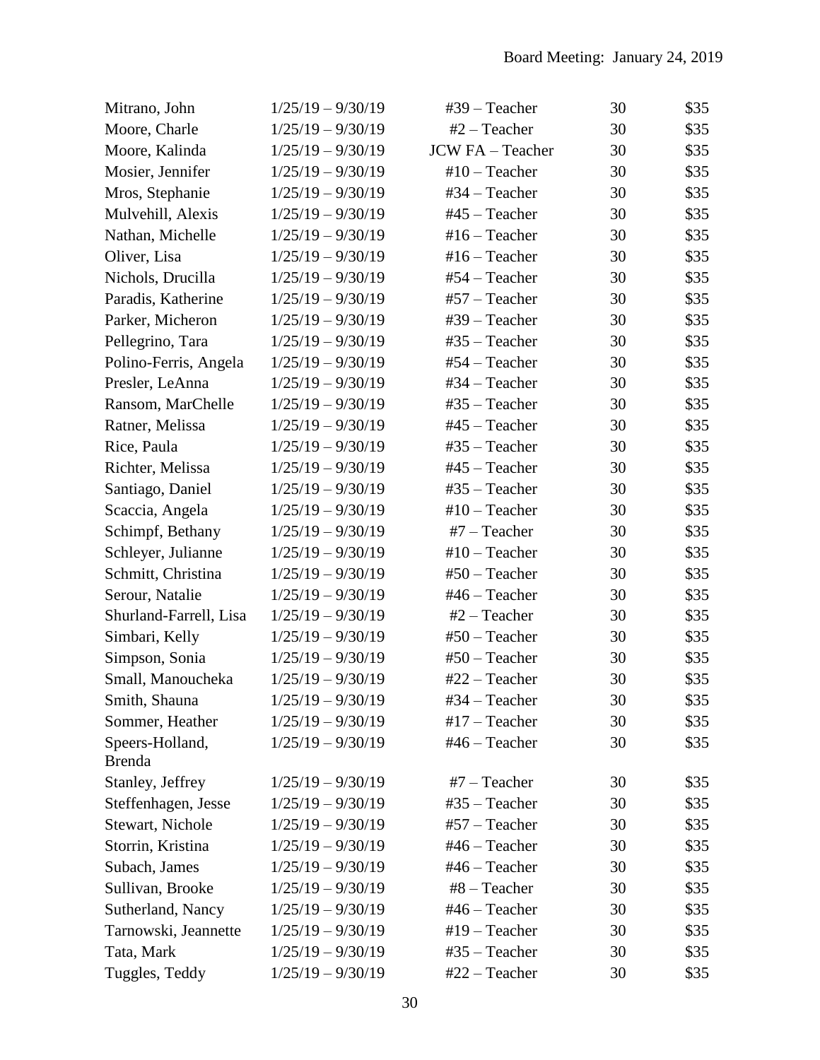| | | | | |
|---|---|---|---|---|
| Mitrano, John | 1/25/19 – 9/30/19 | #39 – Teacher | 30 | $35 |
| Moore, Charle | 1/25/19 – 9/30/19 | #2 – Teacher | 30 | $35 |
| Moore, Kalinda | 1/25/19 – 9/30/19 | JCW FA – Teacher | 30 | $35 |
| Mosier, Jennifer | 1/25/19 – 9/30/19 | #10 – Teacher | 30 | $35 |
| Mros, Stephanie | 1/25/19 – 9/30/19 | #34 – Teacher | 30 | $35 |
| Mulvehill, Alexis | 1/25/19 – 9/30/19 | #45 – Teacher | 30 | $35 |
| Nathan, Michelle | 1/25/19 – 9/30/19 | #16 – Teacher | 30 | $35 |
| Oliver, Lisa | 1/25/19 – 9/30/19 | #16 – Teacher | 30 | $35 |
| Nichols, Drucilla | 1/25/19 – 9/30/19 | #54 – Teacher | 30 | $35 |
| Paradis, Katherine | 1/25/19 – 9/30/19 | #57 – Teacher | 30 | $35 |
| Parker, Micheron | 1/25/19 – 9/30/19 | #39 – Teacher | 30 | $35 |
| Pellegrino, Tara | 1/25/19 – 9/30/19 | #35 – Teacher | 30 | $35 |
| Polino-Ferris, Angela | 1/25/19 – 9/30/19 | #54 – Teacher | 30 | $35 |
| Presler, LeAnna | 1/25/19 – 9/30/19 | #34 – Teacher | 30 | $35 |
| Ransom, MarChelle | 1/25/19 – 9/30/19 | #35 – Teacher | 30 | $35 |
| Ratner, Melissa | 1/25/19 – 9/30/19 | #45 – Teacher | 30 | $35 |
| Rice, Paula | 1/25/19 – 9/30/19 | #35 – Teacher | 30 | $35 |
| Richter, Melissa | 1/25/19 – 9/30/19 | #45 – Teacher | 30 | $35 |
| Santiago, Daniel | 1/25/19 – 9/30/19 | #35 – Teacher | 30 | $35 |
| Scaccia, Angela | 1/25/19 – 9/30/19 | #10 – Teacher | 30 | $35 |
| Schimpf, Bethany | 1/25/19 – 9/30/19 | #7 – Teacher | 30 | $35 |
| Schleyer, Julianne | 1/25/19 – 9/30/19 | #10 – Teacher | 30 | $35 |
| Schmitt, Christina | 1/25/19 – 9/30/19 | #50 – Teacher | 30 | $35 |
| Serour, Natalie | 1/25/19 – 9/30/19 | #46 – Teacher | 30 | $35 |
| Shurland-Farrell, Lisa | 1/25/19 – 9/30/19 | #2 – Teacher | 30 | $35 |
| Simbari, Kelly | 1/25/19 – 9/30/19 | #50 – Teacher | 30 | $35 |
| Simpson, Sonia | 1/25/19 – 9/30/19 | #50 – Teacher | 30 | $35 |
| Small, Manoucheka | 1/25/19 – 9/30/19 | #22 – Teacher | 30 | $35 |
| Smith, Shauna | 1/25/19 – 9/30/19 | #34 – Teacher | 30 | $35 |
| Sommer, Heather | 1/25/19 – 9/30/19 | #17 – Teacher | 30 | $35 |
| Speers-Holland, Brenda | 1/25/19 – 9/30/19 | #46 – Teacher | 30 | $35 |
| Stanley, Jeffrey | 1/25/19 – 9/30/19 | #7 – Teacher | 30 | $35 |
| Steffenhagen, Jesse | 1/25/19 – 9/30/19 | #35 – Teacher | 30 | $35 |
| Stewart, Nichole | 1/25/19 – 9/30/19 | #57 – Teacher | 30 | $35 |
| Storrin, Kristina | 1/25/19 – 9/30/19 | #46 – Teacher | 30 | $35 |
| Subach, James | 1/25/19 – 9/30/19 | #46 – Teacher | 30 | $35 |
| Sullivan, Brooke | 1/25/19 – 9/30/19 | #8 – Teacher | 30 | $35 |
| Sutherland, Nancy | 1/25/19 – 9/30/19 | #46 – Teacher | 30 | $35 |
| Tarnowski, Jeannette | 1/25/19 – 9/30/19 | #19 – Teacher | 30 | $35 |
| Tata, Mark | 1/25/19 – 9/30/19 | #35 – Teacher | 30 | $35 |
| Tuggles, Teddy | 1/25/19 – 9/30/19 | #22 – Teacher | 30 | $35 |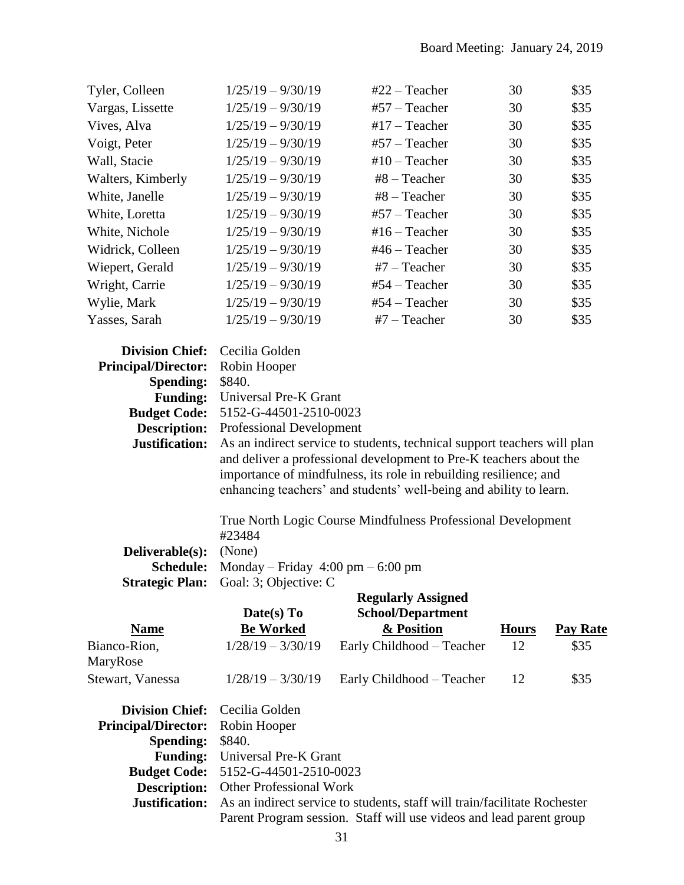| | | | | |
|---|---|---|---|---|
| Tyler, Colleen | 1/25/19 – 9/30/19 | #22 – Teacher | 30 | $35 |
| Vargas, Lissette | 1/25/19 – 9/30/19 | #57 – Teacher | 30 | $35 |
| Vives, Alva | 1/25/19 – 9/30/19 | #17 – Teacher | 30 | $35 |
| Voigt, Peter | 1/25/19 – 9/30/19 | #57 – Teacher | 30 | $35 |
| Wall, Stacie | 1/25/19 – 9/30/19 | #10 – Teacher | 30 | $35 |
| Walters, Kimberly | 1/25/19 – 9/30/19 | #8 – Teacher | 30 | $35 |
| White, Janelle | 1/25/19 – 9/30/19 | #8 – Teacher | 30 | $35 |
| White, Loretta | 1/25/19 – 9/30/19 | #57 – Teacher | 30 | $35 |
| White, Nichole | 1/25/19 – 9/30/19 | #16 – Teacher | 30 | $35 |
| Widrick, Colleen | 1/25/19 – 9/30/19 | #46 – Teacher | 30 | $35 |
| Wiepert, Gerald | 1/25/19 – 9/30/19 | #7 – Teacher | 30 | $35 |
| Wright, Carrie | 1/25/19 – 9/30/19 | #54 – Teacher | 30 | $35 |
| Wylie, Mark | 1/25/19 – 9/30/19 | #54 – Teacher | 30 | $35 |
| Yasses, Sarah | 1/25/19 – 9/30/19 | #7 – Teacher | 30 | $35 |

**Division Chief:** Cecilia Golden
**Principal/Director:** Robin Hooper
**Spending:** $840.
**Funding:** Universal Pre-K Grant
**Budget Code:** 5152-G-44501-2510-0023
**Description:** Professional Development
**Justification:** As an indirect service to students, technical support teachers will plan and deliver a professional development to Pre-K teachers about the importance of mindfulness, its role in rebuilding resilience; and enhancing teachers' and students' well-being and ability to learn.

True North Logic Course Mindfulness Professional Development #23484

**Deliverable(s):** (None)
**Schedule:** Monday – Friday 4:00 pm – 6:00 pm
**Strategic Plan:** Goal: 3; Objective: C

| Name | Date(s) To Be Worked | Regularly Assigned School/Department & Position | Hours | Pay Rate |
|---|---|---|---|---|
| Bianco-Rion, MaryRose | 1/28/19 – 3/30/19 | Early Childhood – Teacher | 12 | $35 |
| Stewart, Vanessa | 1/28/19 – 3/30/19 | Early Childhood – Teacher | 12 | $35 |

**Division Chief:** Cecilia Golden
**Principal/Director:** Robin Hooper
**Spending:** $840.
**Funding:** Universal Pre-K Grant
**Budget Code:** 5152-G-44501-2510-0023
**Description:** Other Professional Work
**Justification:** As an indirect service to students, staff will train/facilitate Rochester Parent Program session. Staff will use videos and lead parent group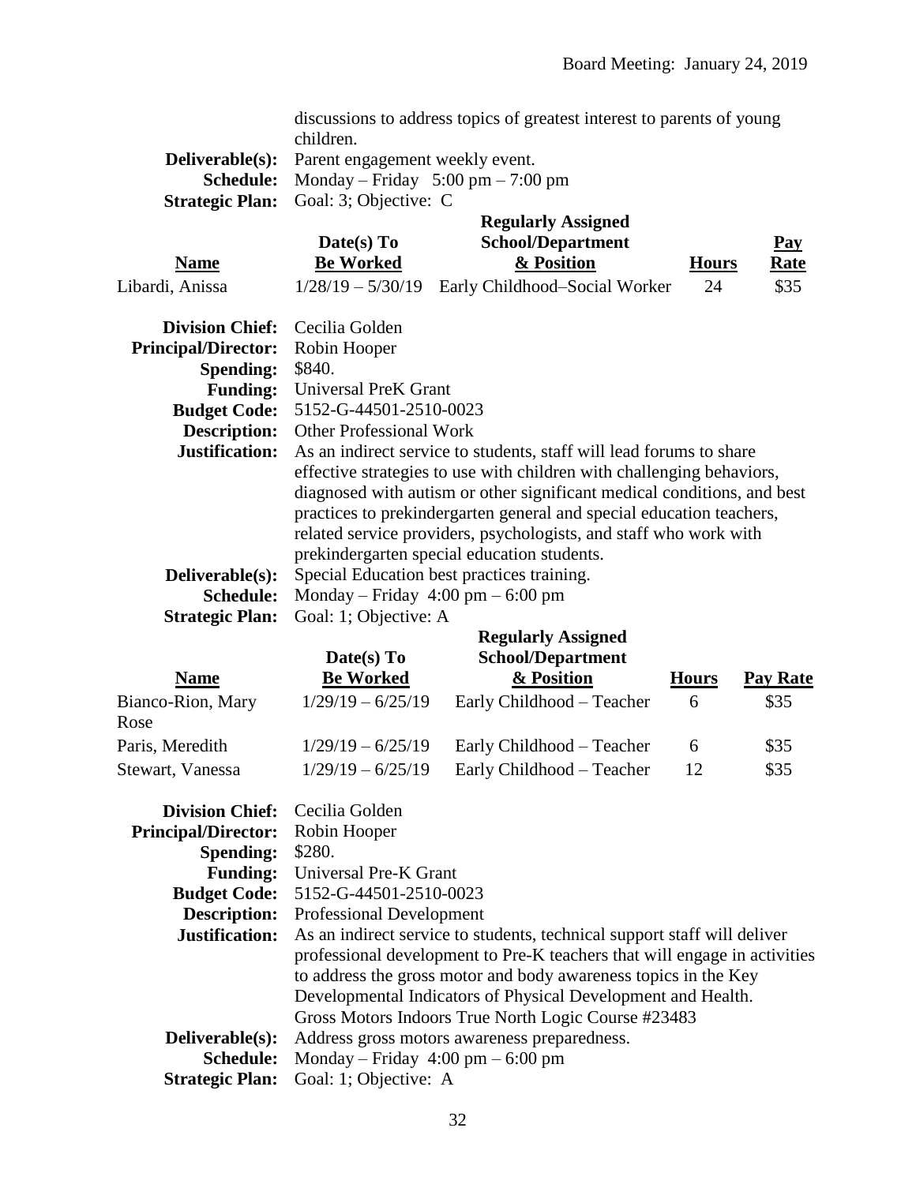discussions to address topics of greatest interest to parents of young children.

**Deliverable(s):** Parent engagement weekly event.
**Schedule:** Monday – Friday 5:00 pm – 7:00 pm
**Strategic Plan:** Goal: 3; Objective: C

| Name | Date(s) To Be Worked | Regularly Assigned School/Department & Position | Hours | Pay Rate |
|---|---|---|---|---|
| Libardi, Anissa | 1/28/19 – 5/30/19 | Early Childhood–Social Worker | 24 | $35 |

**Division Chief:** Cecilia Golden
**Principal/Director:** Robin Hooper
**Spending:** $840.
**Funding:** Universal PreK Grant
**Budget Code:** 5152-G-44501-2510-0023
**Description:** Other Professional Work
**Justification:** As an indirect service to students, staff will lead forums to share effective strategies to use with children with challenging behaviors, diagnosed with autism or other significant medical conditions, and best practices to prekindergarten general and special education teachers, related service providers, psychologists, and staff who work with prekindergarten special education students.
**Deliverable(s):** Special Education best practices training.
**Schedule:** Monday – Friday 4:00 pm – 6:00 pm
**Strategic Plan:** Goal: 1; Objective: A

| Name | Date(s) To Be Worked | Regularly Assigned School/Department & Position | Hours | Pay Rate |
|---|---|---|---|---|
| Bianco-Rion, Mary Rose | 1/29/19 – 6/25/19 | Early Childhood – Teacher | 6 | $35 |
| Paris, Meredith | 1/29/19 – 6/25/19 | Early Childhood – Teacher | 6 | $35 |
| Stewart, Vanessa | 1/29/19 – 6/25/19 | Early Childhood – Teacher | 12 | $35 |

**Division Chief:** Cecilia Golden
**Principal/Director:** Robin Hooper
**Spending:** $280.
**Funding:** Universal Pre-K Grant
**Budget Code:** 5152-G-44501-2510-0023
**Description:** Professional Development
**Justification:** As an indirect service to students, technical support staff will deliver professional development to Pre-K teachers that will engage in activities to address the gross motor and body awareness topics in the Key Developmental Indicators of Physical Development and Health. Gross Motors Indoors True North Logic Course #23483
**Deliverable(s):** Address gross motors awareness preparedness.
**Schedule:** Monday – Friday 4:00 pm – 6:00 pm
**Strategic Plan:** Goal: 1; Objective: A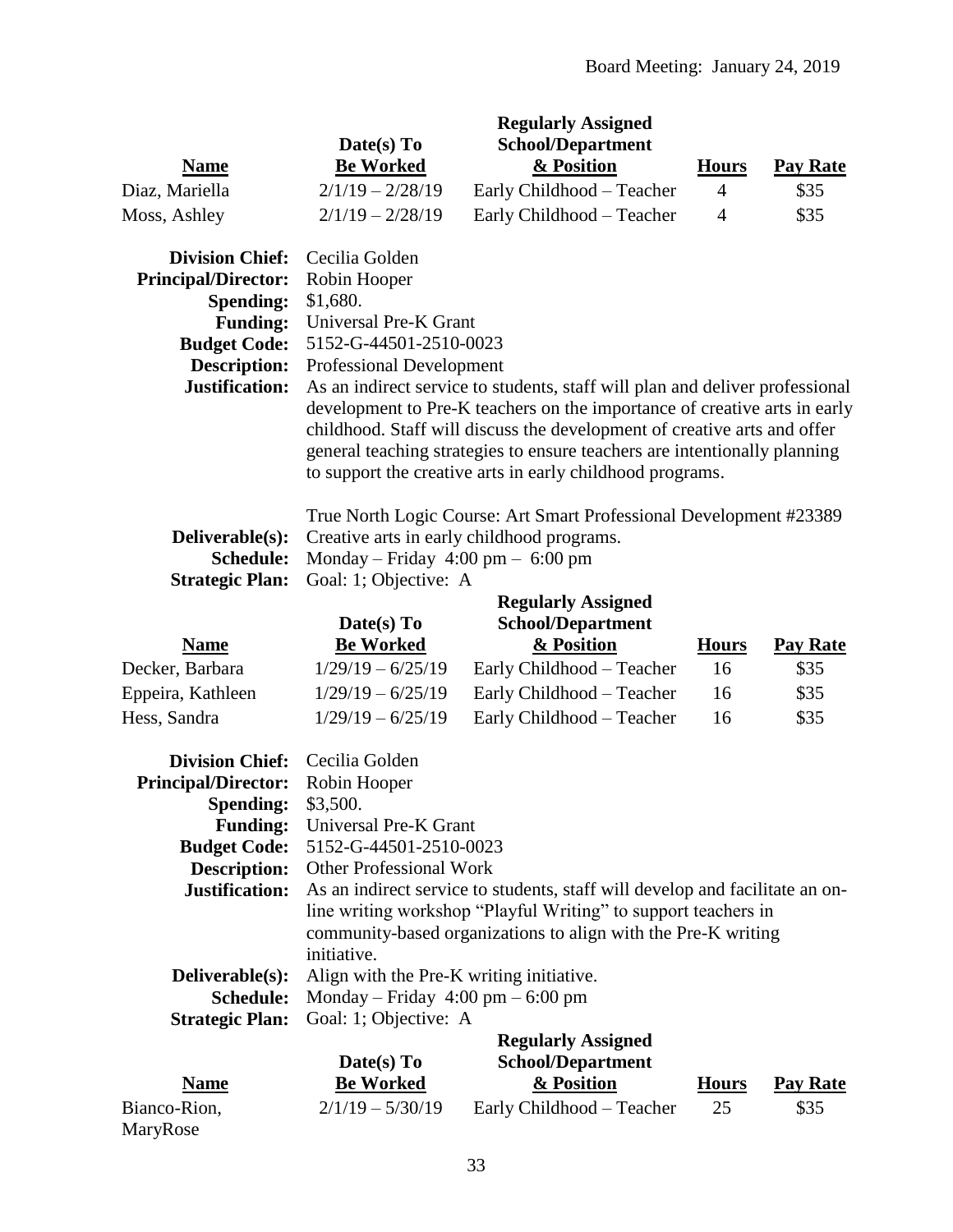Board Meeting: January 24, 2019

| Name | Date(s) To Be Worked | Regularly Assigned School/Department & Position | Hours | Pay Rate |
|---|---|---|---|---|
| Diaz, Mariella | 2/1/19 – 2/28/19 | Early Childhood – Teacher | 4 | $35 |
| Moss, Ashley | 2/1/19 – 2/28/19 | Early Childhood – Teacher | 4 | $35 |

**Division Chief:** Cecilia Golden
**Principal/Director:** Robin Hooper
**Spending:** $1,680.
**Funding:** Universal Pre-K Grant
**Budget Code:** 5152-G-44501-2510-0023
**Description:** Professional Development
**Justification:** As an indirect service to students, staff will plan and deliver professional development to Pre-K teachers on the importance of creative arts in early childhood. Staff will discuss the development of creative arts and offer general teaching strategies to ensure teachers are intentionally planning to support the creative arts in early childhood programs.

True North Logic Course: Art Smart Professional Development #23389

**Deliverable(s):** Creative arts in early childhood programs.
**Schedule:** Monday – Friday 4:00 pm – 6:00 pm
**Strategic Plan:** Goal: 1; Objective: A

| Name | Date(s) To Be Worked | Regularly Assigned School/Department & Position | Hours | Pay Rate |
|---|---|---|---|---|
| Decker, Barbara | 1/29/19 – 6/25/19 | Early Childhood – Teacher | 16 | $35 |
| Eppeira, Kathleen | 1/29/19 – 6/25/19 | Early Childhood – Teacher | 16 | $35 |
| Hess, Sandra | 1/29/19 – 6/25/19 | Early Childhood – Teacher | 16 | $35 |

**Division Chief:** Cecilia Golden
**Principal/Director:** Robin Hooper
**Spending:** $3,500.
**Funding:** Universal Pre-K Grant
**Budget Code:** 5152-G-44501-2510-0023
**Description:** Other Professional Work
**Justification:** As an indirect service to students, staff will develop and facilitate an on-line writing workshop "Playful Writing" to support teachers in community-based organizations to align with the Pre-K writing initiative.
**Deliverable(s):** Align with the Pre-K writing initiative.
**Schedule:** Monday – Friday 4:00 pm – 6:00 pm
**Strategic Plan:** Goal: 1; Objective: A

| Name | Date(s) To Be Worked | Regularly Assigned School/Department & Position | Hours | Pay Rate |
|---|---|---|---|---|
| Bianco-Rion, MaryRose | 2/1/19 – 5/30/19 | Early Childhood – Teacher | 25 | $35 |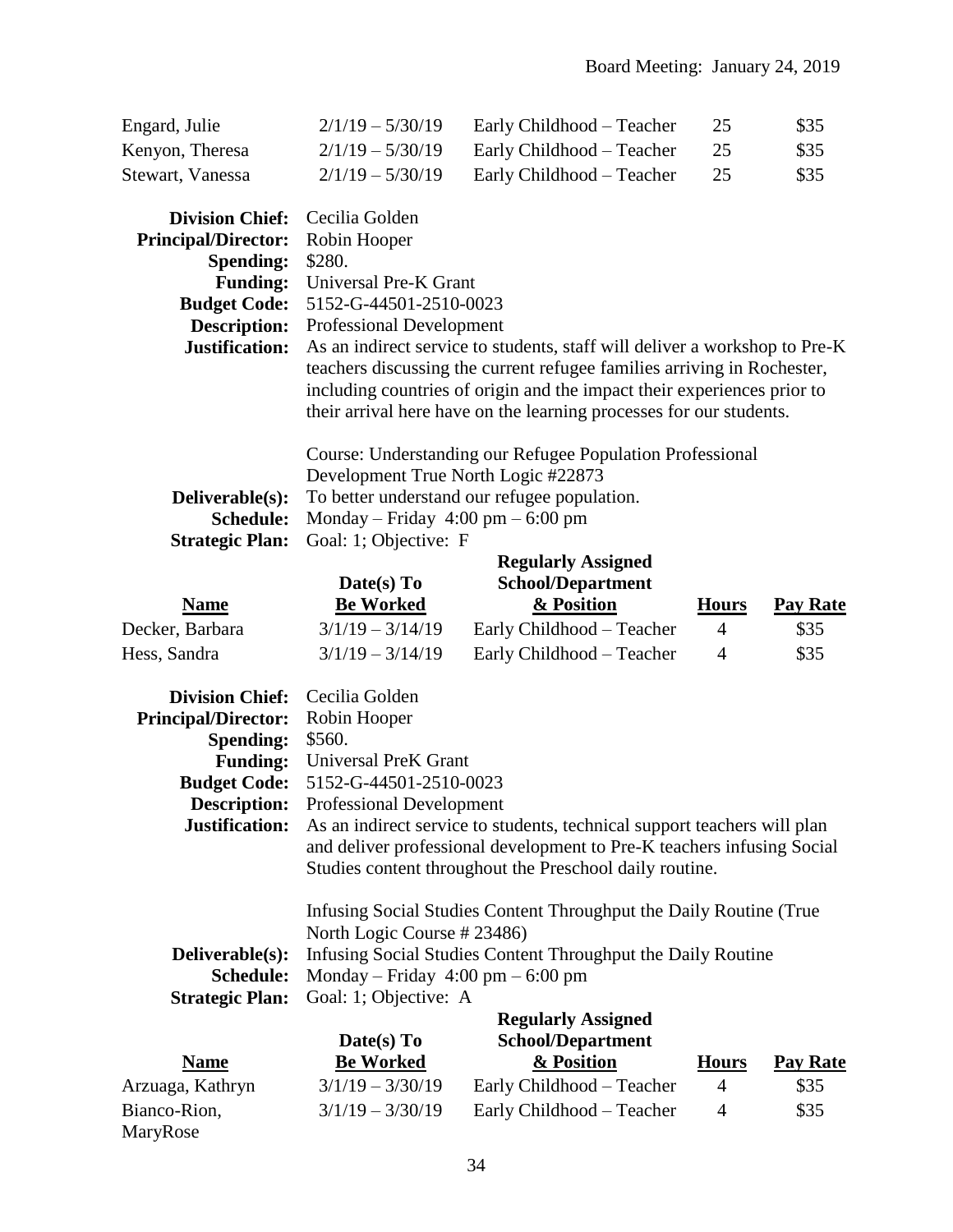| Name | Date(s) To Be Worked | Regularly Assigned School/Department & Position | Hours | Pay Rate |
|---|---|---|---|---|
| Engard, Julie | 2/1/19 – 5/30/19 | Early Childhood – Teacher | 25 | $35 |
| Kenyon, Theresa | 2/1/19 – 5/30/19 | Early Childhood – Teacher | 25 | $35 |
| Stewart, Vanessa | 2/1/19 – 5/30/19 | Early Childhood – Teacher | 25 | $35 |

**Division Chief:** Cecilia Golden
**Principal/Director:** Robin Hooper
**Spending:** $280.
**Funding:** Universal Pre-K Grant
**Budget Code:** 5152-G-44501-2510-0023
**Description:** Professional Development
**Justification:** As an indirect service to students, staff will deliver a workshop to Pre-K teachers discussing the current refugee families arriving in Rochester, including countries of origin and the impact their experiences prior to their arrival here have on the learning processes for our students.

Course: Understanding our Refugee Population Professional Development True North Logic #22873

**Deliverable(s):** To better understand our refugee population.
**Schedule:** Monday – Friday 4:00 pm – 6:00 pm
**Strategic Plan:** Goal: 1; Objective: F

| Name | Date(s) To Be Worked | Regularly Assigned School/Department & Position | Hours | Pay Rate |
|---|---|---|---|---|
| Decker, Barbara | 3/1/19 – 3/14/19 | Early Childhood – Teacher | 4 | $35 |
| Hess, Sandra | 3/1/19 – 3/14/19 | Early Childhood – Teacher | 4 | $35 |

**Division Chief:** Cecilia Golden
**Principal/Director:** Robin Hooper
**Spending:** $560.
**Funding:** Universal PreK Grant
**Budget Code:** 5152-G-44501-2510-0023
**Description:** Professional Development
**Justification:** As an indirect service to students, technical support teachers will plan and deliver professional development to Pre-K teachers infusing Social Studies content throughout the Preschool daily routine.

Infusing Social Studies Content Throughput the Daily Routine (True North Logic Course # 23486)

**Deliverable(s):** Infusing Social Studies Content Throughput the Daily Routine
**Schedule:** Monday – Friday 4:00 pm – 6:00 pm
**Strategic Plan:** Goal: 1; Objective: A

| Name | Date(s) To Be Worked | Regularly Assigned School/Department & Position | Hours | Pay Rate |
|---|---|---|---|---|
| Arzuaga, Kathryn | 3/1/19 – 3/30/19 | Early Childhood – Teacher | 4 | $35 |
| Bianco-Rion, MaryRose | 3/1/19 – 3/30/19 | Early Childhood – Teacher | 4 | $35 |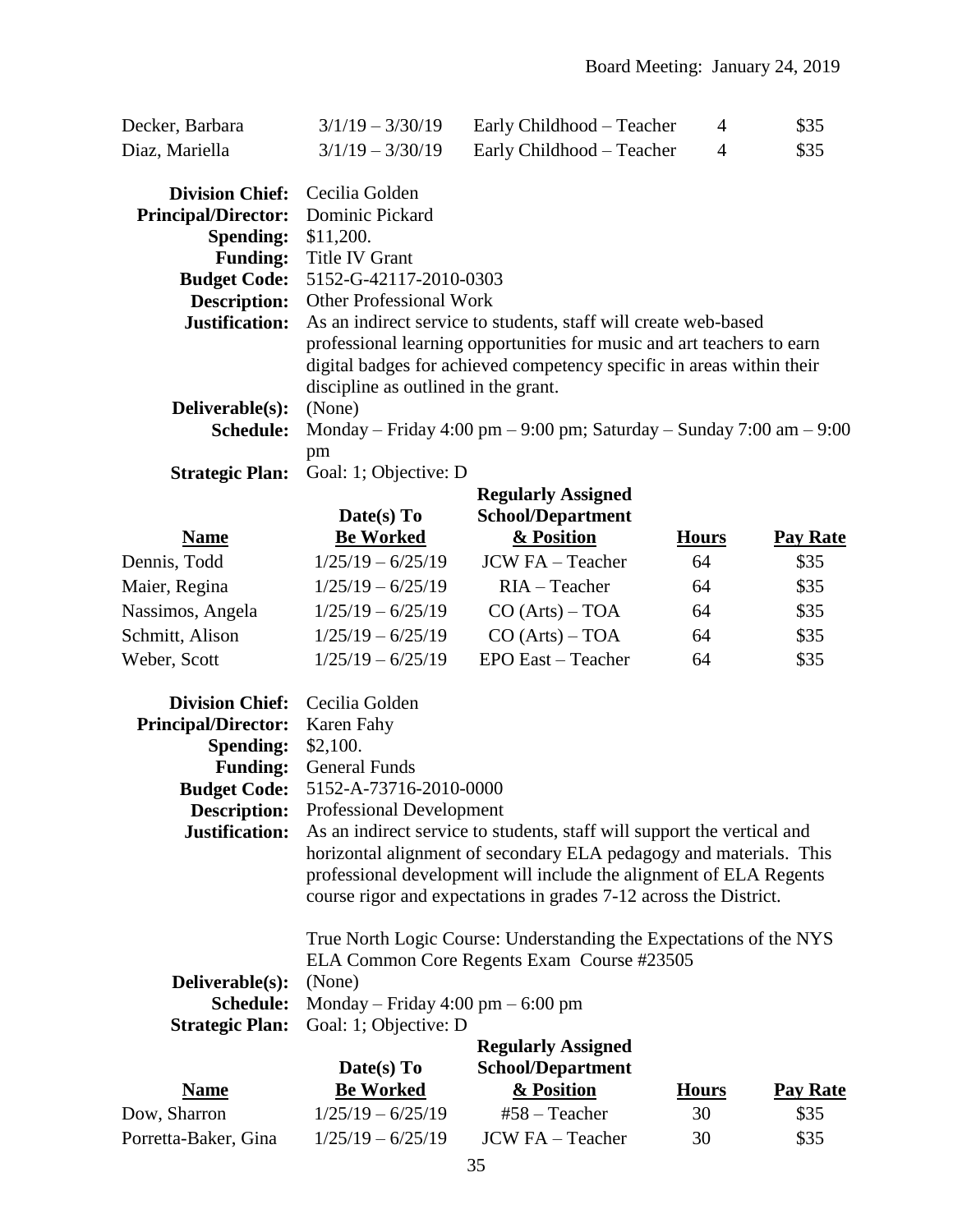| | | | | |
|---|---|---|---|---|
| Decker, Barbara | 3/1/19 – 3/30/19 | Early Childhood – Teacher | 4 | $35 |
| Diaz, Mariella | 3/1/19 – 3/30/19 | Early Childhood – Teacher | 4 | $35 |

**Division Chief:** Cecilia Golden
**Principal/Director:** Dominic Pickard
**Spending:** $11,200.
**Funding:** Title IV Grant
**Budget Code:** 5152-G-42117-2010-0303
**Description:** Other Professional Work
**Justification:** As an indirect service to students, staff will create web-based professional learning opportunities for music and art teachers to earn digital badges for achieved competency specific in areas within their discipline as outlined in the grant.
**Deliverable(s):** (None)
**Schedule:** Monday – Friday 4:00 pm – 9:00 pm; Saturday – Sunday 7:00 am – 9:00 pm
**Strategic Plan:** Goal: 1; Objective: D

| Name | Date(s) To Be Worked | Regularly Assigned School/Department & Position | Hours | Pay Rate |
|---|---|---|---|---|
| Dennis, Todd | 1/25/19 – 6/25/19 | JCW FA – Teacher | 64 | $35 |
| Maier, Regina | 1/25/19 – 6/25/19 | RIA – Teacher | 64 | $35 |
| Nassimos, Angela | 1/25/19 – 6/25/19 | CO (Arts) – TOA | 64 | $35 |
| Schmitt, Alison | 1/25/19 – 6/25/19 | CO (Arts) – TOA | 64 | $35 |
| Weber, Scott | 1/25/19 – 6/25/19 | EPO East – Teacher | 64 | $35 |

**Division Chief:** Cecilia Golden
**Principal/Director:** Karen Fahy
**Spending:** $2,100.
**Funding:** General Funds
**Budget Code:** 5152-A-73716-2010-0000
**Description:** Professional Development
**Justification:** As an indirect service to students, staff will support the vertical and horizontal alignment of secondary ELA pedagogy and materials. This professional development will include the alignment of ELA Regents course rigor and expectations in grades 7-12 across the District.

True North Logic Course: Understanding the Expectations of the NYS ELA Common Core Regents Exam Course #23505

**Deliverable(s):** (None)
**Schedule:** Monday – Friday 4:00 pm – 6:00 pm
**Strategic Plan:** Goal: 1; Objective: D

| Name | Date(s) To Be Worked | Regularly Assigned School/Department & Position | Hours | Pay Rate |
|---|---|---|---|---|
| Dow, Sharron | 1/25/19 – 6/25/19 | #58 – Teacher | 30 | $35 |
| Porretta-Baker, Gina | 1/25/19 – 6/25/19 | JCW FA – Teacher | 30 | $35 |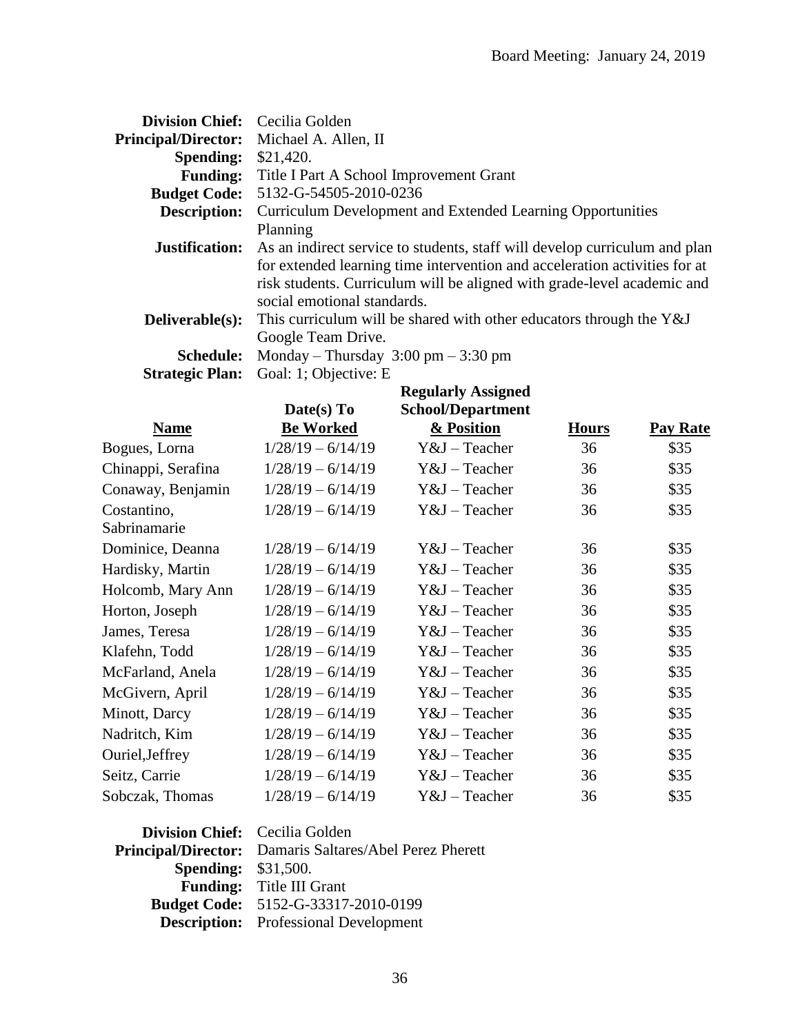Board Meeting: January 24, 2019

**Division Chief:** Cecilia Golden
**Principal/Director:** Michael A. Allen, II
**Spending:** $21,420.
**Funding:** Title I Part A School Improvement Grant
**Budget Code:** 5132-G-54505-2010-0236
**Description:** Curriculum Development and Extended Learning Opportunities Planning
**Justification:** As an indirect service to students, staff will develop curriculum and plan for extended learning time intervention and acceleration activities for at risk students. Curriculum will be aligned with grade-level academic and social emotional standards.
**Deliverable(s):** This curriculum will be shared with other educators through the Y&J Google Team Drive.
**Schedule:** Monday – Thursday 3:00 pm – 3:30 pm
**Strategic Plan:** Goal: 1; Objective: E

| Name | Date(s) To Be Worked | Regularly Assigned School/Department & Position | Hours | Pay Rate |
|---|---|---|---|---|
| Bogues, Lorna | 1/28/19 – 6/14/19 | Y&J – Teacher | 36 | $35 |
| Chinappi, Serafina | 1/28/19 – 6/14/19 | Y&J – Teacher | 36 | $35 |
| Conaway, Benjamin | 1/28/19 – 6/14/19 | Y&J – Teacher | 36 | $35 |
| Costantino, Sabrinamarie | 1/28/19 – 6/14/19 | Y&J – Teacher | 36 | $35 |
| Dominice, Deanna | 1/28/19 – 6/14/19 | Y&J – Teacher | 36 | $35 |
| Hardisky, Martin | 1/28/19 – 6/14/19 | Y&J – Teacher | 36 | $35 |
| Holcomb, Mary Ann | 1/28/19 – 6/14/19 | Y&J – Teacher | 36 | $35 |
| Horton, Joseph | 1/28/19 – 6/14/19 | Y&J – Teacher | 36 | $35 |
| James, Teresa | 1/28/19 – 6/14/19 | Y&J – Teacher | 36 | $35 |
| Klafehn, Todd | 1/28/19 – 6/14/19 | Y&J – Teacher | 36 | $35 |
| McFarland, Anela | 1/28/19 – 6/14/19 | Y&J – Teacher | 36 | $35 |
| McGivern, April | 1/28/19 – 6/14/19 | Y&J – Teacher | 36 | $35 |
| Minott, Darcy | 1/28/19 – 6/14/19 | Y&J – Teacher | 36 | $35 |
| Nadritch, Kim | 1/28/19 – 6/14/19 | Y&J – Teacher | 36 | $35 |
| Ouriel,Jeffrey | 1/28/19 – 6/14/19 | Y&J – Teacher | 36 | $35 |
| Seitz, Carrie | 1/28/19 – 6/14/19 | Y&J – Teacher | 36 | $35 |
| Sobczak, Thomas | 1/28/19 – 6/14/19 | Y&J – Teacher | 36 | $35 |

**Division Chief:** Cecilia Golden
**Principal/Director:** Damaris Saltares/Abel Perez Pherett
**Spending:** $31,500.
**Funding:** Title III Grant
**Budget Code:** 5152-G-33317-2010-0199
**Description:** Professional Development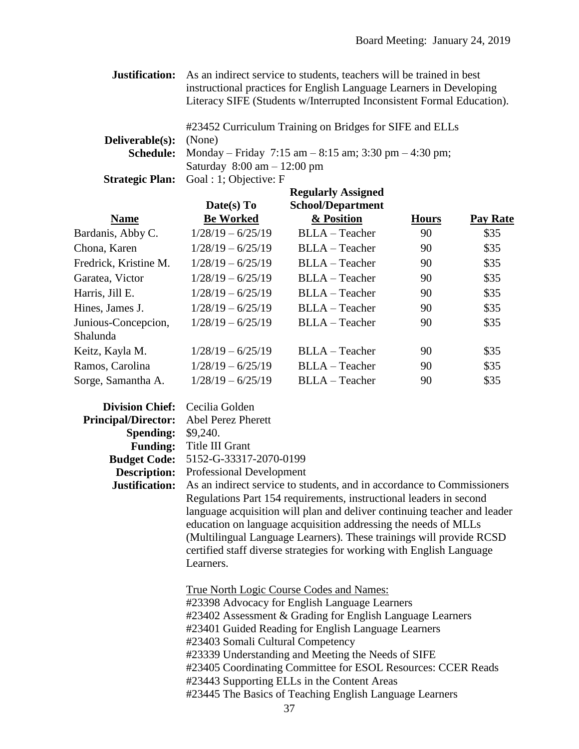**Justification:** As an indirect service to students, teachers will be trained in best instructional practices for English Language Learners in Developing Literacy SIFE (Students w/Interrupted Inconsistent Formal Education).

#23452 Curriculum Training on Bridges for SIFE and ELLs

**Deliverable(s):** (None)

**Schedule:** Monday – Friday 7:15 am – 8:15 am; 3:30 pm – 4:30 pm; Saturday 8:00 am – 12:00 pm

**Strategic Plan:** Goal : 1; Objective: F

| Name | Date(s) To Be Worked | Regularly Assigned School/Department & Position | Hours | Pay Rate |
|---|---|---|---|---|
| Bardanis, Abby C. | 1/28/19 – 6/25/19 | BLLA – Teacher | 90 | $35 |
| Chona, Karen | 1/28/19 – 6/25/19 | BLLA – Teacher | 90 | $35 |
| Fredrick, Kristine M. | 1/28/19 – 6/25/19 | BLLA – Teacher | 90 | $35 |
| Garatea, Victor | 1/28/19 – 6/25/19 | BLLA – Teacher | 90 | $35 |
| Harris, Jill E. | 1/28/19 – 6/25/19 | BLLA – Teacher | 90 | $35 |
| Hines, James J. | 1/28/19 – 6/25/19 | BLLA – Teacher | 90 | $35 |
| Junious-Concepcion, Shalunda | 1/28/19 – 6/25/19 | BLLA – Teacher | 90 | $35 |
| Keitz, Kayla M. | 1/28/19 – 6/25/19 | BLLA – Teacher | 90 | $35 |
| Ramos, Carolina | 1/28/19 – 6/25/19 | BLLA – Teacher | 90 | $35 |
| Sorge, Samantha A. | 1/28/19 – 6/25/19 | BLLA – Teacher | 90 | $35 |

**Division Chief:** Cecilia Golden

**Principal/Director:** Abel Perez Pherett

**Spending:** $9,240.

**Funding:** Title III Grant

**Budget Code:** 5152-G-33317-2070-0199

**Description:** Professional Development

**Justification:** As an indirect service to students, and in accordance to Commissioners Regulations Part 154 requirements, instructional leaders in second language acquisition will plan and deliver continuing teacher and leader education on language acquisition addressing the needs of MLLs (Multilingual Language Learners). These trainings will provide RCSD certified staff diverse strategies for working with English Language Learners.

True North Logic Course Codes and Names:

#23398 Advocacy for English Language Learners
#23402 Assessment & Grading for English Language Learners
#23401 Guided Reading for English Language Learners
#23403 Somali Cultural Competency
#23339 Understanding and Meeting the Needs of SIFE
#23405 Coordinating Committee for ESOL Resources: CCER Reads
#23443 Supporting ELLs in the Content Areas
#23445 The Basics of Teaching English Language Learners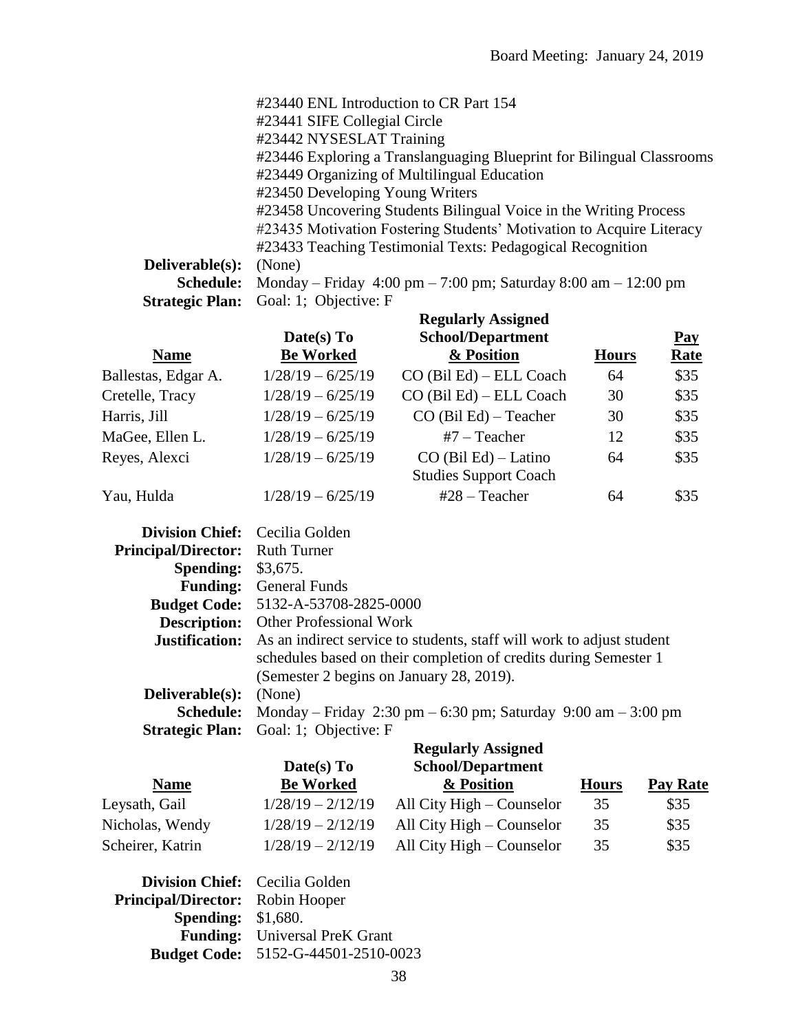#23440 ENL Introduction to CR Part 154
#23441 SIFE Collegial Circle
#23442 NYSESLAT Training
#23446 Exploring a Translanguaging Blueprint for Bilingual Classrooms
#23449 Organizing of Multilingual Education
#23450 Developing Young Writers
#23458 Uncovering Students Bilingual Voice in the Writing Process
#23435 Motivation Fostering Students' Motivation to Acquire Literacy
#23433 Teaching Testimonial Texts: Pedagogical Recognition

**Deliverable(s):** (None)
**Schedule:** Monday – Friday 4:00 pm – 7:00 pm; Saturday 8:00 am – 12:00 pm
**Strategic Plan:** Goal: 1; Objective: F

| Name | Date(s) To Be Worked | Regularly Assigned School/Department & Position | Hours | Pay Rate |
|---|---|---|---|---|
| Ballestas, Edgar A. | 1/28/19 – 6/25/19 | CO (Bil Ed) – ELL Coach | 64 | $35 |
| Cretelle, Tracy | 1/28/19 – 6/25/19 | CO (Bil Ed) – ELL Coach | 30 | $35 |
| Harris, Jill | 1/28/19 – 6/25/19 | CO (Bil Ed) – Teacher | 30 | $35 |
| MaGee, Ellen L. | 1/28/19 – 6/25/19 | #7 – Teacher | 12 | $35 |
| Reyes, Alexci | 1/28/19 – 6/25/19 | CO (Bil Ed) – Latino Studies Support Coach | 64 | $35 |
| Yau, Hulda | 1/28/19 – 6/25/19 | #28 – Teacher | 64 | $35 |

**Division Chief:** Cecilia Golden
**Principal/Director:** Ruth Turner
**Spending:** $3,675.
**Funding:** General Funds
**Budget Code:** 5132-A-53708-2825-0000
**Description:** Other Professional Work
**Justification:** As an indirect service to students, staff will work to adjust student schedules based on their completion of credits during Semester 1 (Semester 2 begins on January 28, 2019).
**Deliverable(s):** (None)
**Schedule:** Monday – Friday 2:30 pm – 6:30 pm; Saturday 9:00 am – 3:00 pm
**Strategic Plan:** Goal: 1; Objective: F

| Name | Date(s) To Be Worked | Regularly Assigned School/Department & Position | Hours | Pay Rate |
|---|---|---|---|---|
| Leysath, Gail | 1/28/19 – 2/12/19 | All City High – Counselor | 35 | $35 |
| Nicholas, Wendy | 1/28/19 – 2/12/19 | All City High – Counselor | 35 | $35 |
| Scheirer, Katrin | 1/28/19 – 2/12/19 | All City High – Counselor | 35 | $35 |

**Division Chief:** Cecilia Golden
**Principal/Director:** Robin Hooper
**Spending:** $1,680.
**Funding:** Universal PreK Grant
**Budget Code:** 5152-G-44501-2510-0023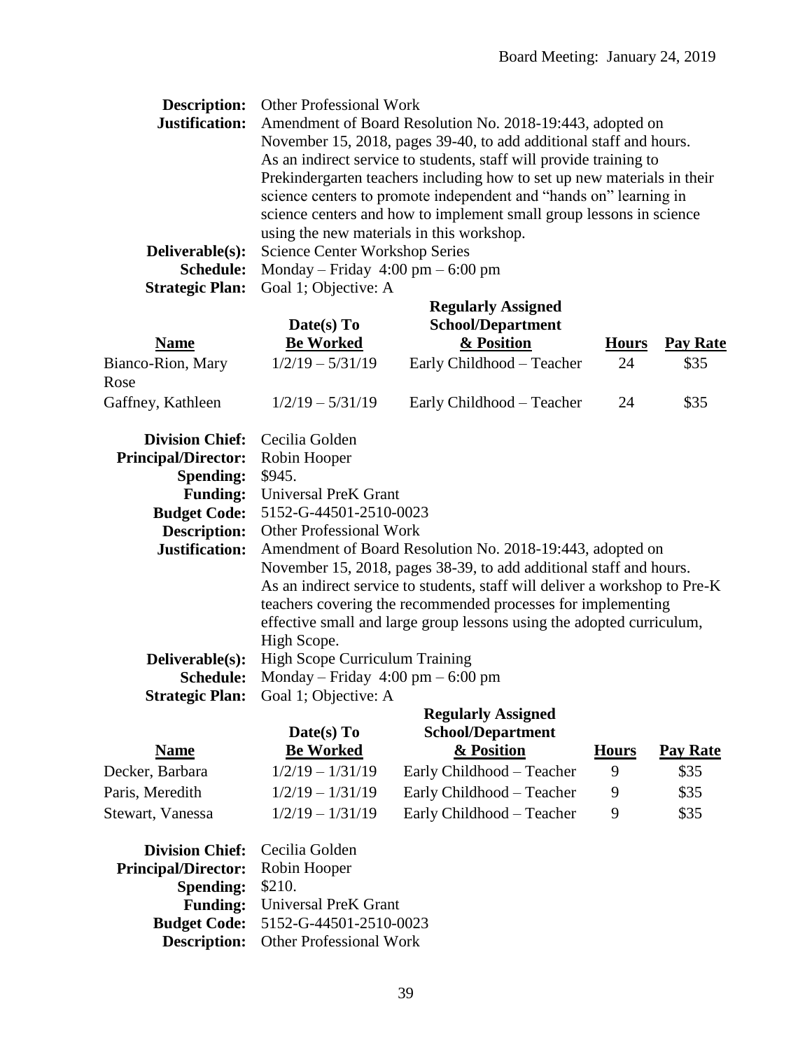**Description:** Other Professional Work
**Justification:** Amendment of Board Resolution No. 2018-19:443, adopted on November 15, 2018, pages 39-40, to add additional staff and hours. As an indirect service to students, staff will provide training to Prekindergarten teachers including how to set up new materials in their science centers to promote independent and "hands on" learning in science centers and how to implement small group lessons in science using the new materials in this workshop.
**Deliverable(s):** Science Center Workshop Series
**Schedule:** Monday – Friday 4:00 pm – 6:00 pm
**Strategic Plan:** Goal 1; Objective: A

| Name | Date(s) To Be Worked | Regularly Assigned School/Department & Position | Hours | Pay Rate |
|---|---|---|---|---|
| Bianco-Rion, Mary Rose | 1/2/19 – 5/31/19 | Early Childhood – Teacher | 24 | $35 |
| Gaffney, Kathleen | 1/2/19 – 5/31/19 | Early Childhood – Teacher | 24 | $35 |

**Division Chief:** Cecilia Golden
**Principal/Director:** Robin Hooper
**Spending:** $945.
**Funding:** Universal PreK Grant
**Budget Code:** 5152-G-44501-2510-0023
**Description:** Other Professional Work
**Justification:** Amendment of Board Resolution No. 2018-19:443, adopted on November 15, 2018, pages 38-39, to add additional staff and hours. As an indirect service to students, staff will deliver a workshop to Pre-K teachers covering the recommended processes for implementing effective small and large group lessons using the adopted curriculum, High Scope.
**Deliverable(s):** High Scope Curriculum Training
**Schedule:** Monday – Friday 4:00 pm – 6:00 pm
**Strategic Plan:** Goal 1; Objective: A

| Name | Date(s) To Be Worked | Regularly Assigned School/Department & Position | Hours | Pay Rate |
|---|---|---|---|---|
| Decker, Barbara | 1/2/19 – 1/31/19 | Early Childhood – Teacher | 9 | $35 |
| Paris, Meredith | 1/2/19 – 1/31/19 | Early Childhood – Teacher | 9 | $35 |
| Stewart, Vanessa | 1/2/19 – 1/31/19 | Early Childhood – Teacher | 9 | $35 |

**Division Chief:** Cecilia Golden
**Principal/Director:** Robin Hooper
**Spending:** $210.
**Funding:** Universal PreK Grant
**Budget Code:** 5152-G-44501-2510-0023
**Description:** Other Professional Work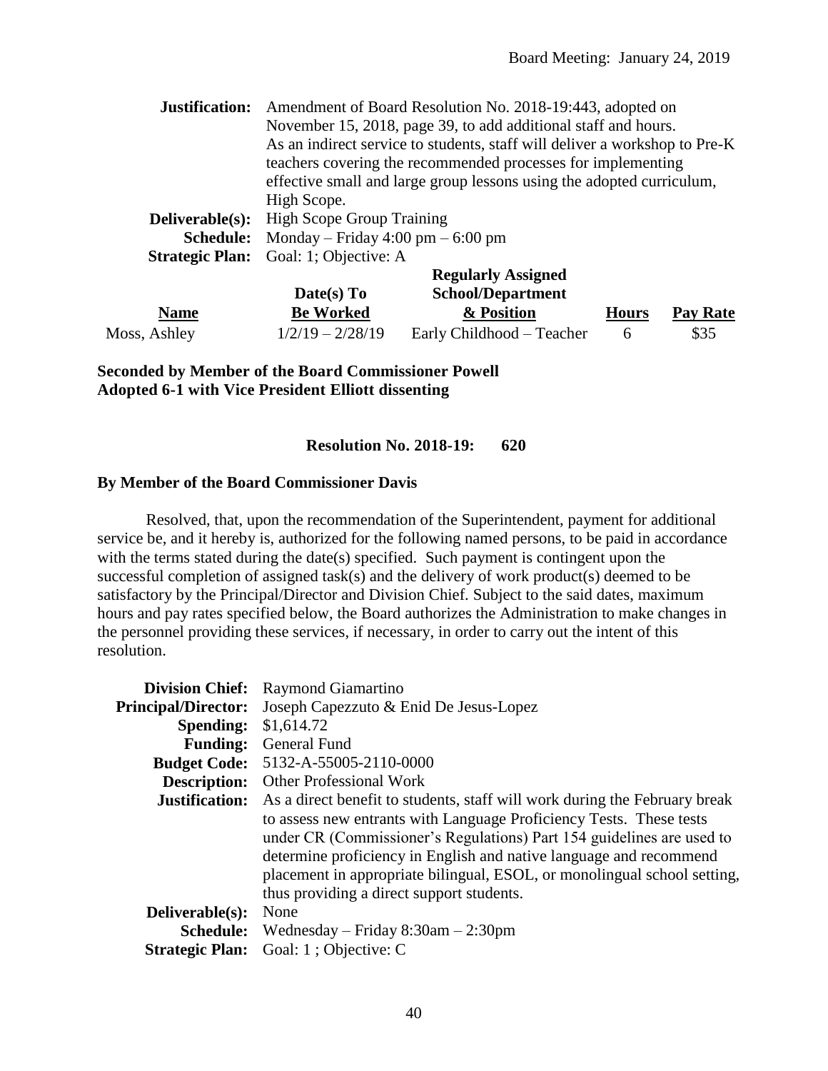**Justification:** Amendment of Board Resolution No. 2018-19:443, adopted on November 15, 2018, page 39, to add additional staff and hours. As an indirect service to students, staff will deliver a workshop to Pre-K teachers covering the recommended processes for implementing effective small and large group lessons using the adopted curriculum, High Scope.
**Deliverable(s):** High Scope Group Training
**Schedule:** Monday – Friday 4:00 pm – 6:00 pm
**Strategic Plan:** Goal: 1; Objective: A

| Name | Date(s) To Be Worked | Regularly Assigned School/Department & Position | Hours | Pay Rate |
|---|---|---|---|---|
| Moss, Ashley | 1/2/19 – 2/28/19 | Early Childhood – Teacher | 6 | $35 |

**Seconded by Member of the Board Commissioner Powell**
**Adopted 6-1 with Vice President Elliott dissenting**

**Resolution No. 2018-19: 620**

**By Member of the Board Commissioner Davis**

Resolved, that, upon the recommendation of the Superintendent, payment for additional service be, and it hereby is, authorized for the following named persons, to be paid in accordance with the terms stated during the date(s) specified. Such payment is contingent upon the successful completion of assigned task(s) and the delivery of work product(s) deemed to be satisfactory by the Principal/Director and Division Chief. Subject to the said dates, maximum hours and pay rates specified below, the Board authorizes the Administration to make changes in the personnel providing these services, if necessary, in order to carry out the intent of this resolution.

**Division Chief:** Raymond Giamartino
**Principal/Director:** Joseph Capezzuto & Enid De Jesus-Lopez
**Spending:** $1,614.72
**Funding:** General Fund
**Budget Code:** 5132-A-55005-2110-0000
**Description:** Other Professional Work
**Justification:** As a direct benefit to students, staff will work during the February break to assess new entrants with Language Proficiency Tests. These tests under CR (Commissioner's Regulations) Part 154 guidelines are used to determine proficiency in English and native language and recommend placement in appropriate bilingual, ESOL, or monolingual school setting, thus providing a direct support students.
**Deliverable(s):** None
**Schedule:** Wednesday – Friday 8:30am – 2:30pm
**Strategic Plan:** Goal: 1 ; Objective: C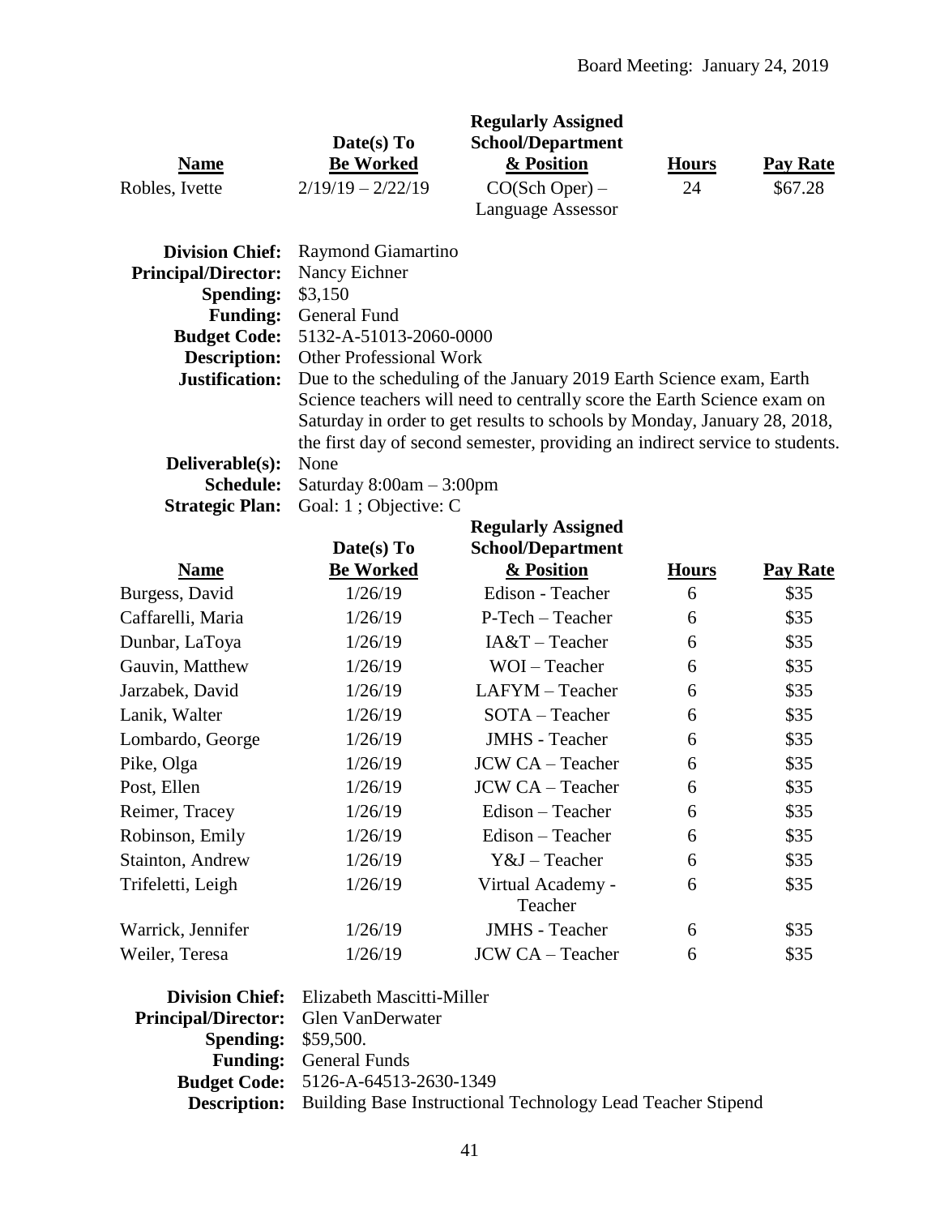Board Meeting: January 24, 2019

| Name | Date(s) To Be Worked | Regularly Assigned School/Department & Position | Hours | Pay Rate |
|---|---|---|---|---|
| Robles, Ivette | 2/19/19 – 2/22/19 | CO(Sch Oper) – Language Assessor | 24 | $67.28 |

**Division Chief:** Raymond Giamartino
**Principal/Director:** Nancy Eichner
**Spending:** $3,150
**Funding:** General Fund
**Budget Code:** 5132-A-51013-2060-0000
**Description:** Other Professional Work
**Justification:** Due to the scheduling of the January 2019 Earth Science exam, Earth Science teachers will need to centrally score the Earth Science exam on Saturday in order to get results to schools by Monday, January 28, 2018, the first day of second semester, providing an indirect service to students.
**Deliverable(s):** None
**Schedule:** Saturday 8:00am – 3:00pm
**Strategic Plan:** Goal: 1 ; Objective: C

| Name | Date(s) To Be Worked | Regularly Assigned School/Department & Position | Hours | Pay Rate |
|---|---|---|---|---|
| Burgess, David | 1/26/19 | Edison - Teacher | 6 | $35 |
| Caffarelli, Maria | 1/26/19 | P-Tech – Teacher | 6 | $35 |
| Dunbar, LaToya | 1/26/19 | IA&T – Teacher | 6 | $35 |
| Gauvin, Matthew | 1/26/19 | WOI – Teacher | 6 | $35 |
| Jarzabek, David | 1/26/19 | LAFYM – Teacher | 6 | $35 |
| Lanik, Walter | 1/26/19 | SOTA – Teacher | 6 | $35 |
| Lombardo, George | 1/26/19 | JMHS - Teacher | 6 | $35 |
| Pike, Olga | 1/26/19 | JCW CA – Teacher | 6 | $35 |
| Post, Ellen | 1/26/19 | JCW CA – Teacher | 6 | $35 |
| Reimer, Tracey | 1/26/19 | Edison – Teacher | 6 | $35 |
| Robinson, Emily | 1/26/19 | Edison – Teacher | 6 | $35 |
| Stainton, Andrew | 1/26/19 | Y&J – Teacher | 6 | $35 |
| Trifeletti, Leigh | 1/26/19 | Virtual Academy - Teacher | 6 | $35 |
| Warrick, Jennifer | 1/26/19 | JMHS - Teacher | 6 | $35 |
| Weiler, Teresa | 1/26/19 | JCW CA – Teacher | 6 | $35 |

**Division Chief:** Elizabeth Mascitti-Miller
**Principal/Director:** Glen VanDerwater
**Spending:** $59,500.
**Funding:** General Funds
**Budget Code:** 5126-A-64513-2630-1349
**Description:** Building Base Instructional Technology Lead Teacher Stipend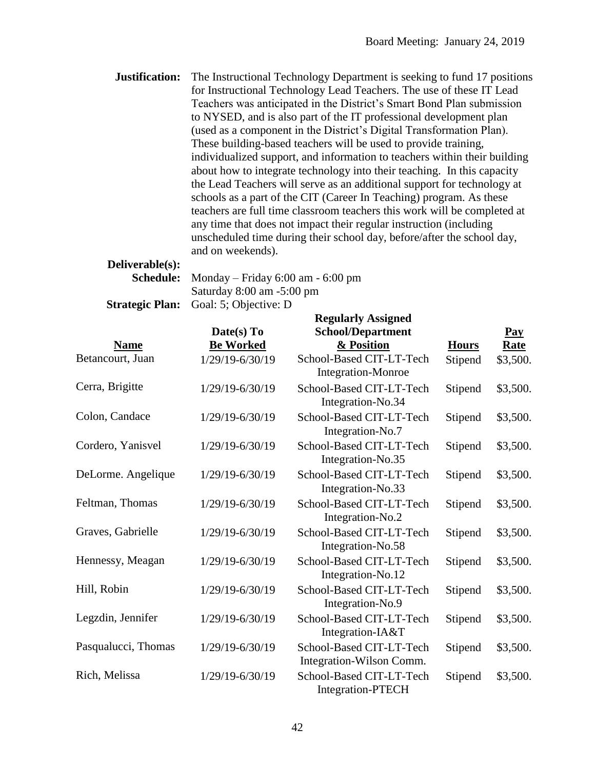Board Meeting: January 24, 2019

**Justification:** The Instructional Technology Department is seeking to fund 17 positions for Instructional Technology Lead Teachers. The use of these IT Lead Teachers was anticipated in the District's Smart Bond Plan submission to NYSED, and is also part of the IT professional development plan (used as a component in the District's Digital Transformation Plan). These building-based teachers will be used to provide training, individualized support, and information to teachers within their building about how to integrate technology into their teaching. In this capacity the Lead Teachers will serve as an additional support for technology at schools as a part of the CIT (Career In Teaching) program. As these teachers are full time classroom teachers this work will be completed at any time that does not impact their regular instruction (including unscheduled time during their school day, before/after the school day, and on weekends).

**Deliverable(s):**

**Schedule:** Monday – Friday 6:00 am - 6:00 pm
Saturday 8:00 am -5:00 pm

**Strategic Plan:** Goal: 5; Objective: D

| Name | Date(s) To Be Worked | Regularly Assigned School/Department & Position | Hours | Pay Rate |
|---|---|---|---|---|
| Betancourt, Juan | 1/29/19-6/30/19 | School-Based CIT-LT-Tech Integration-Monroe | Stipend | $3,500. |
| Cerra, Brigitte | 1/29/19-6/30/19 | School-Based CIT-LT-Tech Integration-No.34 | Stipend | $3,500. |
| Colon, Candace | 1/29/19-6/30/19 | School-Based CIT-LT-Tech Integration-No.7 | Stipend | $3,500. |
| Cordero, Yanisvel | 1/29/19-6/30/19 | School-Based CIT-LT-Tech Integration-No.35 | Stipend | $3,500. |
| DeLorme. Angelique | 1/29/19-6/30/19 | School-Based CIT-LT-Tech Integration-No.33 | Stipend | $3,500. |
| Feltman, Thomas | 1/29/19-6/30/19 | School-Based CIT-LT-Tech Integration-No.2 | Stipend | $3,500. |
| Graves, Gabrielle | 1/29/19-6/30/19 | School-Based CIT-LT-Tech Integration-No.58 | Stipend | $3,500. |
| Hennessy, Meagan | 1/29/19-6/30/19 | School-Based CIT-LT-Tech Integration-No.12 | Stipend | $3,500. |
| Hill, Robin | 1/29/19-6/30/19 | School-Based CIT-LT-Tech Integration-No.9 | Stipend | $3,500. |
| Legzdin, Jennifer | 1/29/19-6/30/19 | School-Based CIT-LT-Tech Integration-IA&T | Stipend | $3,500. |
| Pasqualucci, Thomas | 1/29/19-6/30/19 | School-Based CIT-LT-Tech Integration-Wilson Comm. | Stipend | $3,500. |
| Rich, Melissa | 1/29/19-6/30/19 | School-Based CIT-LT-Tech Integration-PTECH | Stipend | $3,500. |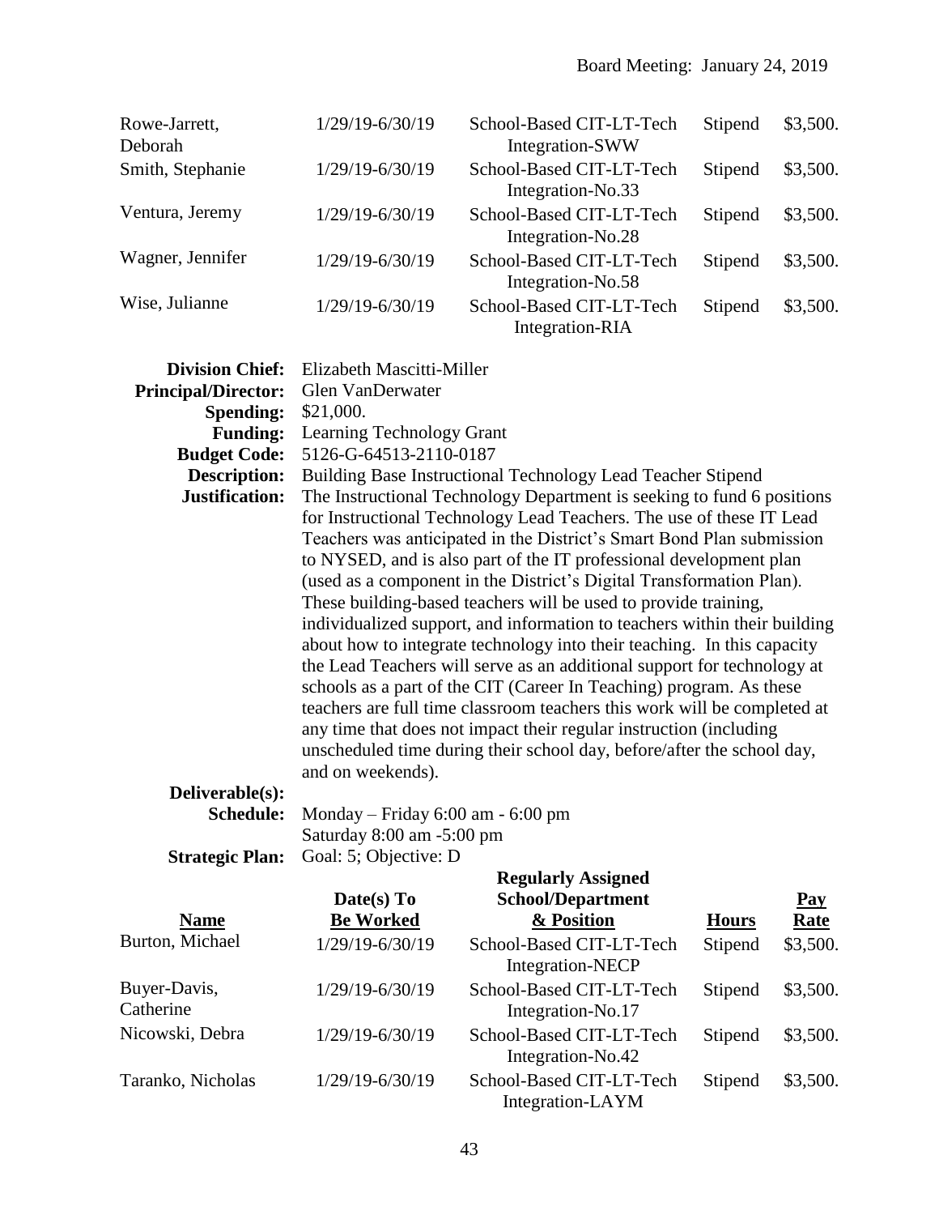| | | | | |
|---|---|---|---|---|
| Rowe-Jarrett, Deborah | 1/29/19-6/30/19 | School-Based CIT-LT-Tech Integration-SWW | Stipend | $3,500. |
| Smith, Stephanie | 1/29/19-6/30/19 | School-Based CIT-LT-Tech Integration-No.33 | Stipend | $3,500. |
| Ventura, Jeremy | 1/29/19-6/30/19 | School-Based CIT-LT-Tech Integration-No.28 | Stipend | $3,500. |
| Wagner, Jennifer | 1/29/19-6/30/19 | School-Based CIT-LT-Tech Integration-No.58 | Stipend | $3,500. |
| Wise, Julianne | 1/29/19-6/30/19 | School-Based CIT-LT-Tech Integration-RIA | Stipend | $3,500. |

**Division Chief:** Elizabeth Mascitti-Miller
**Principal/Director:** Glen VanDerwater
**Spending:** $21,000.
**Funding:** Learning Technology Grant
**Budget Code:** 5126-G-64513-2110-0187
**Description:** Building Base Instructional Technology Lead Teacher Stipend
**Justification:** The Instructional Technology Department is seeking to fund 6 positions for Instructional Technology Lead Teachers. The use of these IT Lead Teachers was anticipated in the District's Smart Bond Plan submission to NYSED, and is also part of the IT professional development plan (used as a component in the District's Digital Transformation Plan). These building-based teachers will be used to provide training, individualized support, and information to teachers within their building about how to integrate technology into their teaching. In this capacity the Lead Teachers will serve as an additional support for technology at schools as a part of the CIT (Career In Teaching) program. As these teachers are full time classroom teachers this work will be completed at any time that does not impact their regular instruction (including unscheduled time during their school day, before/after the school day, and on weekends).
**Deliverable(s):**
**Schedule:** Monday – Friday 6:00 am - 6:00 pm
Saturday 8:00 am -5:00 pm
**Strategic Plan:** Goal: 5; Objective: D

| Name | Date(s) To Be Worked | Regularly Assigned School/Department & Position | Hours | Pay Rate |
|---|---|---|---|---|
| Burton, Michael | 1/29/19-6/30/19 | School-Based CIT-LT-Tech Integration-NECP | Stipend | $3,500. |
| Buyer-Davis, Catherine | 1/29/19-6/30/19 | School-Based CIT-LT-Tech Integration-No.17 | Stipend | $3,500. |
| Nicowski, Debra | 1/29/19-6/30/19 | School-Based CIT-LT-Tech Integration-No.42 | Stipend | $3,500. |
| Taranko, Nicholas | 1/29/19-6/30/19 | School-Based CIT-LT-Tech Integration-LAYM | Stipend | $3,500. |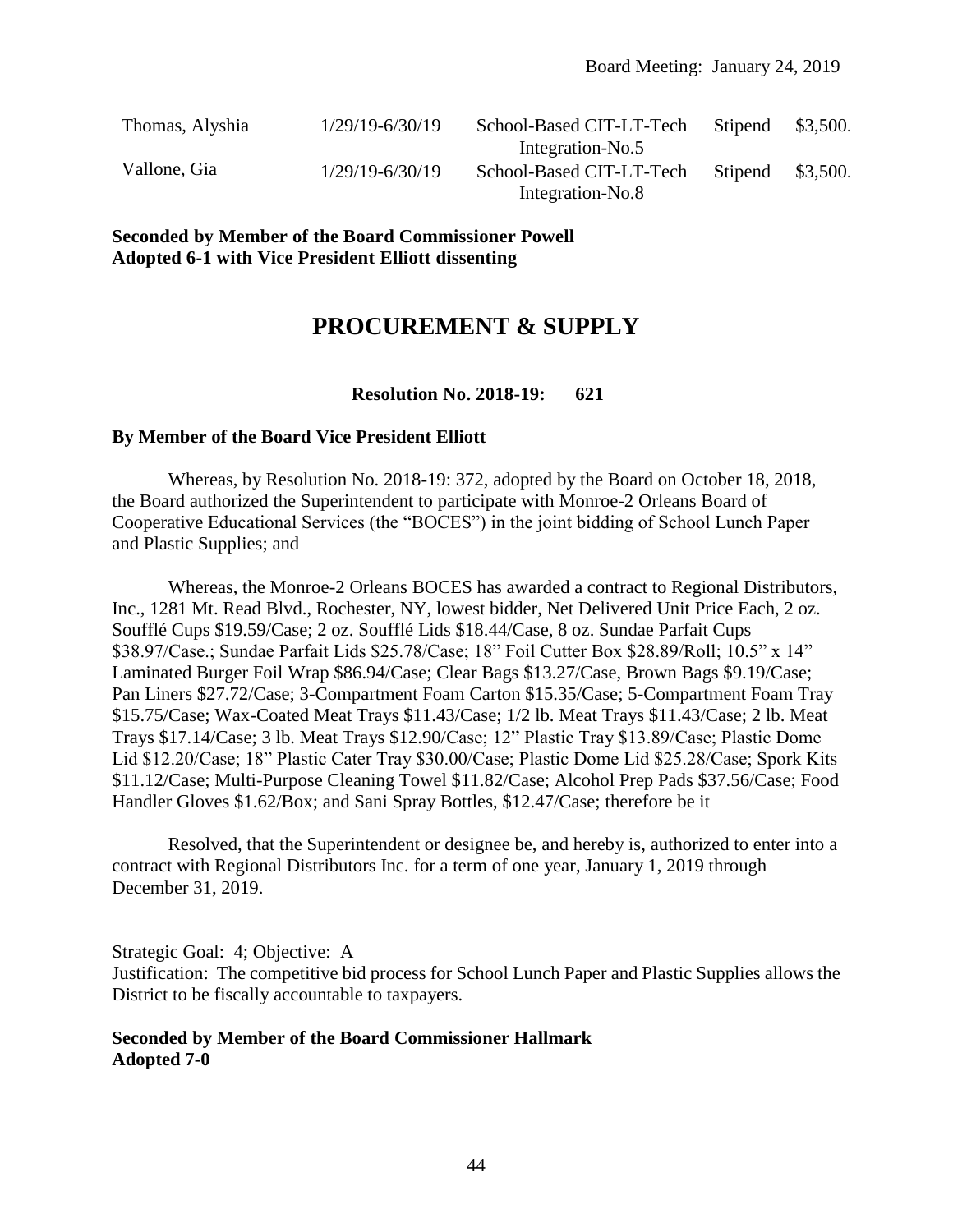| | | | | |
|---|---|---|---|---|
| Thomas, Alyshia | 1/29/19-6/30/19 | School-Based CIT-LT-Tech Integration-No.5 | Stipend | $3,500. |
| Vallone, Gia | 1/29/19-6/30/19 | School-Based CIT-LT-Tech Integration-No.8 | Stipend | $3,500. |

**Seconded by Member of the Board Commissioner Powell**
**Adopted 6-1 with Vice President Elliott dissenting**

# PROCUREMENT & SUPPLY

**Resolution No. 2018-19: 621**

**By Member of the Board Vice President Elliott**

Whereas, by Resolution No. 2018-19: 372, adopted by the Board on October 18, 2018, the Board authorized the Superintendent to participate with Monroe-2 Orleans Board of Cooperative Educational Services (the "BOCES") in the joint bidding of School Lunch Paper and Plastic Supplies; and

Whereas, the Monroe-2 Orleans BOCES has awarded a contract to Regional Distributors, Inc., 1281 Mt. Read Blvd., Rochester, NY, lowest bidder, Net Delivered Unit Price Each, 2 oz. Soufflé Cups $19.59/Case; 2 oz. Soufflé Lids $18.44/Case, 8 oz. Sundae Parfait Cups $38.97/Case.; Sundae Parfait Lids $25.78/Case; 18" Foil Cutter Box $28.89/Roll; 10.5" x 14" Laminated Burger Foil Wrap $86.94/Case; Clear Bags $13.27/Case, Brown Bags $9.19/Case; Pan Liners $27.72/Case; 3-Compartment Foam Carton $15.35/Case; 5-Compartment Foam Tray $15.75/Case; Wax-Coated Meat Trays $11.43/Case; 1/2 lb. Meat Trays $11.43/Case; 2 lb. Meat Trays $17.14/Case; 3 lb. Meat Trays $12.90/Case; 12" Plastic Tray $13.89/Case; Plastic Dome Lid $12.20/Case; 18" Plastic Cater Tray $30.00/Case; Plastic Dome Lid $25.28/Case; Spork Kits $11.12/Case; Multi-Purpose Cleaning Towel $11.82/Case; Alcohol Prep Pads $37.56/Case; Food Handler Gloves $1.62/Box; and Sani Spray Bottles, $12.47/Case; therefore be it

Resolved, that the Superintendent or designee be, and hereby is, authorized to enter into a contract with Regional Distributors Inc. for a term of one year, January 1, 2019 through December 31, 2019.

Strategic Goal: 4; Objective: A
Justification: The competitive bid process for School Lunch Paper and Plastic Supplies allows the District to be fiscally accountable to taxpayers.

**Seconded by Member of the Board Commissioner Hallmark**
**Adopted 7-0**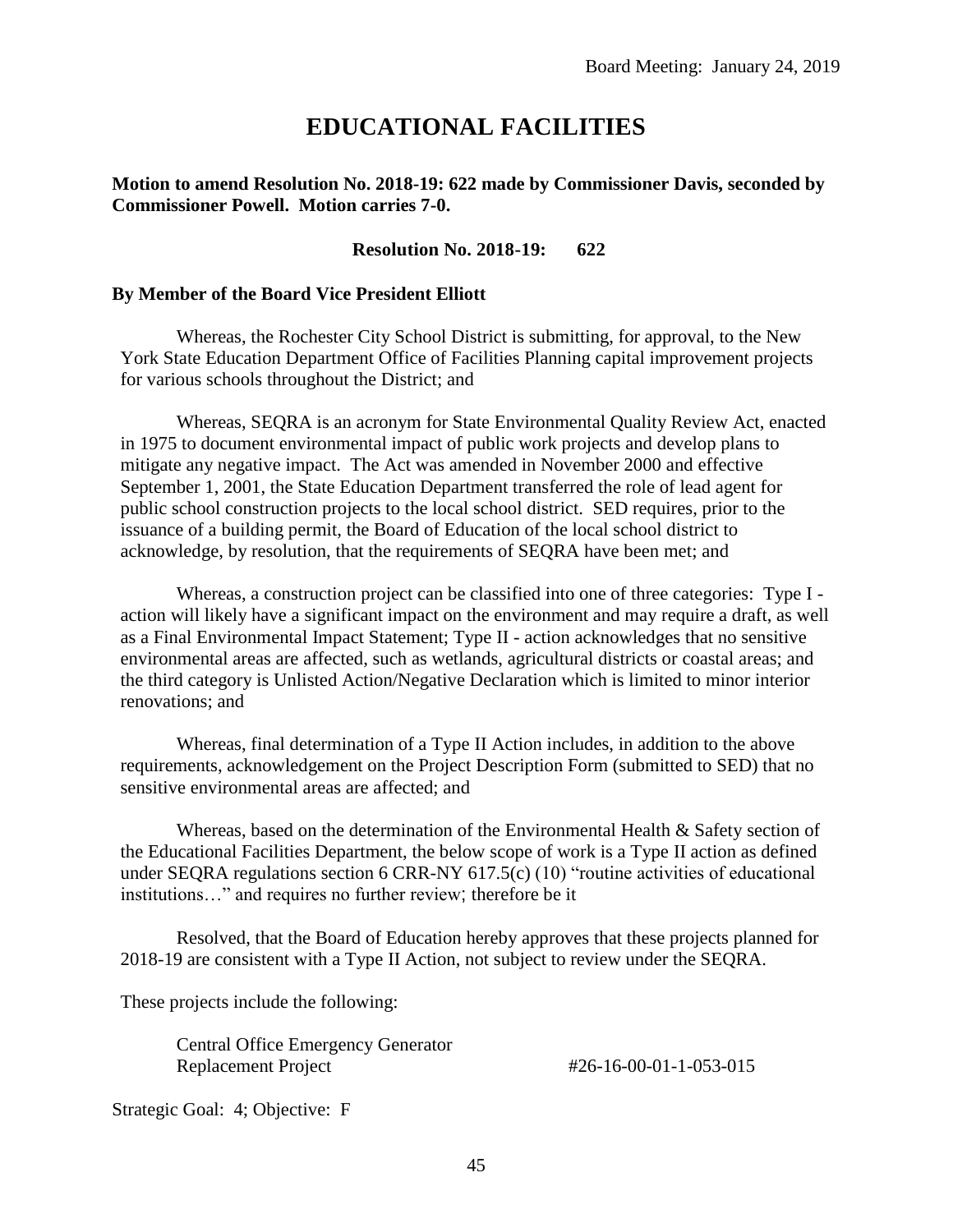# EDUCATIONAL FACILITIES

**Motion to amend Resolution No. 2018-19: 622 made by Commissioner Davis, seconded by Commissioner Powell. Motion carries 7-0.**

**Resolution No. 2018-19: 622**

**By Member of the Board Vice President Elliott**

Whereas, the Rochester City School District is submitting, for approval, to the New York State Education Department Office of Facilities Planning capital improvement projects for various schools throughout the District; and

Whereas, SEQRA is an acronym for State Environmental Quality Review Act, enacted in 1975 to document environmental impact of public work projects and develop plans to mitigate any negative impact. The Act was amended in November 2000 and effective September 1, 2001, the State Education Department transferred the role of lead agent for public school construction projects to the local school district. SED requires, prior to the issuance of a building permit, the Board of Education of the local school district to acknowledge, by resolution, that the requirements of SEQRA have been met; and

Whereas, a construction project can be classified into one of three categories: Type I - action will likely have a significant impact on the environment and may require a draft, as well as a Final Environmental Impact Statement; Type II - action acknowledges that no sensitive environmental areas are affected, such as wetlands, agricultural districts or coastal areas; and the third category is Unlisted Action/Negative Declaration which is limited to minor interior renovations; and

Whereas, final determination of a Type II Action includes, in addition to the above requirements, acknowledgement on the Project Description Form (submitted to SED) that no sensitive environmental areas are affected; and

Whereas, based on the determination of the Environmental Health & Safety section of the Educational Facilities Department, the below scope of work is a Type II action as defined under SEQRA regulations section 6 CRR-NY 617.5(c) (10) "routine activities of educational institutions…" and requires no further review; therefore be it

Resolved, that the Board of Education hereby approves that these projects planned for 2018-19 are consistent with a Type II Action, not subject to review under the SEQRA.

These projects include the following:

Central Office Emergency Generator Replacement Project #26-16-00-01-1-053-015

Strategic Goal: 4; Objective: F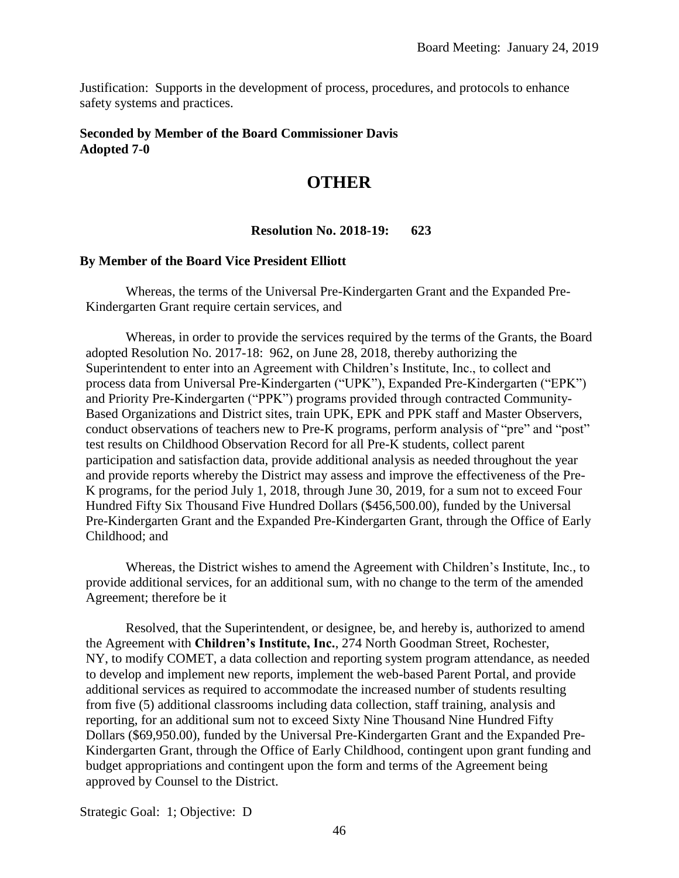Justification: Supports in the development of process, procedures, and protocols to enhance safety systems and practices.

**Seconded by Member of the Board Commissioner Davis**
**Adopted 7-0**

# OTHER

**Resolution No. 2018-19: 623**

**By Member of the Board Vice President Elliott**

Whereas, the terms of the Universal Pre-Kindergarten Grant and the Expanded Pre-Kindergarten Grant require certain services, and

Whereas, in order to provide the services required by the terms of the Grants, the Board adopted Resolution No. 2017-18: 962, on June 28, 2018, thereby authorizing the Superintendent to enter into an Agreement with Children's Institute, Inc., to collect and process data from Universal Pre-Kindergarten ("UPK"), Expanded Pre-Kindergarten ("EPK") and Priority Pre-Kindergarten ("PPK") programs provided through contracted Community-Based Organizations and District sites, train UPK, EPK and PPK staff and Master Observers, conduct observations of teachers new to Pre-K programs, perform analysis of "pre" and "post" test results on Childhood Observation Record for all Pre-K students, collect parent participation and satisfaction data, provide additional analysis as needed throughout the year and provide reports whereby the District may assess and improve the effectiveness of the Pre-K programs, for the period July 1, 2018, through June 30, 2019, for a sum not to exceed Four Hundred Fifty Six Thousand Five Hundred Dollars ($456,500.00), funded by the Universal Pre-Kindergarten Grant and the Expanded Pre-Kindergarten Grant, through the Office of Early Childhood; and

Whereas, the District wishes to amend the Agreement with Children's Institute, Inc., to provide additional services, for an additional sum, with no change to the term of the amended Agreement; therefore be it

Resolved, that the Superintendent, or designee, be, and hereby is, authorized to amend the Agreement with **Children's Institute, Inc.**, 274 North Goodman Street, Rochester, NY, to modify COMET, a data collection and reporting system program attendance, as needed to develop and implement new reports, implement the web-based Parent Portal, and provide additional services as required to accommodate the increased number of students resulting from five (5) additional classrooms including data collection, staff training, analysis and reporting, for an additional sum not to exceed Sixty Nine Thousand Nine Hundred Fifty Dollars ($69,950.00), funded by the Universal Pre-Kindergarten Grant and the Expanded Pre-Kindergarten Grant, through the Office of Early Childhood, contingent upon grant funding and budget appropriations and contingent upon the form and terms of the Agreement being approved by Counsel to the District.

Strategic Goal: 1; Objective: D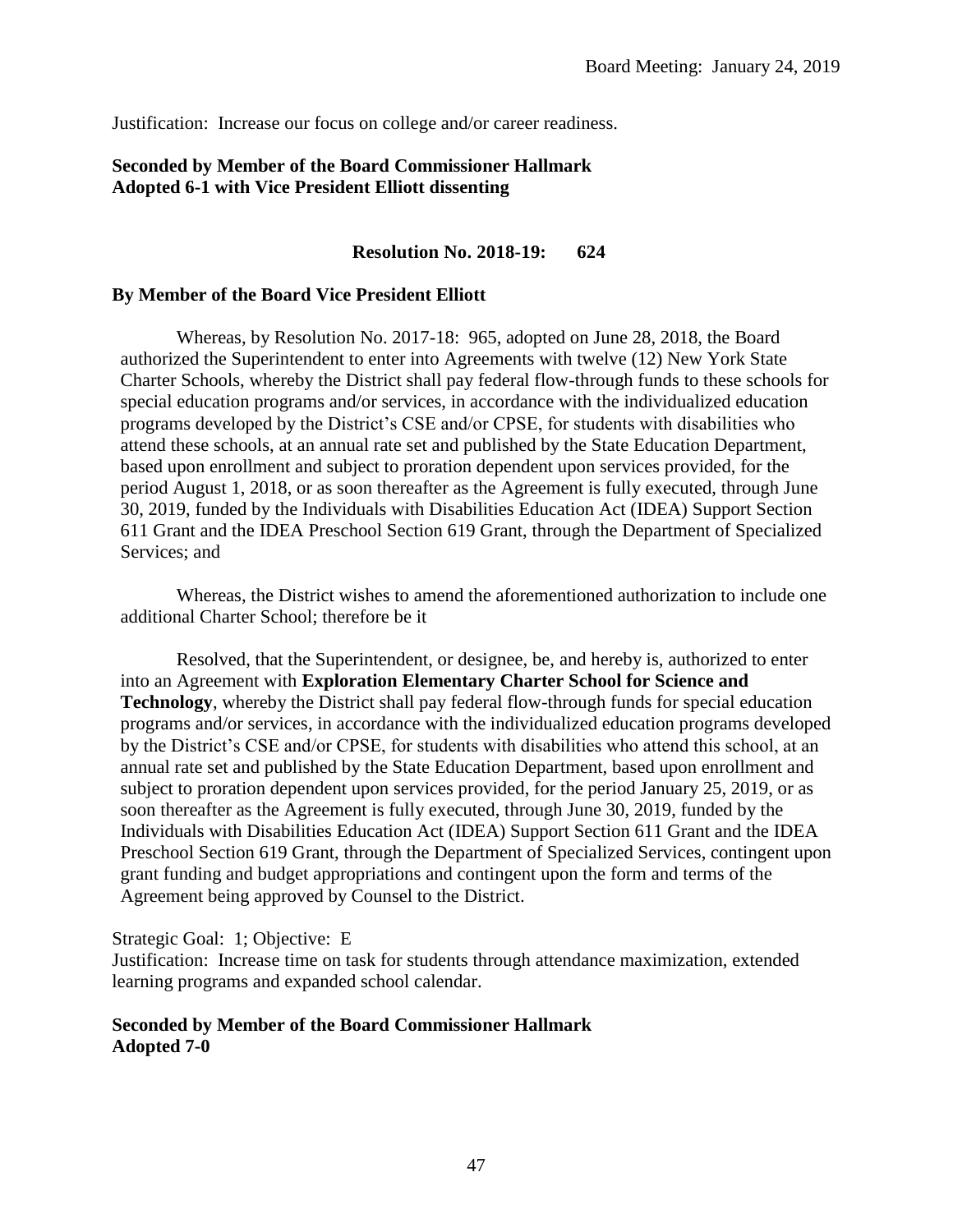Justification: Increase our focus on college and/or career readiness.

**Seconded by Member of the Board Commissioner Hallmark**
**Adopted 6-1 with Vice President Elliott dissenting**

**Resolution No. 2018-19: 624**

**By Member of the Board Vice President Elliott**

Whereas, by Resolution No. 2017-18: 965, adopted on June 28, 2018, the Board authorized the Superintendent to enter into Agreements with twelve (12) New York State Charter Schools, whereby the District shall pay federal flow-through funds to these schools for special education programs and/or services, in accordance with the individualized education programs developed by the District's CSE and/or CPSE, for students with disabilities who attend these schools, at an annual rate set and published by the State Education Department, based upon enrollment and subject to proration dependent upon services provided, for the period August 1, 2018, or as soon thereafter as the Agreement is fully executed, through June 30, 2019, funded by the Individuals with Disabilities Education Act (IDEA) Support Section 611 Grant and the IDEA Preschool Section 619 Grant, through the Department of Specialized Services; and

Whereas, the District wishes to amend the aforementioned authorization to include one additional Charter School; therefore be it

Resolved, that the Superintendent, or designee, be, and hereby is, authorized to enter into an Agreement with **Exploration Elementary Charter School for Science and Technology**, whereby the District shall pay federal flow-through funds for special education programs and/or services, in accordance with the individualized education programs developed by the District's CSE and/or CPSE, for students with disabilities who attend this school, at an annual rate set and published by the State Education Department, based upon enrollment and subject to proration dependent upon services provided, for the period January 25, 2019, or as soon thereafter as the Agreement is fully executed, through June 30, 2019, funded by the Individuals with Disabilities Education Act (IDEA) Support Section 611 Grant and the IDEA Preschool Section 619 Grant, through the Department of Specialized Services, contingent upon grant funding and budget appropriations and contingent upon the form and terms of the Agreement being approved by Counsel to the District.

Strategic Goal: 1; Objective: E
Justification: Increase time on task for students through attendance maximization, extended learning programs and expanded school calendar.

**Seconded by Member of the Board Commissioner Hallmark**
**Adopted 7-0**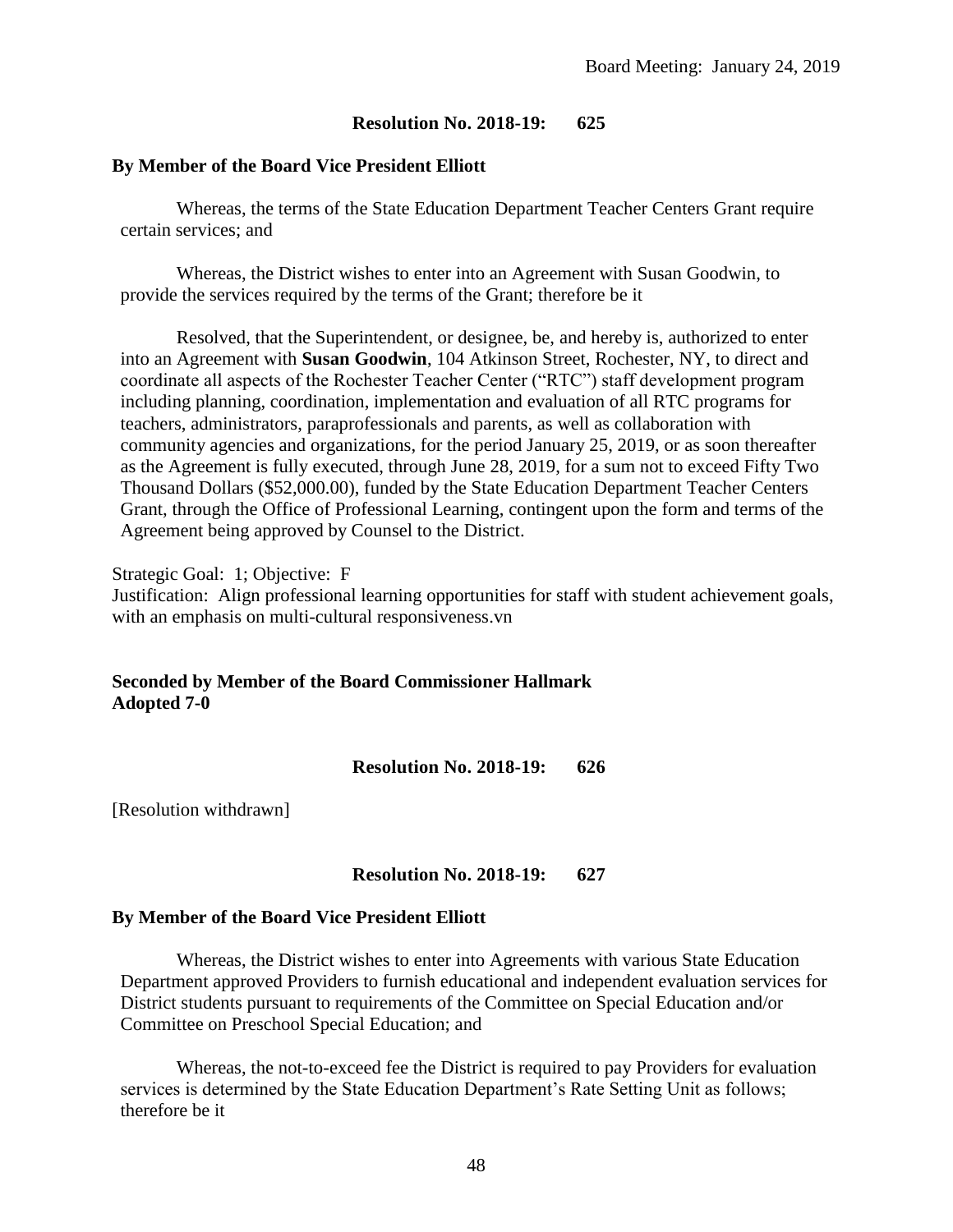**Resolution No. 2018-19: 625**

**By Member of the Board Vice President Elliott**

Whereas, the terms of the State Education Department Teacher Centers Grant require certain services; and

Whereas, the District wishes to enter into an Agreement with Susan Goodwin, to provide the services required by the terms of the Grant; therefore be it

Resolved, that the Superintendent, or designee, be, and hereby is, authorized to enter into an Agreement with **Susan Goodwin**, 104 Atkinson Street, Rochester, NY, to direct and coordinate all aspects of the Rochester Teacher Center ("RTC") staff development program including planning, coordination, implementation and evaluation of all RTC programs for teachers, administrators, paraprofessionals and parents, as well as collaboration with community agencies and organizations, for the period January 25, 2019, or as soon thereafter as the Agreement is fully executed, through June 28, 2019, for a sum not to exceed Fifty Two Thousand Dollars ($52,000.00), funded by the State Education Department Teacher Centers Grant, through the Office of Professional Learning, contingent upon the form and terms of the Agreement being approved by Counsel to the District.

Strategic Goal: 1; Objective: F
Justification: Align professional learning opportunities for staff with student achievement goals, with an emphasis on multi-cultural responsiveness.vn

**Seconded by Member of the Board Commissioner Hallmark**
**Adopted 7-0**

**Resolution No. 2018-19: 626**

[Resolution withdrawn]

**Resolution No. 2018-19: 627**

**By Member of the Board Vice President Elliott**

Whereas, the District wishes to enter into Agreements with various State Education Department approved Providers to furnish educational and independent evaluation services for District students pursuant to requirements of the Committee on Special Education and/or Committee on Preschool Special Education; and

Whereas, the not-to-exceed fee the District is required to pay Providers for evaluation services is determined by the State Education Department's Rate Setting Unit as follows; therefore be it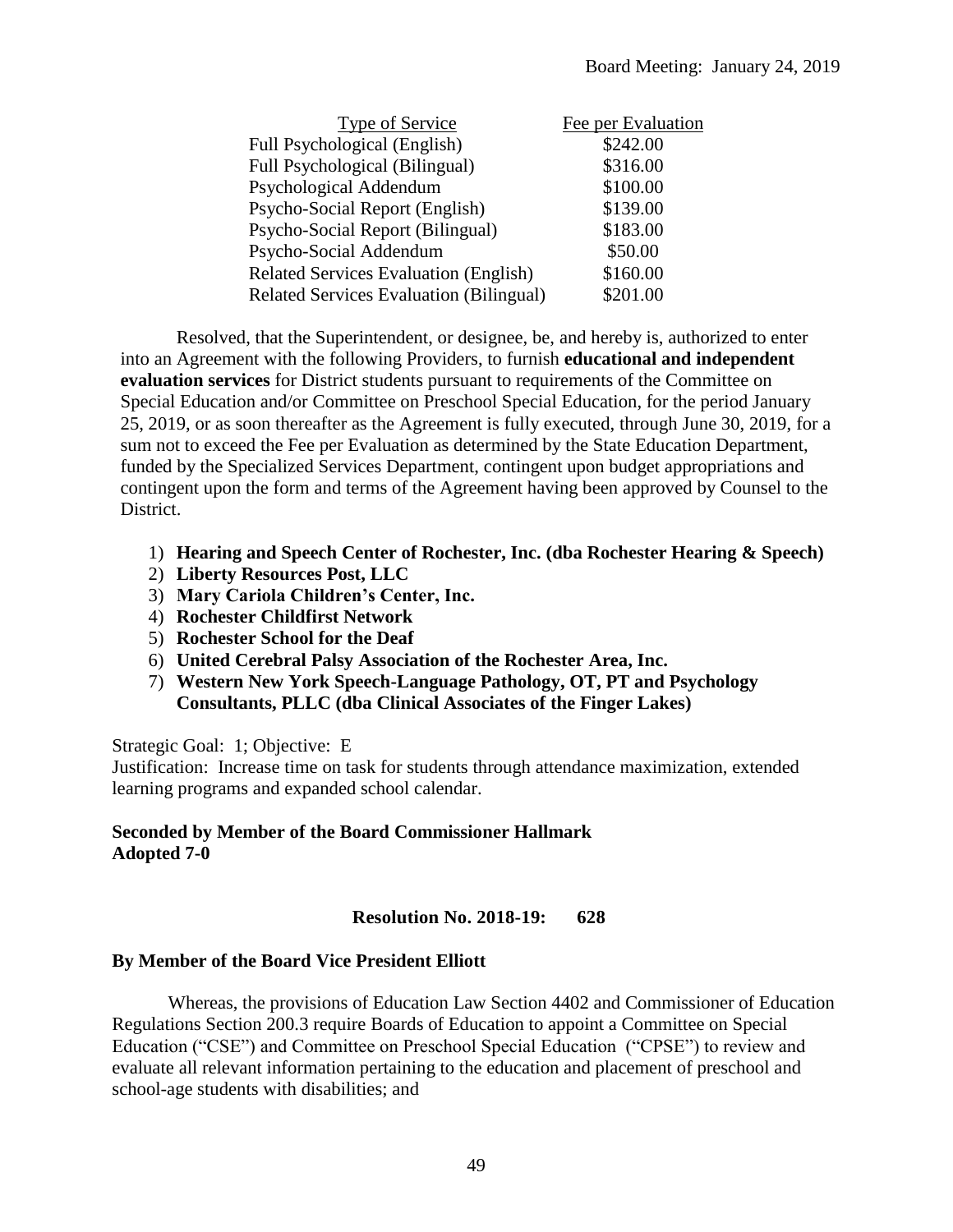| Type of Service | Fee per Evaluation |
|---|---|
| Full Psychological (English) | \$242.00 |
| Full Psychological (Bilingual) | \$316.00 |
| Psychological Addendum | \$100.00 |
| Psycho-Social Report (English) | \$139.00 |
| Psycho-Social Report (Bilingual) | \$183.00 |
| Psycho-Social Addendum | \$50.00 |
| Related Services Evaluation (English) | \$160.00 |
| Related Services Evaluation (Bilingual) | \$201.00 |

Resolved, that the Superintendent, or designee, be, and hereby is, authorized to enter into an Agreement with the following Providers, to furnish **educational and independent evaluation services** for District students pursuant to requirements of the Committee on Special Education and/or Committee on Preschool Special Education, for the period January 25, 2019, or as soon thereafter as the Agreement is fully executed, through June 30, 2019, for a sum not to exceed the Fee per Evaluation as determined by the State Education Department, funded by the Specialized Services Department, contingent upon budget appropriations and contingent upon the form and terms of the Agreement having been approved by Counsel to the District.

1) **Hearing and Speech Center of Rochester, Inc. (dba Rochester Hearing & Speech)**
2) **Liberty Resources Post, LLC**
3) **Mary Cariola Children's Center, Inc.**
4) **Rochester Childfirst Network**
5) **Rochester School for the Deaf**
6) **United Cerebral Palsy Association of the Rochester Area, Inc.**
7) **Western New York Speech-Language Pathology, OT, PT and Psychology Consultants, PLLC (dba Clinical Associates of the Finger Lakes)**

Strategic Goal: 1; Objective: E
Justification: Increase time on task for students through attendance maximization, extended learning programs and expanded school calendar.

**Seconded by Member of the Board Commissioner Hallmark**
**Adopted 7-0**

**Resolution No. 2018-19: 628**

**By Member of the Board Vice President Elliott**

Whereas, the provisions of Education Law Section 4402 and Commissioner of Education Regulations Section 200.3 require Boards of Education to appoint a Committee on Special Education ("CSE") and Committee on Preschool Special Education ("CPSE") to review and evaluate all relevant information pertaining to the education and placement of preschool and school-age students with disabilities; and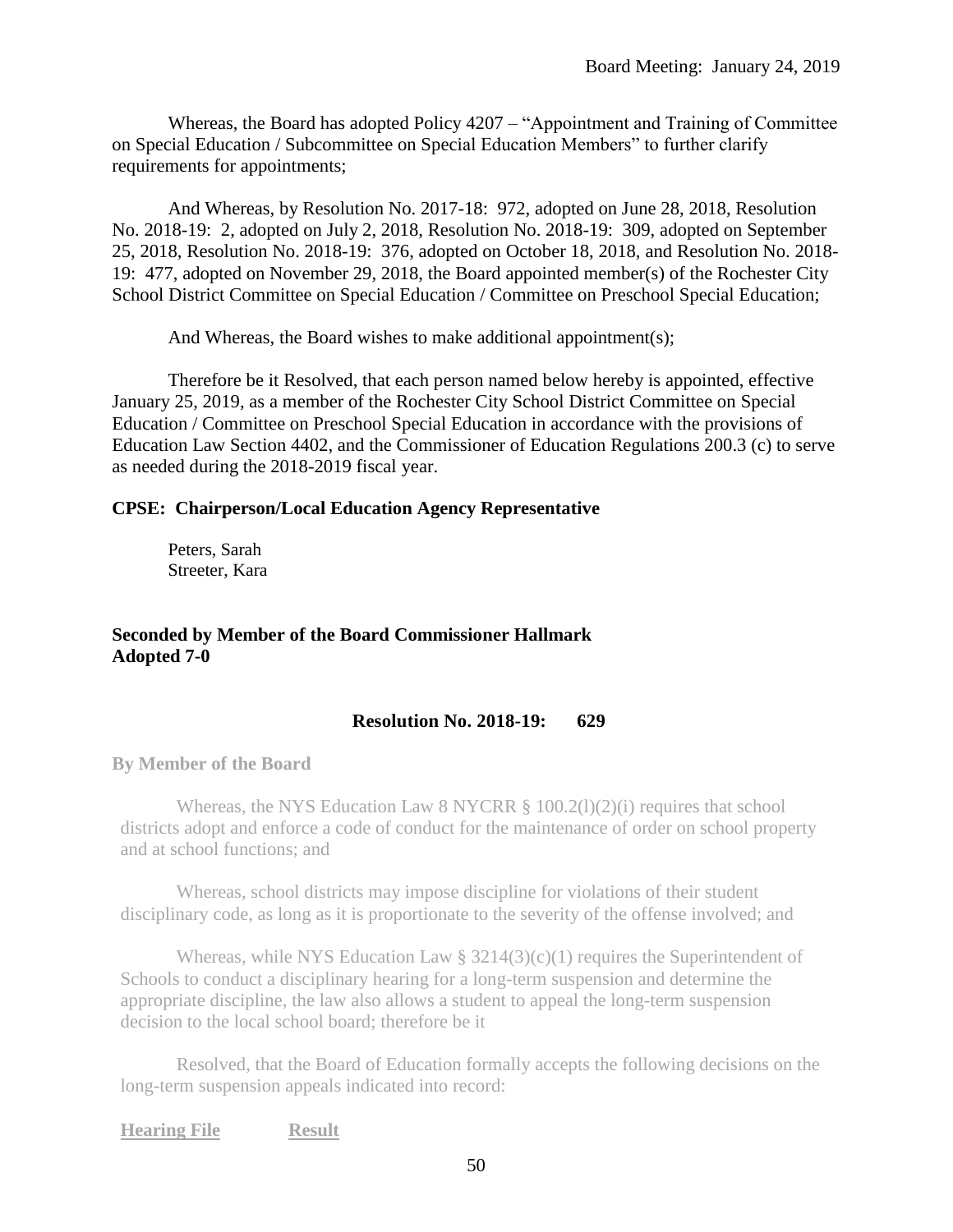Whereas, the Board has adopted Policy 4207 – "Appointment and Training of Committee on Special Education / Subcommittee on Special Education Members" to further clarify requirements for appointments;

And Whereas, by Resolution No. 2017-18: 972, adopted on June 28, 2018, Resolution No. 2018-19: 2, adopted on July 2, 2018, Resolution No. 2018-19: 309, adopted on September 25, 2018, Resolution No. 2018-19: 376, adopted on October 18, 2018, and Resolution No. 2018-19: 477, adopted on November 29, 2018, the Board appointed member(s) of the Rochester City School District Committee on Special Education / Committee on Preschool Special Education;

And Whereas, the Board wishes to make additional appointment(s);

Therefore be it Resolved, that each person named below hereby is appointed, effective January 25, 2019, as a member of the Rochester City School District Committee on Special Education / Committee on Preschool Special Education in accordance with the provisions of Education Law Section 4402, and the Commissioner of Education Regulations 200.3 (c) to serve as needed during the 2018-2019 fiscal year.

**CPSE: Chairperson/Local Education Agency Representative**

Peters, Sarah
Streeter, Kara

**Seconded by Member of the Board Commissioner Hallmark**
**Adopted 7-0**

**Resolution No. 2018-19: 629**

**By Member of the Board**

Whereas, the NYS Education Law 8 NYCRR § 100.2(l)(2)(i) requires that school districts adopt and enforce a code of conduct for the maintenance of order on school property and at school functions; and

Whereas, school districts may impose discipline for violations of their student disciplinary code, as long as it is proportionate to the severity of the offense involved; and

Whereas, while NYS Education Law § 3214(3)(c)(1) requires the Superintendent of Schools to conduct a disciplinary hearing for a long-term suspension and determine the appropriate discipline, the law also allows a student to appeal the long-term suspension decision to the local school board; therefore be it

Resolved, that the Board of Education formally accepts the following decisions on the long-term suspension appeals indicated into record:

**Hearing File** **Result**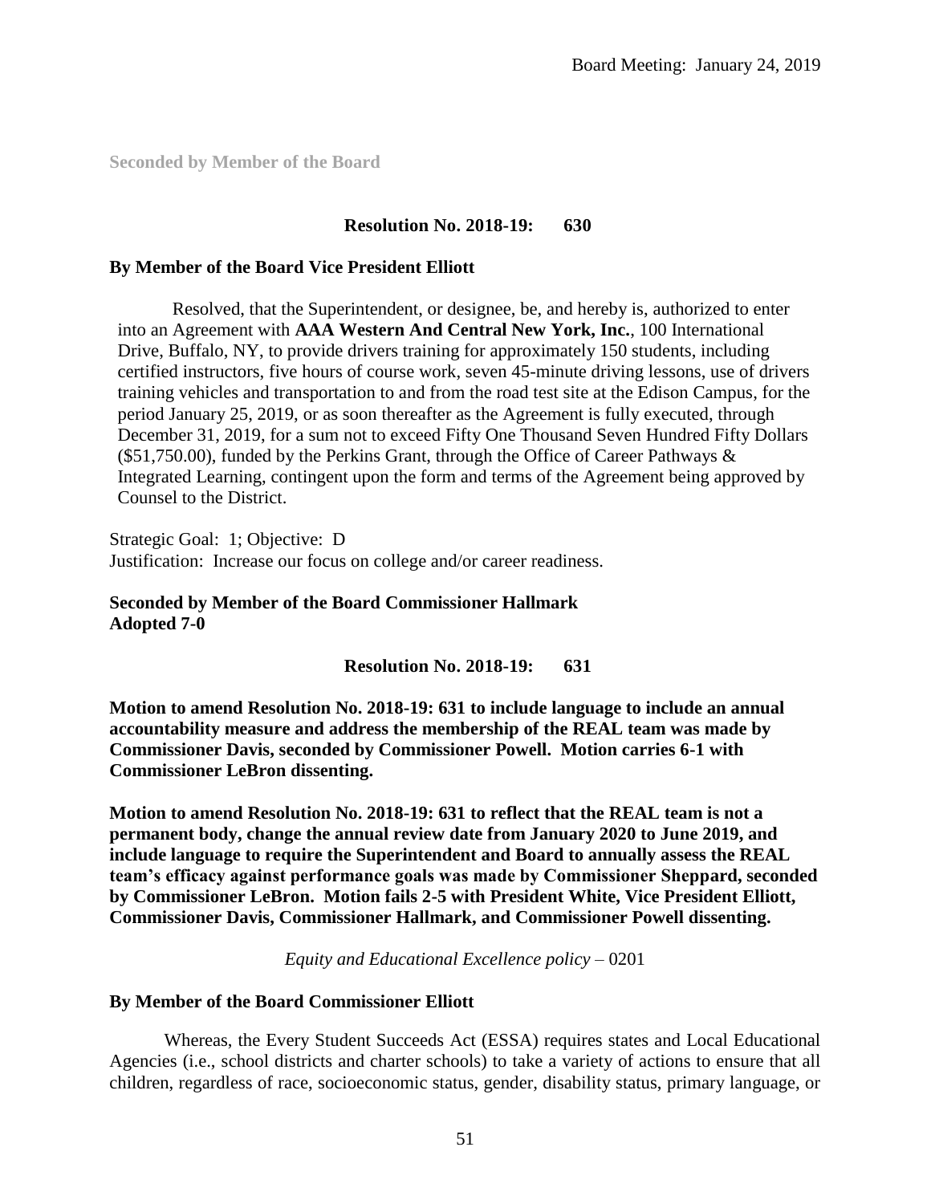**Seconded by Member of the Board**

**Resolution No. 2018-19: 630**

**By Member of the Board Vice President Elliott**

Resolved, that the Superintendent, or designee, be, and hereby is, authorized to enter into an Agreement with **AAA Western And Central New York, Inc.**, 100 International Drive, Buffalo, NY, to provide drivers training for approximately 150 students, including certified instructors, five hours of course work, seven 45-minute driving lessons, use of drivers training vehicles and transportation to and from the road test site at the Edison Campus, for the period January 25, 2019, or as soon thereafter as the Agreement is fully executed, through December 31, 2019, for a sum not to exceed Fifty One Thousand Seven Hundred Fifty Dollars ($51,750.00), funded by the Perkins Grant, through the Office of Career Pathways & Integrated Learning, contingent upon the form and terms of the Agreement being approved by Counsel to the District.

Strategic Goal: 1; Objective: D
Justification: Increase our focus on college and/or career readiness.

**Seconded by Member of the Board Commissioner Hallmark**
**Adopted 7-0**

**Resolution No. 2018-19: 631**

**Motion to amend Resolution No. 2018-19: 631 to include language to include an annual accountability measure and address the membership of the REAL team was made by Commissioner Davis, seconded by Commissioner Powell. Motion carries 6-1 with Commissioner LeBron dissenting.**

**Motion to amend Resolution No. 2018-19: 631 to reflect that the REAL team is not a permanent body, change the annual review date from January 2020 to June 2019, and include language to require the Superintendent and Board to annually assess the REAL team's efficacy against performance goals was made by Commissioner Sheppard, seconded by Commissioner LeBron. Motion fails 2-5 with President White, Vice President Elliott, Commissioner Davis, Commissioner Hallmark, and Commissioner Powell dissenting.**

*Equity and Educational Excellence policy* – 0201

**By Member of the Board Commissioner Elliott**

Whereas, the Every Student Succeeds Act (ESSA) requires states and Local Educational Agencies (i.e., school districts and charter schools) to take a variety of actions to ensure that all children, regardless of race, socioeconomic status, gender, disability status, primary language, or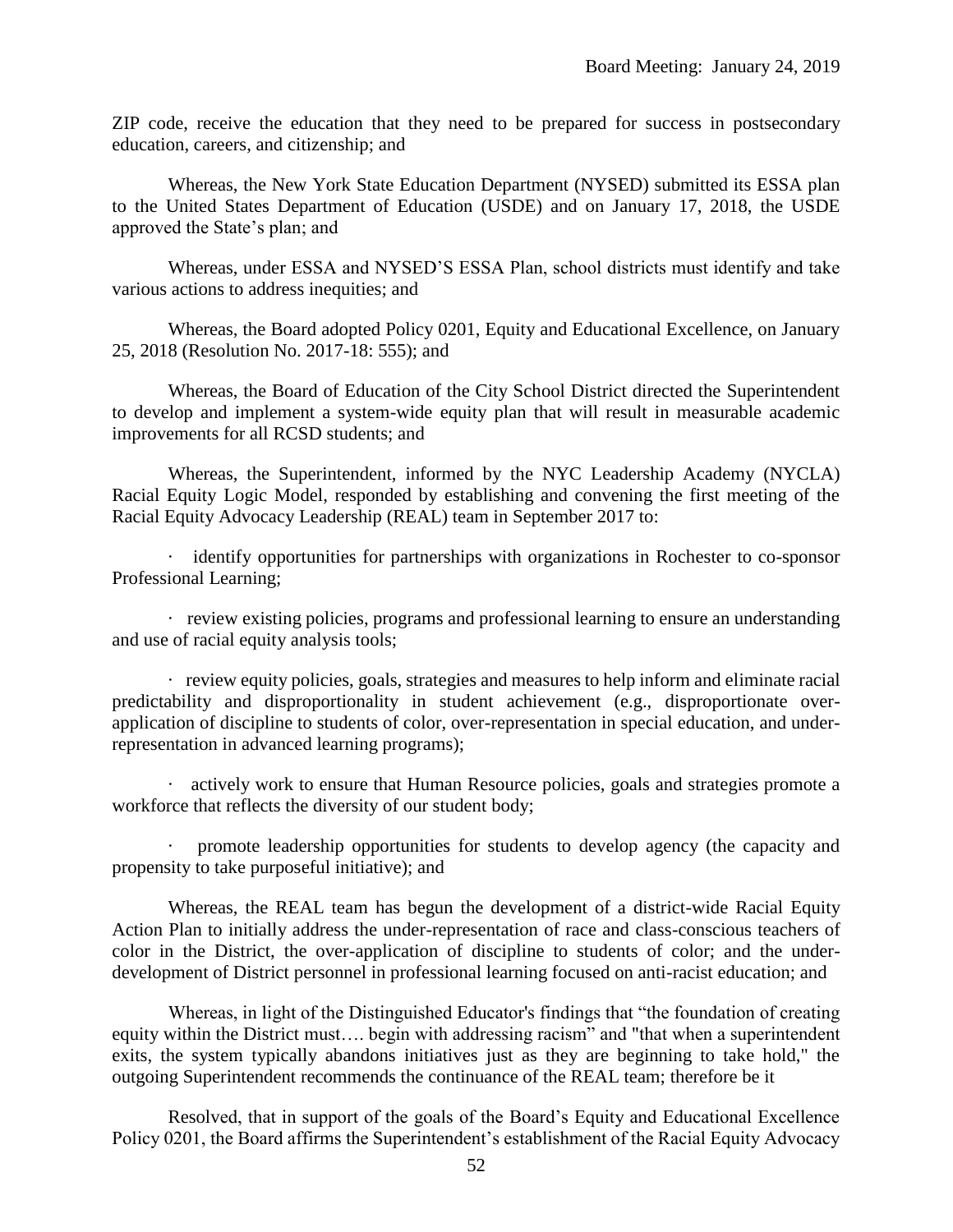ZIP code, receive the education that they need to be prepared for success in postsecondary education, careers, and citizenship; and

Whereas, the New York State Education Department (NYSED) submitted its ESSA plan to the United States Department of Education (USDE) and on January 17, 2018, the USDE approved the State's plan; and

Whereas, under ESSA and NYSED'S ESSA Plan, school districts must identify and take various actions to address inequities; and

Whereas, the Board adopted Policy 0201, Equity and Educational Excellence, on January 25, 2018 (Resolution No. 2017-18: 555); and

Whereas, the Board of Education of the City School District directed the Superintendent to develop and implement a system-wide equity plan that will result in measurable academic improvements for all RCSD students; and

Whereas, the Superintendent, informed by the NYC Leadership Academy (NYCLA) Racial Equity Logic Model, responded by establishing and convening the first meeting of the Racial Equity Advocacy Leadership (REAL) team in September 2017 to:

· identify opportunities for partnerships with organizations in Rochester to co-sponsor Professional Learning;

· review existing policies, programs and professional learning to ensure an understanding and use of racial equity analysis tools;

· review equity policies, goals, strategies and measures to help inform and eliminate racial predictability and disproportionality in student achievement (e.g., disproportionate over-application of discipline to students of color, over-representation in special education, and under-representation in advanced learning programs);

· actively work to ensure that Human Resource policies, goals and strategies promote a workforce that reflects the diversity of our student body;

· promote leadership opportunities for students to develop agency (the capacity and propensity to take purposeful initiative); and

Whereas, the REAL team has begun the development of a district-wide Racial Equity Action Plan to initially address the under-representation of race and class-conscious teachers of color in the District, the over-application of discipline to students of color; and the under-development of District personnel in professional learning focused on anti-racist education; and

Whereas, in light of the Distinguished Educator's findings that "the foundation of creating equity within the District must…. begin with addressing racism" and "that when a superintendent exits, the system typically abandons initiatives just as they are beginning to take hold," the outgoing Superintendent recommends the continuance of the REAL team; therefore be it

Resolved, that in support of the goals of the Board's Equity and Educational Excellence Policy 0201, the Board affirms the Superintendent's establishment of the Racial Equity Advocacy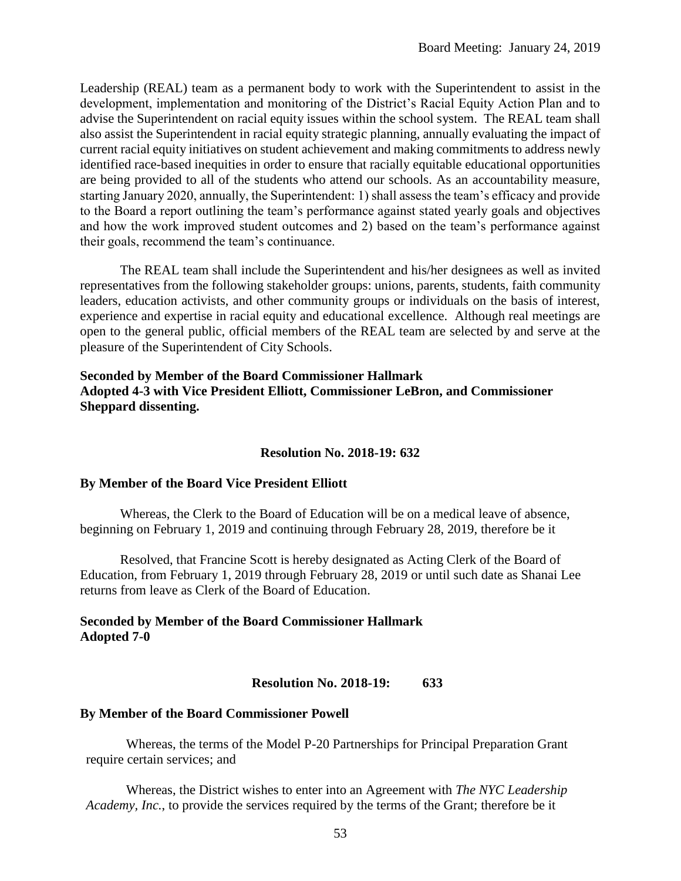Leadership (REAL) team as a permanent body to work with the Superintendent to assist in the development, implementation and monitoring of the District's Racial Equity Action Plan and to advise the Superintendent on racial equity issues within the school system. The REAL team shall also assist the Superintendent in racial equity strategic planning, annually evaluating the impact of current racial equity initiatives on student achievement and making commitments to address newly identified race-based inequities in order to ensure that racially equitable educational opportunities are being provided to all of the students who attend our schools. As an accountability measure, starting January 2020, annually, the Superintendent: 1) shall assess the team's efficacy and provide to the Board a report outlining the team's performance against stated yearly goals and objectives and how the work improved student outcomes and 2) based on the team's performance against their goals, recommend the team's continuance.

The REAL team shall include the Superintendent and his/her designees as well as invited representatives from the following stakeholder groups: unions, parents, students, faith community leaders, education activists, and other community groups or individuals on the basis of interest, experience and expertise in racial equity and educational excellence. Although real meetings are open to the general public, official members of the REAL team are selected by and serve at the pleasure of the Superintendent of City Schools.

**Seconded by Member of the Board Commissioner Hallmark**
**Adopted 4-3 with Vice President Elliott, Commissioner LeBron, and Commissioner Sheppard dissenting.**

**Resolution No. 2018-19: 632**

**By Member of the Board Vice President Elliott**

Whereas, the Clerk to the Board of Education will be on a medical leave of absence, beginning on February 1, 2019 and continuing through February 28, 2019, therefore be it

Resolved, that Francine Scott is hereby designated as Acting Clerk of the Board of Education, from February 1, 2019 through February 28, 2019 or until such date as Shanai Lee returns from leave as Clerk of the Board of Education.

**Seconded by Member of the Board Commissioner Hallmark**
**Adopted 7-0**

**Resolution No. 2018-19: 633**

**By Member of the Board Commissioner Powell**

Whereas, the terms of the Model P-20 Partnerships for Principal Preparation Grant require certain services; and

Whereas, the District wishes to enter into an Agreement with *The NYC Leadership Academy, Inc.*, to provide the services required by the terms of the Grant; therefore be it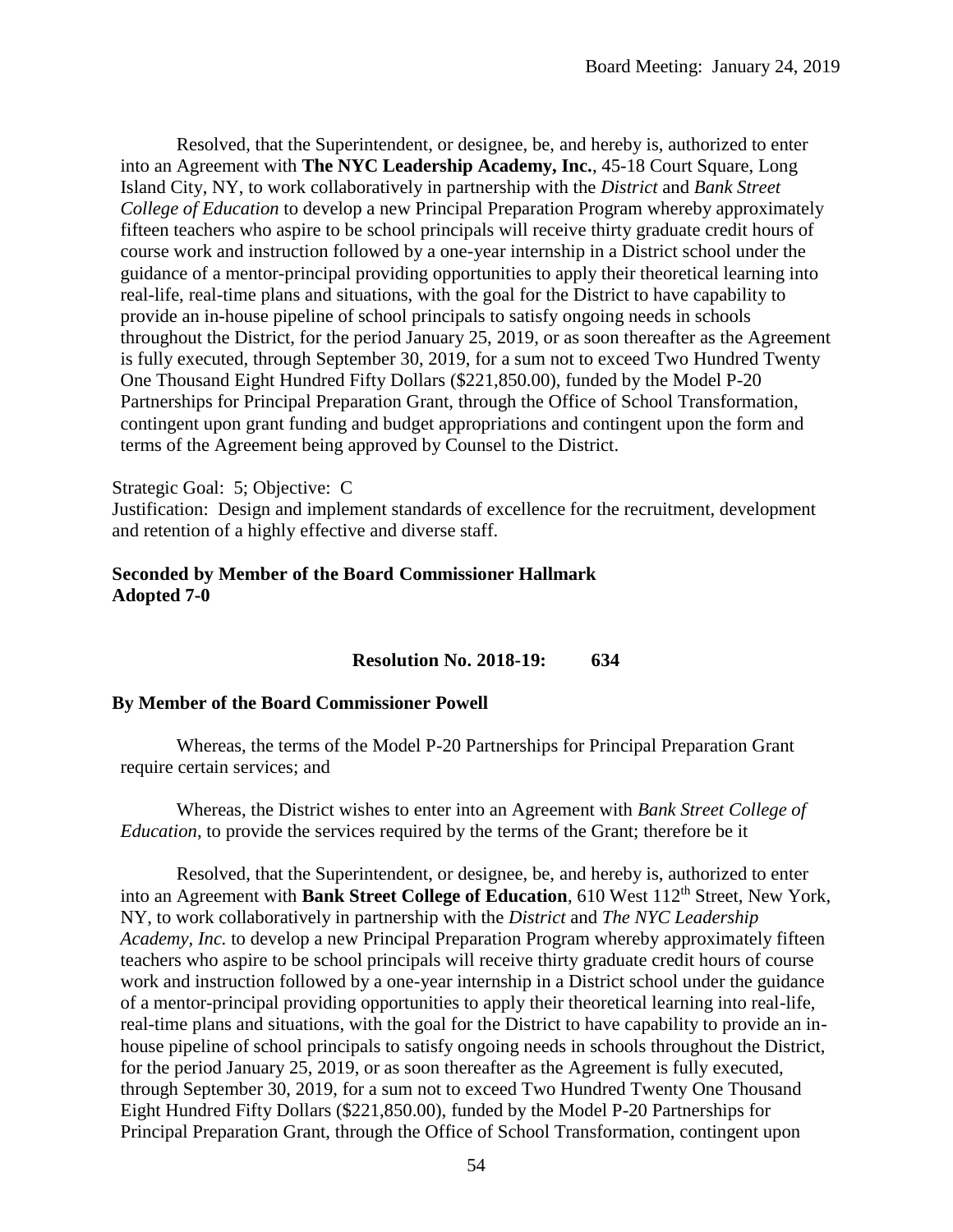Resolved, that the Superintendent, or designee, be, and hereby is, authorized to enter into an Agreement with **The NYC Leadership Academy, Inc.**, 45-18 Court Square, Long Island City, NY, to work collaboratively in partnership with the *District* and *Bank Street College of Education* to develop a new Principal Preparation Program whereby approximately fifteen teachers who aspire to be school principals will receive thirty graduate credit hours of course work and instruction followed by a one-year internship in a District school under the guidance of a mentor-principal providing opportunities to apply their theoretical learning into real-life, real-time plans and situations, with the goal for the District to have capability to provide an in-house pipeline of school principals to satisfy ongoing needs in schools throughout the District, for the period January 25, 2019, or as soon thereafter as the Agreement is fully executed, through September 30, 2019, for a sum not to exceed Two Hundred Twenty One Thousand Eight Hundred Fifty Dollars ($221,850.00), funded by the Model P-20 Partnerships for Principal Preparation Grant, through the Office of School Transformation, contingent upon grant funding and budget appropriations and contingent upon the form and terms of the Agreement being approved by Counsel to the District.

Strategic Goal: 5; Objective: C
Justification: Design and implement standards of excellence for the recruitment, development and retention of a highly effective and diverse staff.

**Seconded by Member of the Board Commissioner Hallmark**
**Adopted 7-0**

**Resolution No. 2018-19: 634**

**By Member of the Board Commissioner Powell**

Whereas, the terms of the Model P-20 Partnerships for Principal Preparation Grant require certain services; and

Whereas, the District wishes to enter into an Agreement with *Bank Street College of Education*, to provide the services required by the terms of the Grant; therefore be it

Resolved, that the Superintendent, or designee, be, and hereby is, authorized to enter into an Agreement with **Bank Street College of Education**, 610 West 112th Street, New York, NY, to work collaboratively in partnership with the *District* and *The NYC Leadership Academy, Inc.* to develop a new Principal Preparation Program whereby approximately fifteen teachers who aspire to be school principals will receive thirty graduate credit hours of course work and instruction followed by a one-year internship in a District school under the guidance of a mentor-principal providing opportunities to apply their theoretical learning into real-life, real-time plans and situations, with the goal for the District to have capability to provide an in-house pipeline of school principals to satisfy ongoing needs in schools throughout the District, for the period January 25, 2019, or as soon thereafter as the Agreement is fully executed, through September 30, 2019, for a sum not to exceed Two Hundred Twenty One Thousand Eight Hundred Fifty Dollars ($221,850.00), funded by the Model P-20 Partnerships for Principal Preparation Grant, through the Office of School Transformation, contingent upon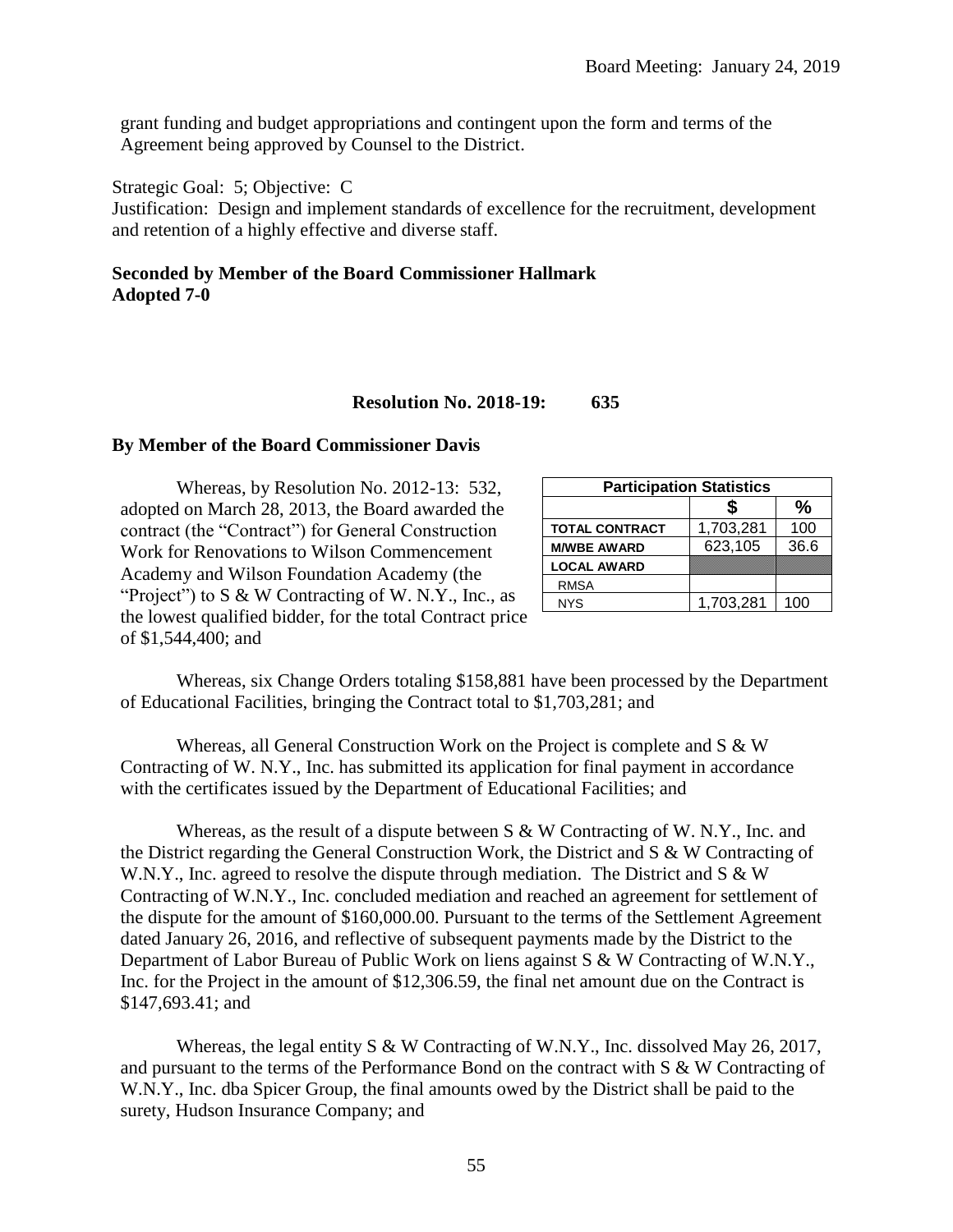grant funding and budget appropriations and contingent upon the form and terms of the Agreement being approved by Counsel to the District.

Strategic Goal: 5; Objective: C
Justification: Design and implement standards of excellence for the recruitment, development and retention of a highly effective and diverse staff.

**Seconded by Member of the Board Commissioner Hallmark**
**Adopted 7-0**

**Resolution No. 2018-19: 635**

**By Member of the Board Commissioner Davis**

| Participation Statistics | | |
|---|---|---|
| | $ | % |
| TOTAL CONTRACT | 1,703,281 | 100 |
| M/WBE AWARD | 623,105 | 36.6 |
| LOCAL AWARD | | |
| RMSA | | |
| NYS | 1,703,281 | 100 |

Whereas, by Resolution No. 2012-13: 532, adopted on March 28, 2013, the Board awarded the contract (the "Contract") for General Construction Work for Renovations to Wilson Commencement Academy and Wilson Foundation Academy (the "Project") to S & W Contracting of W. N.Y., Inc., as the lowest qualified bidder, for the total Contract price of $1,544,400; and

Whereas, six Change Orders totaling $158,881 have been processed by the Department of Educational Facilities, bringing the Contract total to $1,703,281; and

Whereas, all General Construction Work on the Project is complete and S & W Contracting of W. N.Y., Inc. has submitted its application for final payment in accordance with the certificates issued by the Department of Educational Facilities; and

Whereas, as the result of a dispute between S & W Contracting of W. N.Y., Inc. and the District regarding the General Construction Work, the District and S & W Contracting of W.N.Y., Inc. agreed to resolve the dispute through mediation. The District and S & W Contracting of W.N.Y., Inc. concluded mediation and reached an agreement for settlement of the dispute for the amount of $160,000.00. Pursuant to the terms of the Settlement Agreement dated January 26, 2016, and reflective of subsequent payments made by the District to the Department of Labor Bureau of Public Work on liens against S & W Contracting of W.N.Y., Inc. for the Project in the amount of $12,306.59, the final net amount due on the Contract is $147,693.41; and

Whereas, the legal entity S & W Contracting of W.N.Y., Inc. dissolved May 26, 2017, and pursuant to the terms of the Performance Bond on the contract with S & W Contracting of W.N.Y., Inc. dba Spicer Group, the final amounts owed by the District shall be paid to the surety, Hudson Insurance Company; and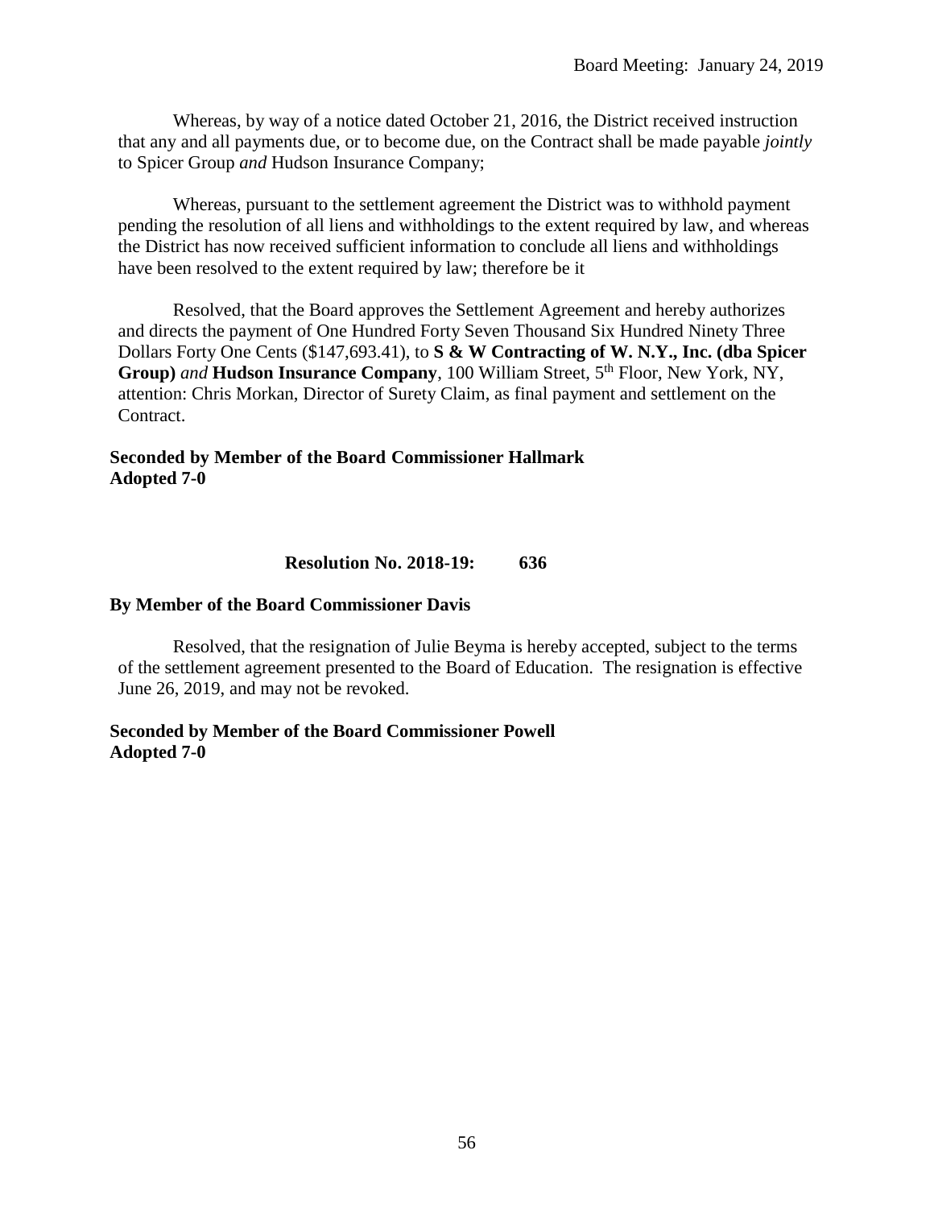Whereas, by way of a notice dated October 21, 2016, the District received instruction that any and all payments due, or to become due, on the Contract shall be made payable *jointly* to Spicer Group *and* Hudson Insurance Company;

Whereas, pursuant to the settlement agreement the District was to withhold payment pending the resolution of all liens and withholdings to the extent required by law, and whereas the District has now received sufficient information to conclude all liens and withholdings have been resolved to the extent required by law; therefore be it

Resolved, that the Board approves the Settlement Agreement and hereby authorizes and directs the payment of One Hundred Forty Seven Thousand Six Hundred Ninety Three Dollars Forty One Cents ($147,693.41), to **S & W Contracting of W. N.Y., Inc. (dba Spicer Group)** *and* **Hudson Insurance Company**, 100 William Street, 5th Floor, New York, NY, attention: Chris Morkan, Director of Surety Claim, as final payment and settlement on the Contract.

**Seconded by Member of the Board Commissioner Hallmark**
**Adopted 7-0**

**Resolution No. 2018-19: 636**

**By Member of the Board Commissioner Davis**

Resolved, that the resignation of Julie Beyma is hereby accepted, subject to the terms of the settlement agreement presented to the Board of Education. The resignation is effective June 26, 2019, and may not be revoked.

**Seconded by Member of the Board Commissioner Powell**
**Adopted 7-0**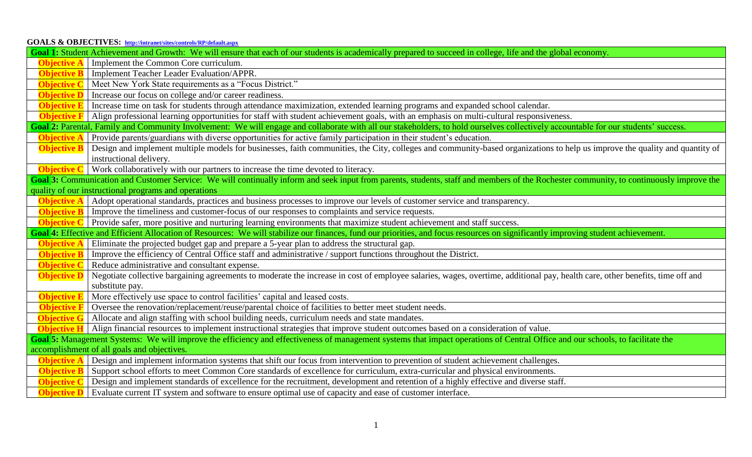**GOALS & OBJECTIVES:** http://intranet/sites/controls/RP/default.aspx

| | |
|---|---|
| **Goal 1:** Student Achievement and Growth: We will ensure that each of our students is academically prepared to succeed in college, life and the global economy. | |
| **Objective A** | Implement the Common Core curriculum. |
| **Objective B** | Implement Teacher Leader Evaluation/APPR. |
| **Objective C** | Meet New York State requirements as a "Focus District." |
| **Objective D** | Increase our focus on college and/or career readiness. |
| **Objective E** | Increase time on task for students through attendance maximization, extended learning programs and expanded school calendar. |
| **Objective F** | Align professional learning opportunities for staff with student achievement goals, with an emphasis on multi-cultural responsiveness. |
| **Goal 2:** Parental, Family and Community Involvement: We will engage and collaborate with all our stakeholders, to hold ourselves collectively accountable for our students' success. | |
| **Objective A** | Provide parents/guardians with diverse opportunities for active family participation in their student's education. |
| **Objective B** | Design and implement multiple models for businesses, faith communities, the City, colleges and community-based organizations to help us improve the quality and quantity of instructional delivery. |
| **Objective C** | Work collaboratively with our partners to increase the time devoted to literacy. |
| **Goal 3:** Communication and Customer Service: We will continually inform and seek input from parents, students, staff and members of the Rochester community, to continuously improve the quality of our instructional programs and operations | |
| **Objective A** | Adopt operational standards, practices and business processes to improve our levels of customer service and transparency. |
| **Objective B** | Improve the timeliness and customer-focus of our responses to complaints and service requests. |
| **Objective C** | Provide safer, more positive and nurturing learning environments that maximize student achievement and staff success. |
| **Goal 4:** Effective and Efficient Allocation of Resources: We will stabilize our finances, fund our priorities, and focus resources on significantly improving student achievement. | |
| **Objective A** | Eliminate the projected budget gap and prepare a 5-year plan to address the structural gap. |
| **Objective B** | Improve the efficiency of Central Office staff and administrative / support functions throughout the District. |
| **Objective C** | Reduce administrative and consultant expense. |
| **Objective D** | Negotiate collective bargaining agreements to moderate the increase in cost of employee salaries, wages, overtime, additional pay, health care, other benefits, time off and substitute pay. |
| **Objective E** | More effectively use space to control facilities' capital and leased costs. |
| **Objective F** | Oversee the renovation/replacement/reuse/parental choice of facilities to better meet student needs. |
| **Objective G** | Allocate and align staffing with school building needs, curriculum needs and state mandates. |
| **Objective H** | Align financial resources to implement instructional strategies that improve student outcomes based on a consideration of value. |
| **Goal 5:** Management Systems: We will improve the efficiency and effectiveness of management systems that impact operations of Central Office and our schools, to facilitate the accomplishment of all goals and objectives. | |
| **Objective A** | Design and implement information systems that shift our focus from intervention to prevention of student achievement challenges. |
| **Objective B** | Support school efforts to meet Common Core standards of excellence for curriculum, extra-curricular and physical environments. |
| **Objective C** | Design and implement standards of excellence for the recruitment, development and retention of a highly effective and diverse staff. |
| **Objective D** | Evaluate current IT system and software to ensure optimal use of capacity and ease of customer interface. |